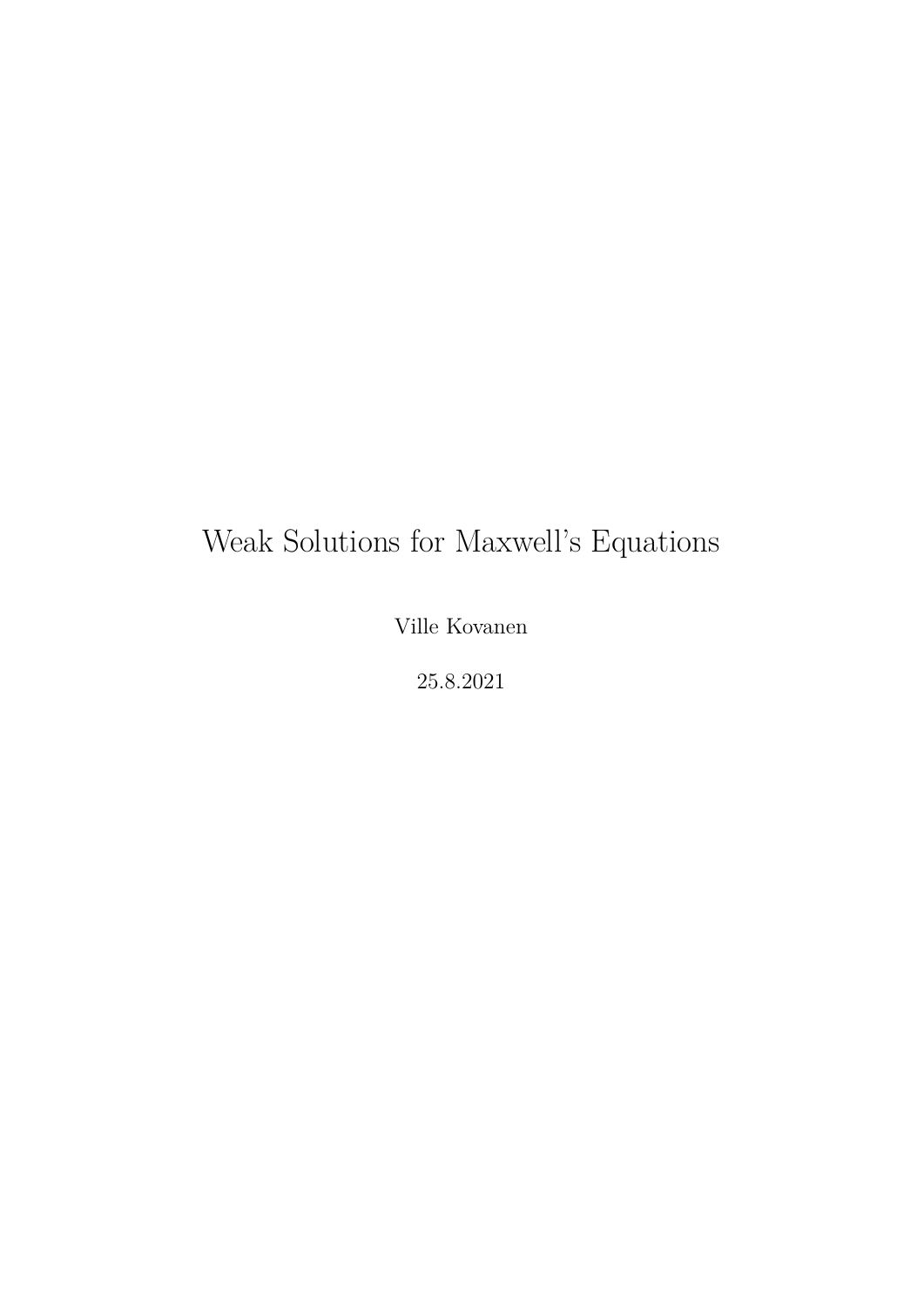# Weak Solutions for Maxwell's Equations

Ville Kovanen

25.8.2021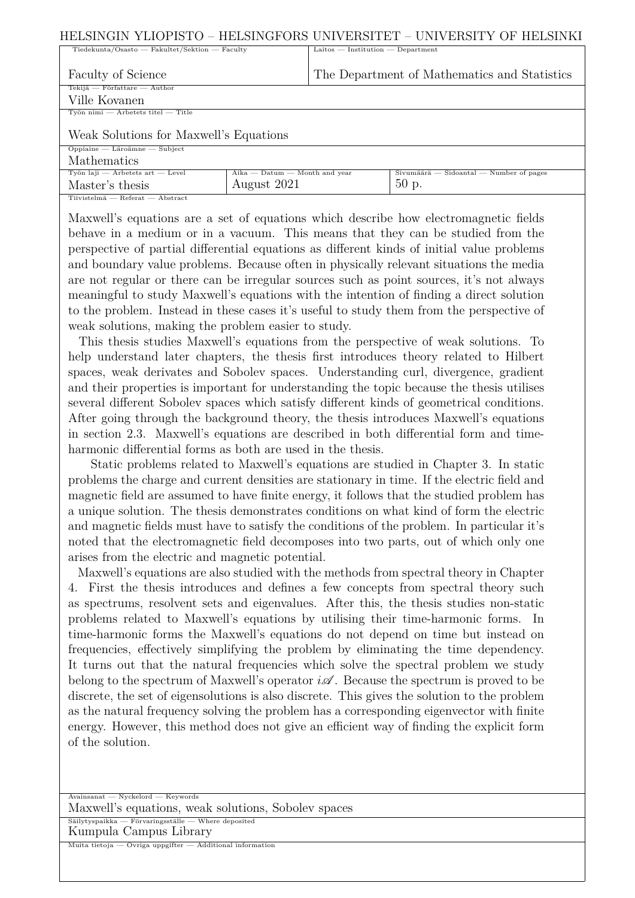HELSINGIN YLIOPISTO – HELSINGFORS UNIVERSITET – UNIVERSITY OF HELSINKI

| Tiedekunta/Osasto — Fakultet/Sektion — Faculty | | Laitos — Institution — Department |
| --- | --- | --- |
| Faculty of Science | | The Department of Mathematics and Statistics |
| Tekijä — Författare — Author | | |
| Ville Kovanen | | |
| Työn nimi — Arbetets titel — Title | | |
| Weak Solutions for Maxwell's Equations | | |
| Oppiaine — Läroämne — Subject | | |
| Mathematics | | |
| Työn laji — Arbetets art — Level | Aika — Datum — Month and year | Sivumäärä — Sidoantal — Number of pages |
| Master's thesis | August 2021 | 50 p. |

Tiivistelmä — Referat — Abstract

Maxwell's equations are a set of equations which describe how electromagnetic fields behave in a medium or in a vacuum. This means that they can be studied from the perspective of partial differential equations as different kinds of initial value problems and boundary value problems. Because often in physically relevant situations the media are not regular or there can be irregular sources such as point sources, it's not always meaningful to study Maxwell's equations with the intention of finding a direct solution to the problem. Instead in these cases it's useful to study them from the perspective of weak solutions, making the problem easier to study.

This thesis studies Maxwell's equations from the perspective of weak solutions. To help understand later chapters, the thesis first introduces theory related to Hilbert spaces, weak derivates and Sobolev spaces. Understanding curl, divergence, gradient and their properties is important for understanding the topic because the thesis utilises several different Sobolev spaces which satisfy different kinds of geometrical conditions. After going through the background theory, the thesis introduces Maxwell's equations in section 2.3. Maxwell's equations are described in both differential form and time-harmonic differential forms as both are used in the thesis.

Static problems related to Maxwell's equations are studied in Chapter 3. In static problems the charge and current densities are stationary in time. If the electric field and magnetic field are assumed to have finite energy, it follows that the studied problem has a unique solution. The thesis demonstrates conditions on what kind of form the electric and magnetic fields must have to satisfy the conditions of the problem. In particular it's noted that the electromagnetic field decomposes into two parts, out of which only one arises from the electric and magnetic potential.

Maxwell's equations are also studied with the methods from spectral theory in Chapter 4. First the thesis introduces and defines a few concepts from spectral theory such as spectrums, resolvent sets and eigenvalues. After this, the thesis studies non-static problems related to Maxwell's equations by utilising their time-harmonic forms. In time-harmonic forms the Maxwell's equations do not depend on time but instead on frequencies, effectively simplifying the problem by eliminating the time dependency. It turns out that the natural frequencies which solve the spectral problem we study belong to the spectrum of Maxwell's operator $i\mathscr{A}$. Because the spectrum is proved to be discrete, the set of eigensolutions is also discrete. This gives the solution to the problem as the natural frequency solving the problem has a corresponding eigenvector with finite energy. However, this method does not give an efficient way of finding the explicit form of the solution.

Avainsanat — Nyckelord — Keywords

Maxwell's equations, weak solutions, Sobolev spaces

Säilytyspaikka — Förvaringsställe — Where deposited

Kumpula Campus Library

Muita tietoja — Övriga uppgifter — Additional information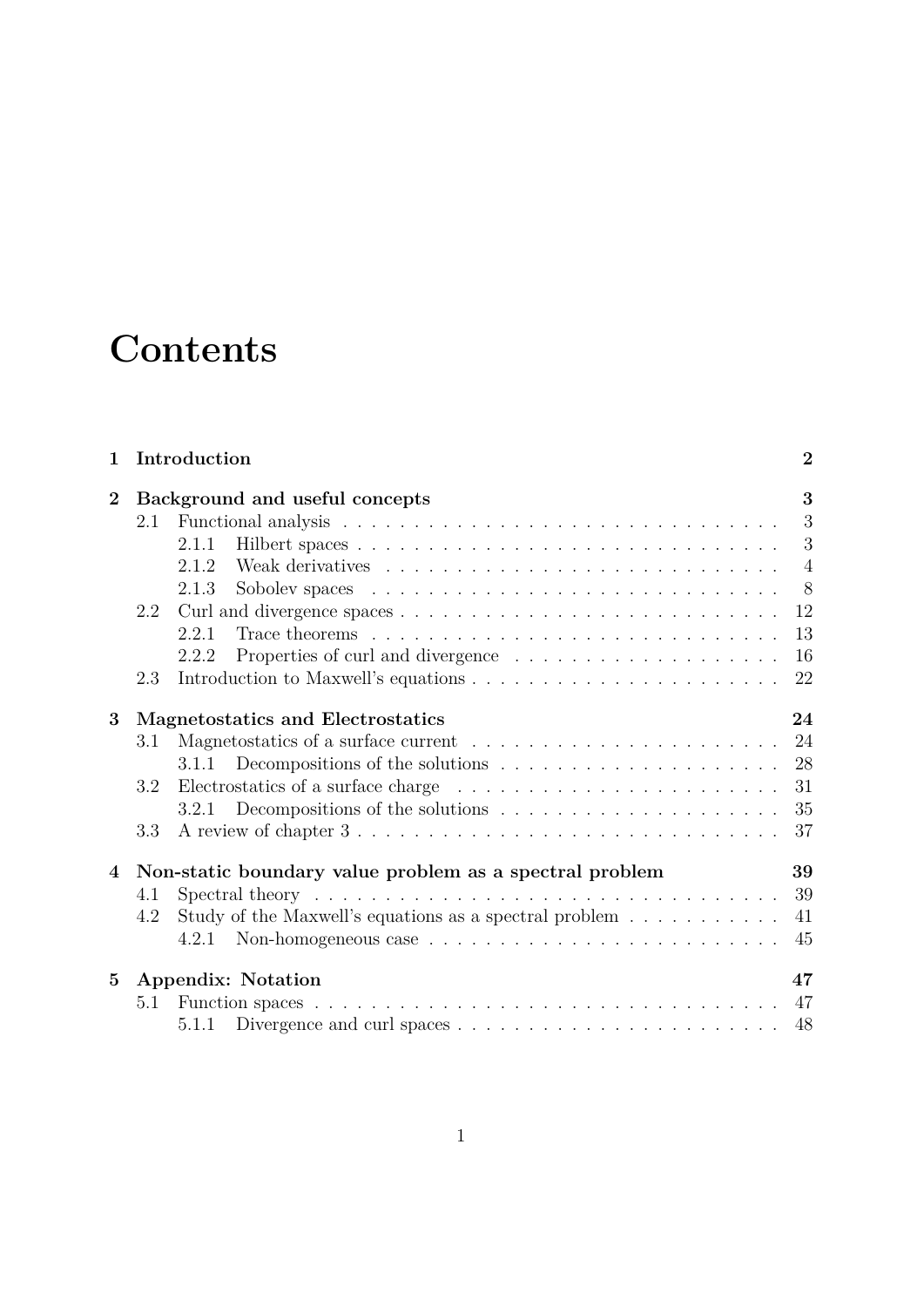# Contents

**1 Introduction** **2**

**2 Background and useful concepts** **3**

- 2.1 Functional analysis . . . 3
  - 2.1.1 Hilbert spaces . . . 3
  - 2.1.2 Weak derivatives . . . 4
  - 2.1.3 Sobolev spaces . . . 8
- 2.2 Curl and divergence spaces . . . 12
  - 2.2.1 Trace theorems . . . 13
  - 2.2.2 Properties of curl and divergence . . . 16
- 2.3 Introduction to Maxwell's equations . . . 22

**3 Magnetostatics and Electrostatics** **24**

- 3.1 Magnetostatics of a surface current . . . 24
  - 3.1.1 Decompositions of the solutions . . . 28
- 3.2 Electrostatics of a surface charge . . . 31
  - 3.2.1 Decompositions of the solutions . . . 35
- 3.3 A review of chapter 3 . . . 37

**4 Non-static boundary value problem as a spectral problem** **39**

- 4.1 Spectral theory . . . 39
- 4.2 Study of the Maxwell's equations as a spectral problem . . . 41
  - 4.2.1 Non-homogeneous case . . . 45

**5 Appendix: Notation** **47**

- 5.1 Function spaces . . . 47
  - 5.1.1 Divergence and curl spaces . . . 48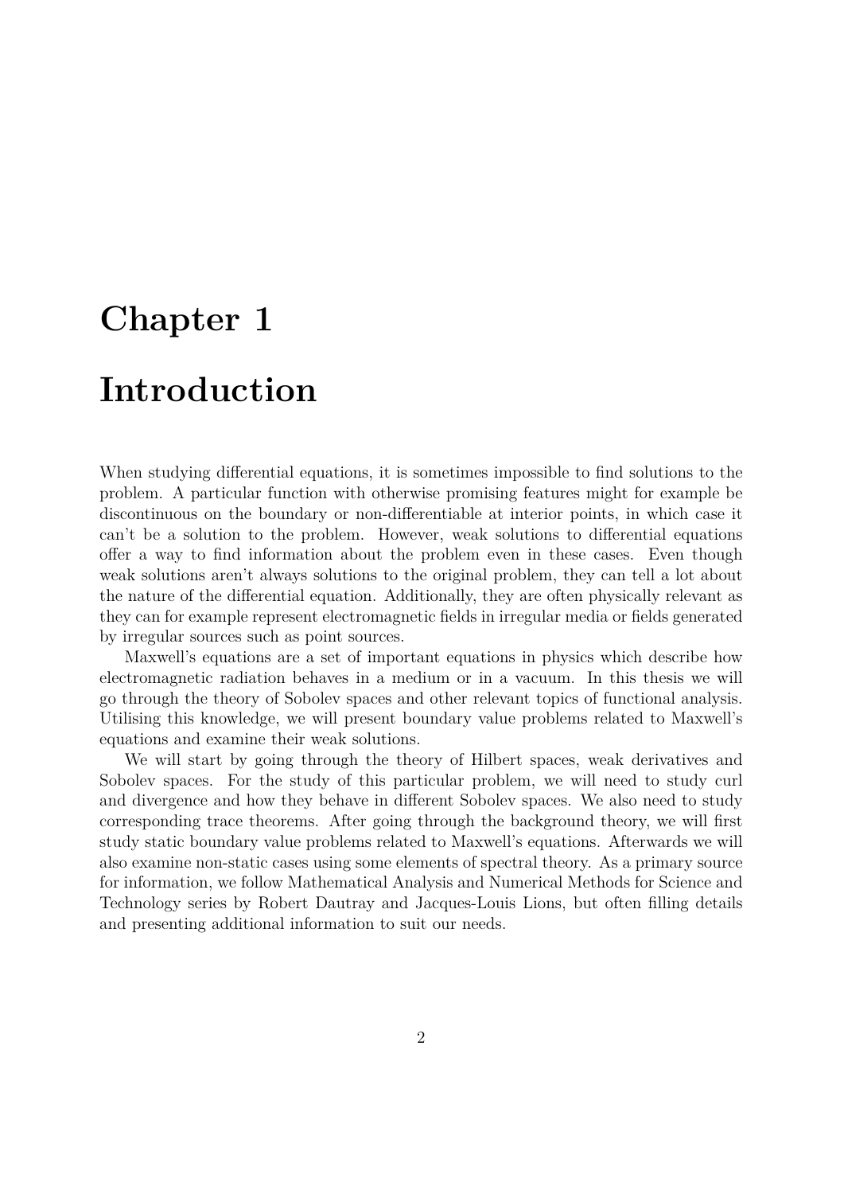# Chapter 1

# Introduction

When studying differential equations, it is sometimes impossible to find solutions to the problem. A particular function with otherwise promising features might for example be discontinuous on the boundary or non-differentiable at interior points, in which case it can't be a solution to the problem. However, weak solutions to differential equations offer a way to find information about the problem even in these cases. Even though weak solutions aren't always solutions to the original problem, they can tell a lot about the nature of the differential equation. Additionally, they are often physically relevant as they can for example represent electromagnetic fields in irregular media or fields generated by irregular sources such as point sources.

Maxwell's equations are a set of important equations in physics which describe how electromagnetic radiation behaves in a medium or in a vacuum. In this thesis we will go through the theory of Sobolev spaces and other relevant topics of functional analysis. Utilising this knowledge, we will present boundary value problems related to Maxwell's equations and examine their weak solutions.

We will start by going through the theory of Hilbert spaces, weak derivatives and Sobolev spaces. For the study of this particular problem, we will need to study curl and divergence and how they behave in different Sobolev spaces. We also need to study corresponding trace theorems. After going through the background theory, we will first study static boundary value problems related to Maxwell's equations. Afterwards we will also examine non-static cases using some elements of spectral theory. As a primary source for information, we follow Mathematical Analysis and Numerical Methods for Science and Technology series by Robert Dautray and Jacques-Louis Lions, but often filling details and presenting additional information to suit our needs.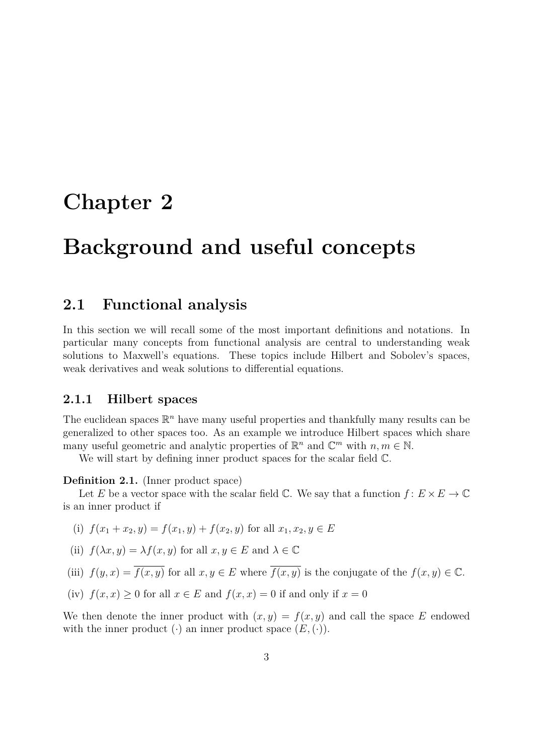# Chapter 2

# Background and useful concepts

## 2.1 Functional analysis

In this section we will recall some of the most important definitions and notations. In particular many concepts from functional analysis are central to understanding weak solutions to Maxwell's equations. These topics include Hilbert and Sobolev's spaces, weak derivatives and weak solutions to differential equations.

### 2.1.1 Hilbert spaces

The euclidean spaces $\mathbb{R}^n$ have many useful properties and thankfully many results can be generalized to other spaces too. As an example we introduce Hilbert spaces which share many useful geometric and analytic properties of $\mathbb{R}^n$ and $\mathbb{C}^m$ with $n, m \in \mathbb{N}$.

We will start by defining inner product spaces for the scalar field $\mathbb{C}$.

**Definition 2.1.** (Inner product space)

Let $E$ be a vector space with the scalar field $\mathbb{C}$. We say that a function $f \colon E \times E \to \mathbb{C}$ is an inner product if

(i) $f(x_1 + x_2, y) = f(x_1, y) + f(x_2, y)$ for all $x_1, x_2, y \in E$

(ii) $f(\lambda x, y) = \lambda f(x, y)$ for all $x, y \in E$ and $\lambda \in \mathbb{C}$

(iii) $f(y, x) = \overline{f(x, y)}$ for all $x, y \in E$ where $\overline{f(x, y)}$ is the conjugate of the $f(x, y) \in \mathbb{C}$.

(iv) $f(x, x) \geq 0$ for all $x \in E$ and $f(x, x) = 0$ if and only if $x = 0$

We then denote the inner product with $(x, y) = f(x, y)$ and call the space $E$ endowed with the inner product $(\cdot)$ an inner product space $(E, (\cdot))$.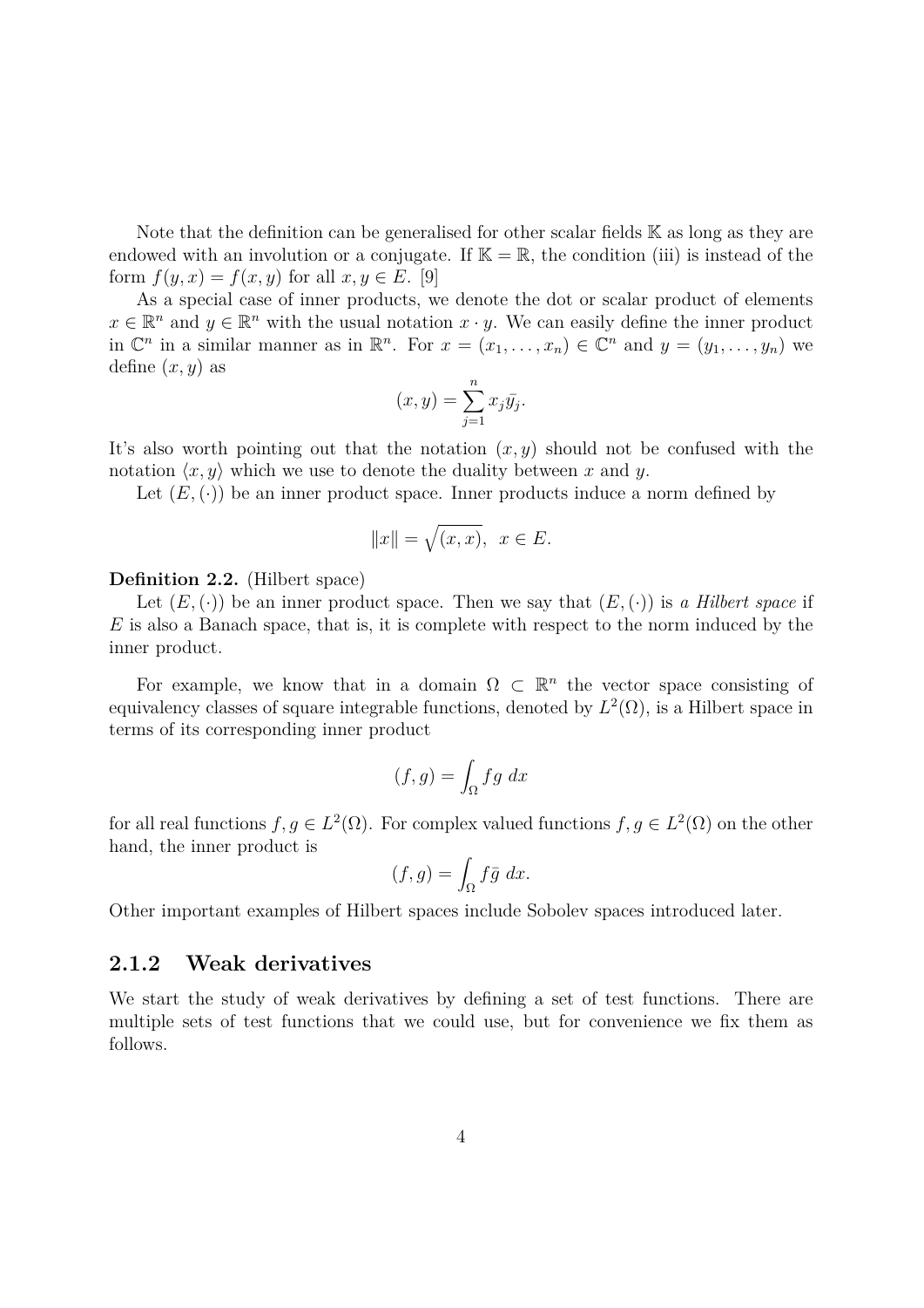Note that the definition can be generalised for other scalar fields $\mathbb{K}$ as long as they are endowed with an involution or a conjugate. If $\mathbb{K} = \mathbb{R}$, the condition (iii) is instead of the form $f(y, x) = f(x, y)$ for all $x, y \in E$. [9]

As a special case of inner products, we denote the dot or scalar product of elements $x \in \mathbb{R}^n$ and $y \in \mathbb{R}^n$ with the usual notation $x \cdot y$. We can easily define the inner product in $\mathbb{C}^n$ in a similar manner as in $\mathbb{R}^n$. For $x = (x_1, \ldots, x_n) \in \mathbb{C}^n$ and $y = (y_1, \ldots, y_n)$ we define $(x, y)$ as

$$(x, y) = \sum_{j=1}^{n} x_j \bar{y_j}.$$

It's also worth pointing out that the notation $(x, y)$ should not be confused with the notation $\langle x, y \rangle$ which we use to denote the duality between $x$ and $y$.

Let $(E, (\cdot))$ be an inner product space. Inner products induce a norm defined by

$$\|x\| = \sqrt{(x, x)}, \ \ x \in E.$$

**Definition 2.2.** (Hilbert space)

Let $(E, (\cdot))$ be an inner product space. Then we say that $(E, (\cdot))$ is *a Hilbert space* if $E$ is also a Banach space, that is, it is complete with respect to the norm induced by the inner product.

For example, we know that in a domain $\Omega \subset \mathbb{R}^n$ the vector space consisting of equivalency classes of square integrable functions, denoted by $L^2(\Omega)$, is a Hilbert space in terms of its corresponding inner product

$$(f, g) = \int_{\Omega} fg \ dx$$

for all real functions $f, g \in L^2(\Omega)$. For complex valued functions $f, g \in L^2(\Omega)$ on the other hand, the inner product is

$$(f, g) = \int_{\Omega} f\bar{g} \ dx.$$

Other important examples of Hilbert spaces include Sobolev spaces introduced later.

### 2.1.2 Weak derivatives

We start the study of weak derivatives by defining a set of test functions. There are multiple sets of test functions that we could use, but for convenience we fix them as follows.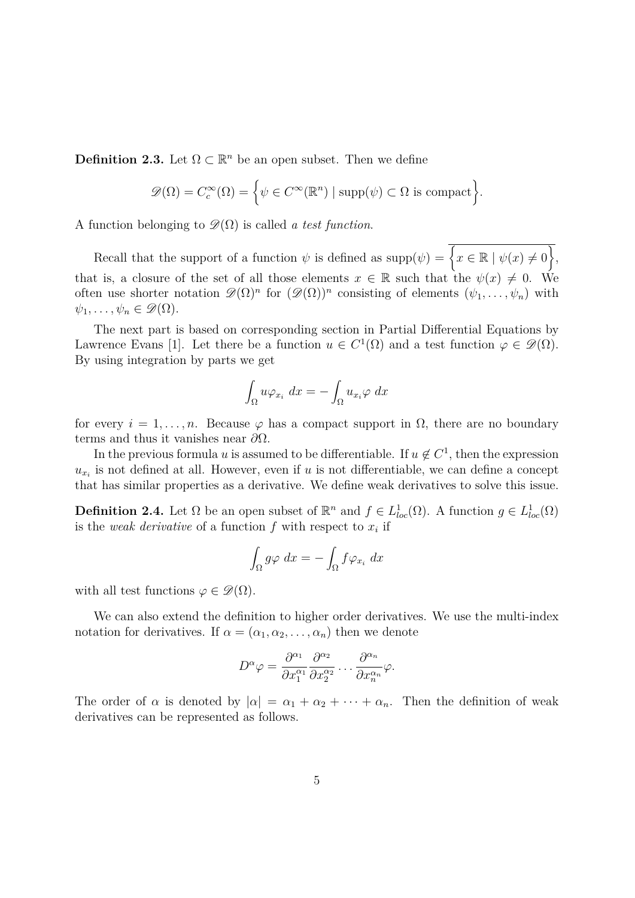**Definition 2.3.** Let $\Omega \subset \mathbb{R}^n$ be an open subset. Then we define

$$\mathscr{D}(\Omega) = C_c^\infty(\Omega) = \Big\{\psi \in C^\infty(\mathbb{R}^n) \mid \operatorname{supp}(\psi) \subset \Omega \text{ is compact}\Big\}.$$

A function belonging to $\mathscr{D}(\Omega)$ is called *a test function*.

Recall that the support of a function $\psi$ is defined as $\operatorname{supp}(\psi) = \overline{\Big\{x \in \mathbb{R} \mid \psi(x) \neq 0\Big\}}$, that is, a closure of the set of all those elements $x \in \mathbb{R}$ such that the $\psi(x) \neq 0$. We often use shorter notation $\mathscr{D}(\Omega)^n$ for $(\mathscr{D}(\Omega))^n$ consisting of elements $(\psi_1, \ldots, \psi_n)$ with $\psi_1, \ldots, \psi_n \in \mathscr{D}(\Omega)$.

The next part is based on corresponding section in Partial Differential Equations by Lawrence Evans [1]. Let there be a function $u \in C^1(\Omega)$ and a test function $\varphi \in \mathscr{D}(\Omega)$. By using integration by parts we get

$$\int_\Omega u\varphi_{x_i}\, dx = -\int_\Omega u_{x_i}\varphi\, dx$$

for every $i = 1, \ldots, n$. Because $\varphi$ has a compact support in $\Omega$, there are no boundary terms and thus it vanishes near $\partial\Omega$.

In the previous formula $u$ is assumed to be differentiable. If $u \notin C^1$, then the expression $u_{x_i}$ is not defined at all. However, even if $u$ is not differentiable, we can define a concept that has similar properties as a derivative. We define weak derivatives to solve this issue.

**Definition 2.4.** Let $\Omega$ be an open subset of $\mathbb{R}^n$ and $f \in L^1_{loc}(\Omega)$. A function $g \in L^1_{loc}(\Omega)$ is the *weak derivative* of a function $f$ with respect to $x_i$ if

$$\int_\Omega g\varphi\, dx = -\int_\Omega f\varphi_{x_i}\, dx$$

with all test functions $\varphi \in \mathscr{D}(\Omega)$.

We can also extend the definition to higher order derivatives. We use the multi-index notation for derivatives. If $\alpha = (\alpha_1, \alpha_2, \ldots, \alpha_n)$ then we denote

$$D^\alpha\varphi = \frac{\partial^{\alpha_1}}{\partial x_1^{\alpha_1}}\frac{\partial^{\alpha_2}}{\partial x_2^{\alpha_2}}\cdots\frac{\partial^{\alpha_n}}{\partial x_n^{\alpha_n}}\varphi.$$

The order of $\alpha$ is denoted by $|\alpha| = \alpha_1 + \alpha_2 + \cdots + \alpha_n$. Then the definition of weak derivatives can be represented as follows.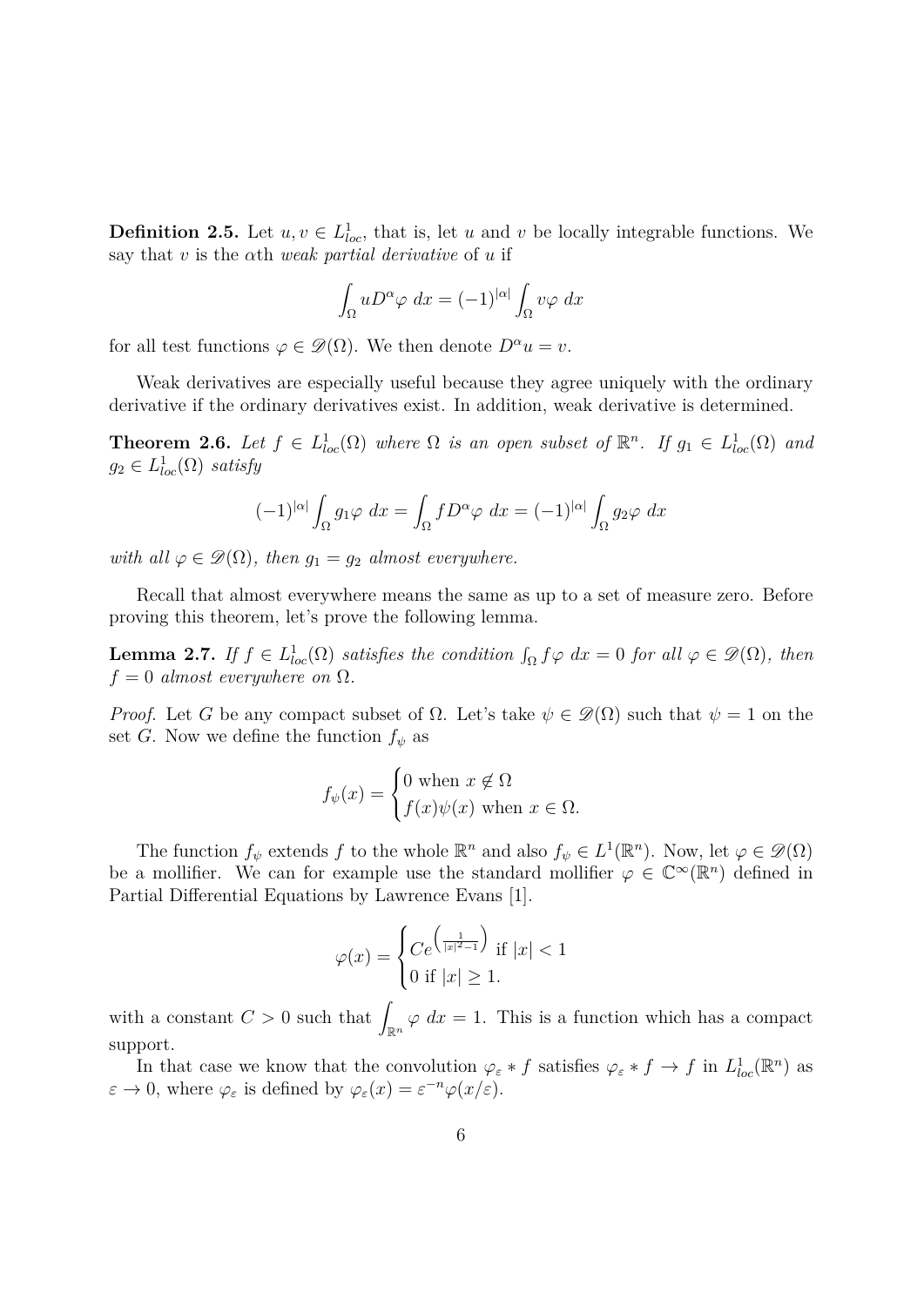**Definition 2.5.** Let $u, v \in L^1_{loc}$, that is, let $u$ and $v$ be locally integrable functions. We say that $v$ is the $\alpha$th *weak partial derivative* of $u$ if

$$\int_\Omega u D^\alpha \varphi \; dx = (-1)^{|\alpha|} \int_\Omega v \varphi \; dx$$

for all test functions $\varphi \in \mathscr{D}(\Omega)$. We then denote $D^\alpha u = v$.

Weak derivatives are especially useful because they agree uniquely with the ordinary derivative if the ordinary derivatives exist. In addition, weak derivative is determined.

**Theorem 2.6.** *Let $f \in L^1_{loc}(\Omega)$ where $\Omega$ is an open subset of $\mathbb{R}^n$. If $g_1 \in L^1_{loc}(\Omega)$ and $g_2 \in L^1_{loc}(\Omega)$ satisfy*

$$(-1)^{|\alpha|} \int_\Omega g_1 \varphi \; dx = \int_\Omega f D^\alpha \varphi \; dx = (-1)^{|\alpha|} \int_\Omega g_2 \varphi \; dx$$

*with all $\varphi \in \mathscr{D}(\Omega)$, then $g_1 = g_2$ almost everywhere.*

Recall that almost everywhere means the same as up to a set of measure zero. Before proving this theorem, let's prove the following lemma.

**Lemma 2.7.** *If $f \in L^1_{loc}(\Omega)$ satisfies the condition $\int_\Omega f \varphi \; dx = 0$ for all $\varphi \in \mathscr{D}(\Omega)$, then $f = 0$ almost everywhere on $\Omega$.*

*Proof.* Let $G$ be any compact subset of $\Omega$. Let's take $\psi \in \mathscr{D}(\Omega)$ such that $\psi = 1$ on the set $G$. Now we define the function $f_\psi$ as

$$f_\psi(x) = \begin{cases} 0 \text{ when } x \notin \Omega \\ f(x)\psi(x) \text{ when } x \in \Omega. \end{cases}$$

The function $f_\psi$ extends $f$ to the whole $\mathbb{R}^n$ and also $f_\psi \in L^1(\mathbb{R}^n)$. Now, let $\varphi \in \mathscr{D}(\Omega)$ be a mollifier. We can for example use the standard mollifier $\varphi \in \mathbb{C}^\infty(\mathbb{R}^n)$ defined in Partial Differential Equations by Lawrence Evans [1].

$$\varphi(x) = \begin{cases} Ce^{\left(\frac{1}{|x|^2 - 1}\right)} \text{ if } |x| < 1 \\ 0 \text{ if } |x| \geq 1. \end{cases}$$

with a constant $C > 0$ such that $\displaystyle\int_{\mathbb{R}^n} \varphi \; dx = 1$. This is a function which has a compact support.

In that case we know that the convolution $\varphi_\varepsilon * f$ satisfies $\varphi_\varepsilon * f \to f$ in $L^1_{loc}(\mathbb{R}^n)$ as $\varepsilon \to 0$, where $\varphi_\varepsilon$ is defined by $\varphi_\varepsilon(x) = \varepsilon^{-n} \varphi(x/\varepsilon)$.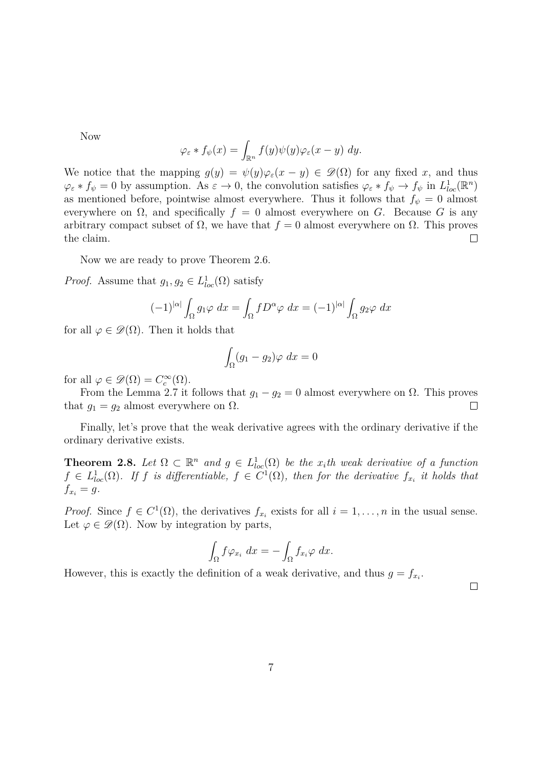Now

$$\varphi_\varepsilon * f_\psi(x) = \int_{\mathbb{R}^n} f(y)\psi(y)\varphi_\varepsilon(x-y)\ dy.$$

We notice that the mapping $g(y) = \psi(y)\varphi_\varepsilon(x-y) \in \mathscr{D}(\Omega)$ for any fixed $x$, and thus $\varphi_\varepsilon * f_\psi = 0$ by assumption. As $\varepsilon \to 0$, the convolution satisfies $\varphi_\varepsilon * f_\psi \to f_\psi$ in $L^1_{loc}(\mathbb{R}^n)$ as mentioned before, pointwise almost everywhere. Thus it follows that $f_\psi = 0$ almost everywhere on $\Omega$, and specifically $f = 0$ almost everywhere on $G$. Because $G$ is any arbitrary compact subset of $\Omega$, we have that $f = 0$ almost everywhere on $\Omega$. This proves the claim. □

Now we are ready to prove Theorem 2.6.

*Proof.* Assume that $g_1, g_2 \in L^1_{loc}(\Omega)$ satisfy

$$(-1)^{|\alpha|}\int_\Omega g_1\varphi\ dx = \int_\Omega f D^\alpha\varphi\ dx = (-1)^{|\alpha|}\int_\Omega g_2\varphi\ dx$$

for all $\varphi \in \mathscr{D}(\Omega)$. Then it holds that

$$\int_\Omega (g_1 - g_2)\varphi\ dx = 0$$

for all $\varphi \in \mathscr{D}(\Omega) = C_c^\infty(\Omega)$.

From the Lemma 2.7 it follows that $g_1 - g_2 = 0$ almost everywhere on $\Omega$. This proves that $g_1 = g_2$ almost everywhere on $\Omega$. □

Finally, let's prove that the weak derivative agrees with the ordinary derivative if the ordinary derivative exists.

**Theorem 2.8.** *Let $\Omega \subset \mathbb{R}^n$ and $g \in L^1_{loc}(\Omega)$ be the $x_i$th weak derivative of a function $f \in L^1_{loc}(\Omega)$. If $f$ is differentiable, $f \in C^1(\Omega)$, then for the derivative $f_{x_i}$ it holds that $f_{x_i} = g$.*

*Proof.* Since $f \in C^1(\Omega)$, the derivatives $f_{x_i}$ exists for all $i = 1, \ldots, n$ in the usual sense. Let $\varphi \in \mathscr{D}(\Omega)$. Now by integration by parts,

$$\int_\Omega f\varphi_{x_i}\ dx = -\int_\Omega f_{x_i}\varphi\ dx.$$

However, this is exactly the definition of a weak derivative, and thus $g = f_{x_i}$.

□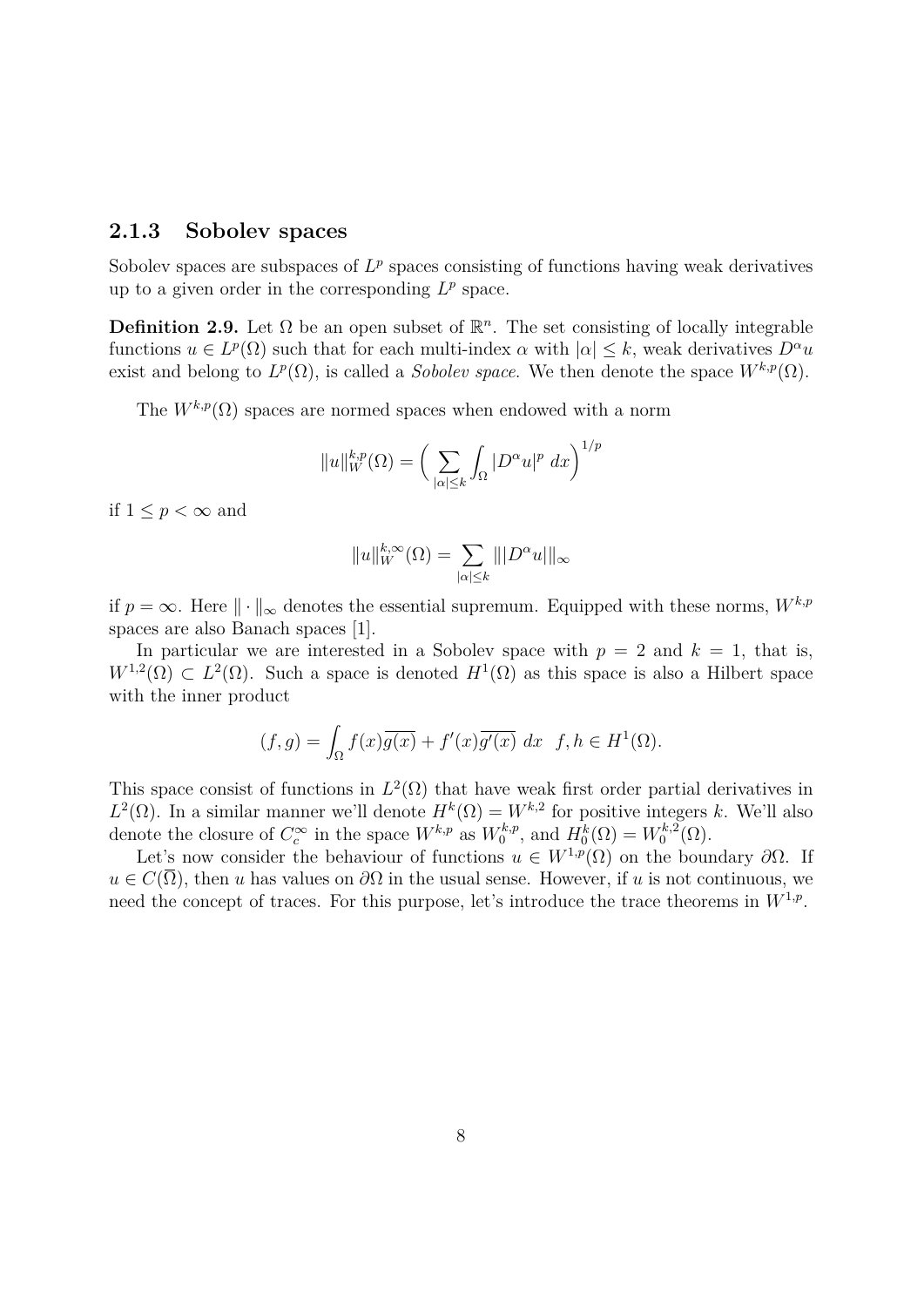### 2.1.3 Sobolev spaces

Sobolev spaces are subspaces of $L^p$ spaces consisting of functions having weak derivatives up to a given order in the corresponding $L^p$ space.

**Definition 2.9.** Let $\Omega$ be an open subset of $\mathbb{R}^n$. The set consisting of locally integrable functions $u \in L^p(\Omega)$ such that for each multi-index $\alpha$ with $|\alpha| \leq k$, weak derivatives $D^\alpha u$ exist and belong to $L^p(\Omega)$, is called a *Sobolev space*. We then denote the space $W^{k,p}(\Omega)$.

The $W^{k,p}(\Omega)$ spaces are normed spaces when endowed with a norm

$$\|u\|_W^{k,p}(\Omega) = \Big( \sum_{|\alpha| \leq k} \int_\Omega |D^\alpha u|^p \; dx \Big)^{1/p}$$

if $1 \leq p < \infty$ and

$$\|u\|_W^{k,\infty}(\Omega) = \sum_{|\alpha| \leq k} \||D^\alpha u|\|_\infty$$

if $p = \infty$. Here $\| \cdot \|_\infty$ denotes the essential supremum. Equipped with these norms, $W^{k,p}$ spaces are also Banach spaces [1].

In particular we are interested in a Sobolev space with $p = 2$ and $k = 1$, that is, $W^{1,2}(\Omega) \subset L^2(\Omega)$. Such a space is denoted $H^1(\Omega)$ as this space is also a Hilbert space with the inner product

$$(f, g) = \int_\Omega f(x)\overline{g(x)} + f'(x)\overline{g'(x)} \; dx \quad f, h \in H^1(\Omega).$$

This space consist of functions in $L^2(\Omega)$ that have weak first order partial derivatives in $L^2(\Omega)$. In a similar manner we'll denote $H^k(\Omega) = W^{k,2}$ for positive integers $k$. We'll also denote the closure of $C_c^\infty$ in the space $W^{k,p}$ as $W_0^{k,p}$, and $H_0^k(\Omega) = W_0^{k,2}(\Omega)$.

Let's now consider the behaviour of functions $u \in W^{1,p}(\Omega)$ on the boundary $\partial\Omega$. If $u \in C(\overline{\Omega})$, then $u$ has values on $\partial\Omega$ in the usual sense. However, if $u$ is not continuous, we need the concept of traces. For this purpose, let's introduce the trace theorems in $W^{1,p}$.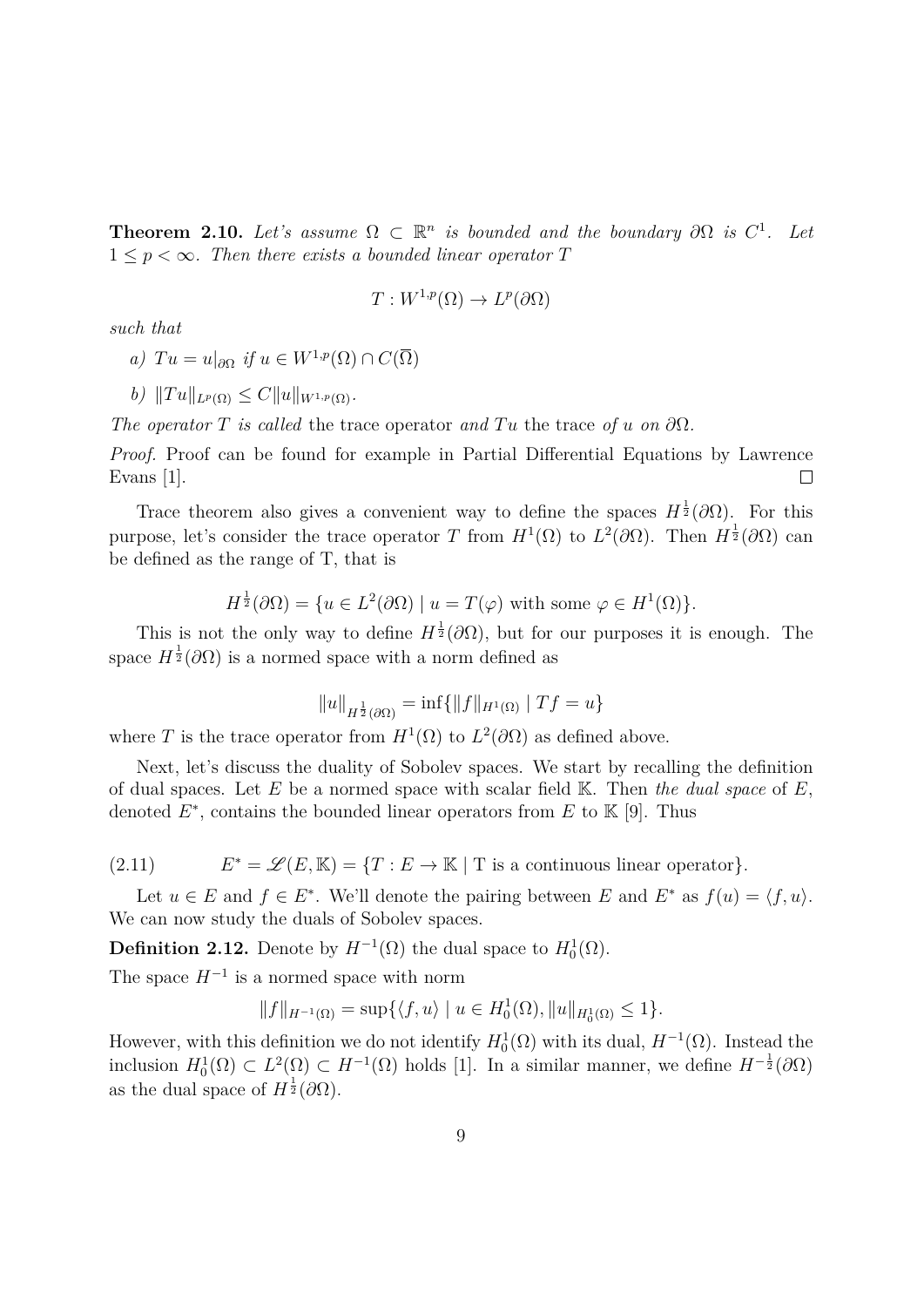**Theorem 2.10.** *Let's assume $\Omega \subset \mathbb{R}^n$ is bounded and the boundary $\partial\Omega$ is $C^1$. Let $1 \leq p < \infty$. Then there exists a bounded linear operator $T$*

$$T : W^{1,p}(\Omega) \to L^p(\partial\Omega)$$

*such that*

*a)* $Tu = u|_{\partial\Omega}$ *if* $u \in W^{1,p}(\Omega) \cap C(\overline{\Omega})$

*b)* $\|Tu\|_{L^p(\Omega)} \leq C\|u\|_{W^{1,p}(\Omega)}$.

*The operator $T$ is called* the trace operator *and $Tu$* the trace *of $u$ on $\partial\Omega$.*

*Proof.* Proof can be found for example in Partial Differential Equations by Lawrence Evans [1]. ☐

Trace theorem also gives a convenient way to define the spaces $H^{\frac{1}{2}}(\partial\Omega)$. For this purpose, let's consider the trace operator $T$ from $H^1(\Omega)$ to $L^2(\partial\Omega)$. Then $H^{\frac{1}{2}}(\partial\Omega)$ can be defined as the range of T, that is

$$H^{\frac{1}{2}}(\partial\Omega) = \{u \in L^2(\partial\Omega) \mid u = T(\varphi) \text{ with some } \varphi \in H^1(\Omega)\}.$$

This is not the only way to define $H^{\frac{1}{2}}(\partial\Omega)$, but for our purposes it is enough. The space $H^{\frac{1}{2}}(\partial\Omega)$ is a normed space with a norm defined as

$$\|u\|_{H^{\frac{1}{2}}(\partial\Omega)} = \inf\{\|f\|_{H^1(\Omega)} \mid Tf = u\}$$

where $T$ is the trace operator from $H^1(\Omega)$ to $L^2(\partial\Omega)$ as defined above.

Next, let's discuss the duality of Sobolev spaces. We start by recalling the definition of dual spaces. Let $E$ be a normed space with scalar field $\mathbb{K}$. Then *the dual space* of $E$, denoted $E^*$, contains the bounded linear operators from $E$ to $\mathbb{K}$ [9]. Thus

$$E^* = \mathscr{L}(E, \mathbb{K}) = \{T : E \to \mathbb{K} \mid \text{T is a continuous linear operator}\}. \tag{2.11}$$

Let $u \in E$ and $f \in E^*$. We'll denote the pairing between $E$ and $E^*$ as $f(u) = \langle f, u\rangle$. We can now study the duals of Sobolev spaces.

**Definition 2.12.** Denote by $H^{-1}(\Omega)$ the dual space to $H_0^1(\Omega)$.

The space $H^{-1}$ is a normed space with norm

$$\|f\|_{H^{-1}(\Omega)} = \sup\{\langle f, u\rangle \mid u \in H_0^1(\Omega), \|u\|_{H_0^1(\Omega)} \leq 1\}.$$

However, with this definition we do not identify $H_0^1(\Omega)$ with its dual, $H^{-1}(\Omega)$. Instead the inclusion $H_0^1(\Omega) \subset L^2(\Omega) \subset H^{-1}(\Omega)$ holds [1]. In a similar manner, we define $H^{-\frac{1}{2}}(\partial\Omega)$ as the dual space of $H^{\frac{1}{2}}(\partial\Omega)$.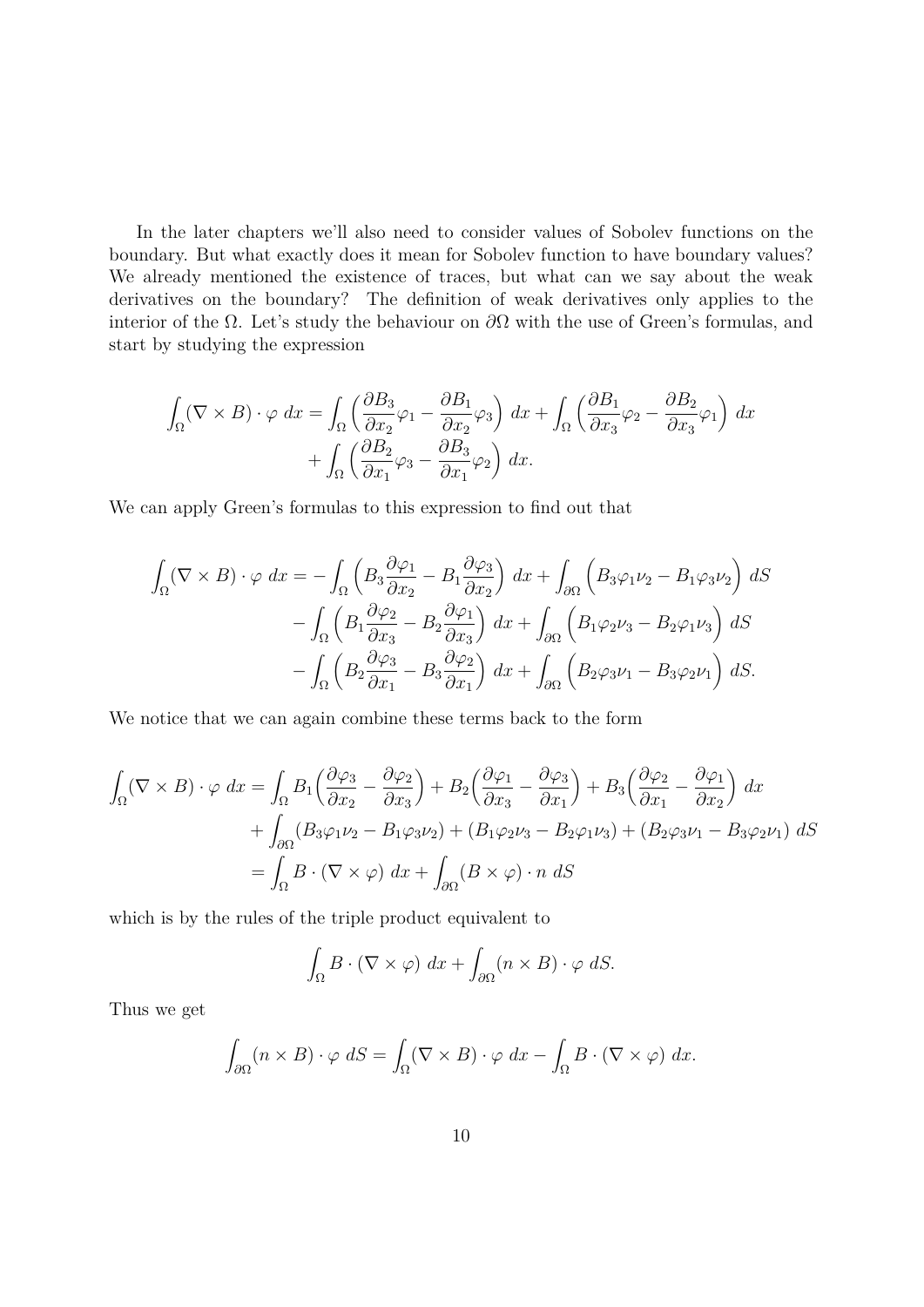In the later chapters we'll also need to consider values of Sobolev functions on the boundary. But what exactly does it mean for Sobolev function to have boundary values? We already mentioned the existence of traces, but what can we say about the weak derivatives on the boundary? The definition of weak derivatives only applies to the interior of the $\Omega$. Let's study the behaviour on $\partial\Omega$ with the use of Green's formulas, and start by studying the expression

$$\begin{aligned}\int_\Omega (\nabla \times B) \cdot \varphi \; dx = \int_\Omega \Big( \frac{\partial B_3}{\partial x_2}\varphi_1 - \frac{\partial B_1}{\partial x_2}\varphi_3 \Big) \; dx + \int_\Omega \Big( \frac{\partial B_1}{\partial x_3}\varphi_2 - \frac{\partial B_2}{\partial x_3}\varphi_1 \Big) \; dx \\ + \int_\Omega \Big( \frac{\partial B_2}{\partial x_1}\varphi_3 - \frac{\partial B_3}{\partial x_1}\varphi_2 \Big) \; dx.\end{aligned}$$

We can apply Green's formulas to this expression to find out that

$$\begin{aligned}\int_\Omega (\nabla \times B) \cdot \varphi \; dx = &-\int_\Omega \Big( B_3\frac{\partial \varphi_1}{\partial x_2} - B_1\frac{\partial \varphi_3}{\partial x_2} \Big) \; dx + \int_{\partial\Omega} \Big( B_3\varphi_1\nu_2 - B_1\varphi_3\nu_2 \Big) \; dS \\ &- \int_\Omega \Big( B_1\frac{\partial \varphi_2}{\partial x_3} - B_2\frac{\partial \varphi_1}{\partial x_3} \Big) \; dx + \int_{\partial\Omega} \Big( B_1\varphi_2\nu_3 - B_2\varphi_1\nu_3 \Big) \; dS \\ &- \int_\Omega \Big( B_2\frac{\partial \varphi_3}{\partial x_1} - B_3\frac{\partial \varphi_2}{\partial x_1} \Big) \; dx + \int_{\partial\Omega} \Big( B_2\varphi_3\nu_1 - B_3\varphi_2\nu_1 \Big) \; dS.\end{aligned}$$

We notice that we can again combine these terms back to the form

$$\begin{aligned}\int_\Omega (\nabla \times B) \cdot \varphi \; dx &= \int_\Omega B_1\Big( \frac{\partial \varphi_3}{\partial x_2} - \frac{\partial \varphi_2}{\partial x_3} \Big) + B_2\Big( \frac{\partial \varphi_1}{\partial x_3} - \frac{\partial \varphi_3}{\partial x_1} \Big) + B_3\Big( \frac{\partial \varphi_2}{\partial x_1} - \frac{\partial \varphi_1}{\partial x_2} \Big) \; dx \\ &\quad + \int_{\partial\Omega} (B_3\varphi_1\nu_2 - B_1\varphi_3\nu_2) + (B_1\varphi_2\nu_3 - B_2\varphi_1\nu_3) + (B_2\varphi_3\nu_1 - B_3\varphi_2\nu_1) \; dS \\ &= \int_\Omega B \cdot (\nabla \times \varphi) \; dx + \int_{\partial\Omega} (B \times \varphi) \cdot n \; dS\end{aligned}$$

which is by the rules of the triple product equivalent to

$$\int_\Omega B \cdot (\nabla \times \varphi) \; dx + \int_{\partial\Omega} (n \times B) \cdot \varphi \; dS.$$

Thus we get

$$\int_{\partial\Omega} (n \times B) \cdot \varphi \; dS = \int_\Omega (\nabla \times B) \cdot \varphi \; dx - \int_\Omega B \cdot (\nabla \times \varphi) \; dx.$$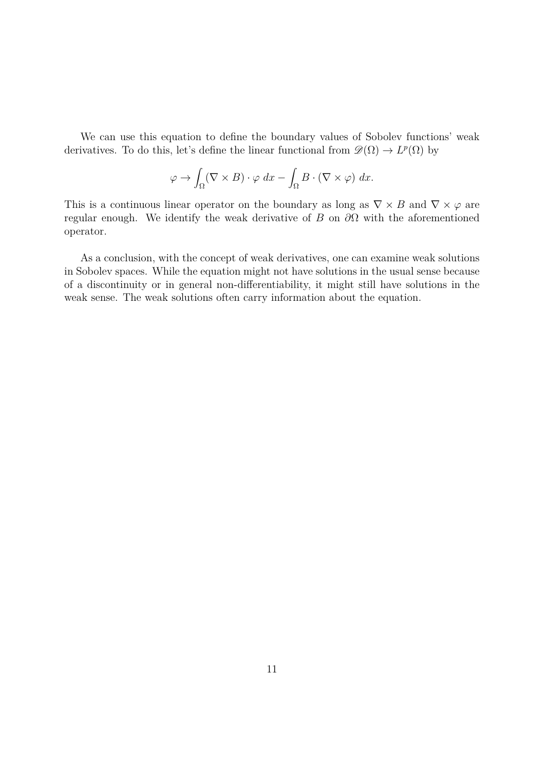We can use this equation to define the boundary values of Sobolev functions' weak derivatives. To do this, let's define the linear functional from $\mathscr{D}(\Omega) \to L^p(\Omega)$ by

$$\varphi \to \int_\Omega (\nabla \times B) \cdot \varphi \; dx - \int_\Omega B \cdot (\nabla \times \varphi) \; dx.$$

This is a continuous linear operator on the boundary as long as $\nabla \times B$ and $\nabla \times \varphi$ are regular enough. We identify the weak derivative of $B$ on $\partial\Omega$ with the aforementioned operator.

As a conclusion, with the concept of weak derivatives, one can examine weak solutions in Sobolev spaces. While the equation might not have solutions in the usual sense because of a discontinuity or in general non-differentiability, it might still have solutions in the weak sense. The weak solutions often carry information about the equation.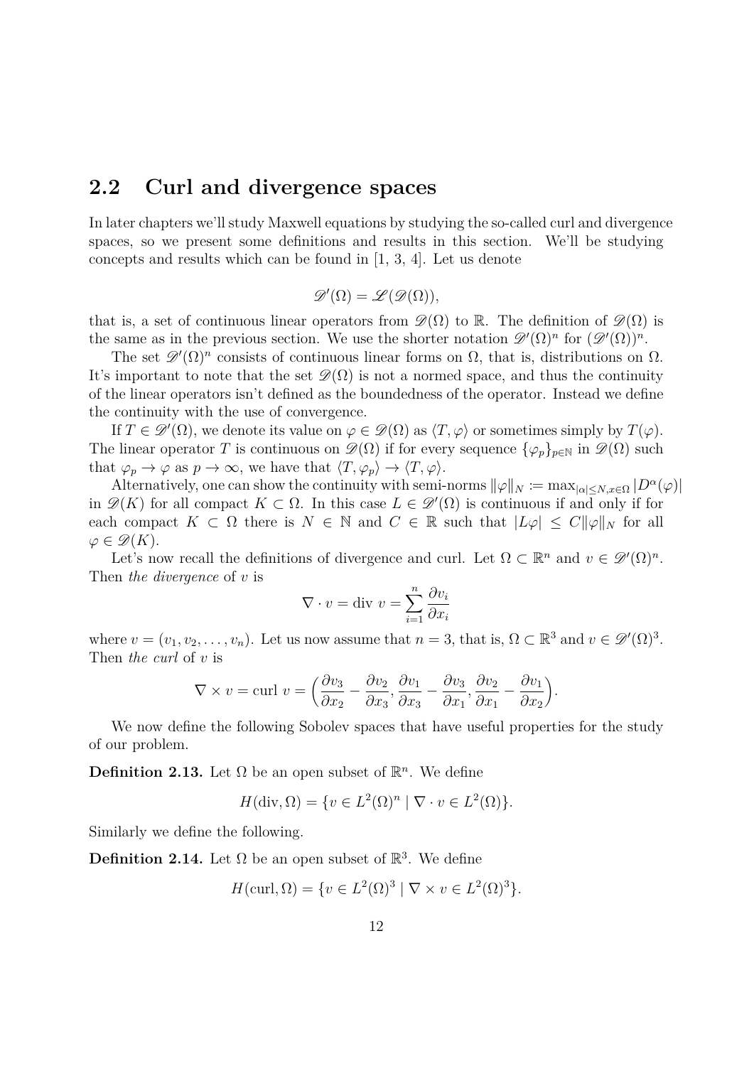## 2.2 Curl and divergence spaces

In later chapters we'll study Maxwell equations by studying the so-called curl and divergence spaces, so we present some definitions and results in this section. We'll be studying concepts and results which can be found in [1, 3, 4]. Let us denote

$$\mathscr{D}'(\Omega) = \mathscr{L}(\mathscr{D}(\Omega)),$$

that is, a set of continuous linear operators from $\mathscr{D}(\Omega)$ to $\mathbb{R}$. The definition of $\mathscr{D}(\Omega)$ is the same as in the previous section. We use the shorter notation $\mathscr{D}'(\Omega)^n$ for $(\mathscr{D}'(\Omega))^n$.

The set $\mathscr{D}'(\Omega)^n$ consists of continuous linear forms on $\Omega$, that is, distributions on $\Omega$. It's important to note that the set $\mathscr{D}(\Omega)$ is not a normed space, and thus the continuity of the linear operators isn't defined as the boundedness of the operator. Instead we define the continuity with the use of convergence.

If $T \in \mathscr{D}'(\Omega)$, we denote its value on $\varphi \in \mathscr{D}(\Omega)$ as $\langle T, \varphi \rangle$ or sometimes simply by $T(\varphi)$. The linear operator $T$ is continuous on $\mathscr{D}(\Omega)$ if for every sequence $\{\varphi_p\}_{p \in \mathbb{N}}$ in $\mathscr{D}(\Omega)$ such that $\varphi_p \to \varphi$ as $p \to \infty$, we have that $\langle T, \varphi_p \rangle \to \langle T, \varphi \rangle$.

Alternatively, one can show the continuity with semi-norms $\|\varphi\|_N := \max_{|\alpha| \leq N, x \in \Omega} |D^\alpha(\varphi)|$ in $\mathscr{D}(K)$ for all compact $K \subset \Omega$. In this case $L \in \mathscr{D}'(\Omega)$ is continuous if and only if for each compact $K \subset \Omega$ there is $N \in \mathbb{N}$ and $C \in \mathbb{R}$ such that $|L\varphi| \leq C\|\varphi\|_N$ for all $\varphi \in \mathscr{D}(K)$.

Let's now recall the definitions of divergence and curl. Let $\Omega \subset \mathbb{R}^n$ and $v \in \mathscr{D}'(\Omega)^n$. Then *the divergence* of $v$ is

$$\nabla \cdot v = \text{div } v = \sum_{i=1}^{n} \frac{\partial v_i}{\partial x_i}$$

where $v = (v_1, v_2, \ldots, v_n)$. Let us now assume that $n = 3$, that is, $\Omega \subset \mathbb{R}^3$ and $v \in \mathscr{D}'(\Omega)^3$. Then *the curl* of $v$ is

$$\nabla \times v = \text{curl } v = \Big( \frac{\partial v_3}{\partial x_2} - \frac{\partial v_2}{\partial x_3}, \frac{\partial v_1}{\partial x_3} - \frac{\partial v_3}{\partial x_1}, \frac{\partial v_2}{\partial x_1} - \frac{\partial v_1}{\partial x_2} \Big).$$

We now define the following Sobolev spaces that have useful properties for the study of our problem.

**Definition 2.13.** Let $\Omega$ be an open subset of $\mathbb{R}^n$. We define

$$H(\text{div}, \Omega) = \{v \in L^2(\Omega)^n \mid \nabla \cdot v \in L^2(\Omega)\}.$$

Similarly we define the following.

**Definition 2.14.** Let $\Omega$ be an open subset of $\mathbb{R}^3$. We define

$$H(\text{curl}, \Omega) = \{v \in L^2(\Omega)^3 \mid \nabla \times v \in L^2(\Omega)^3\}.$$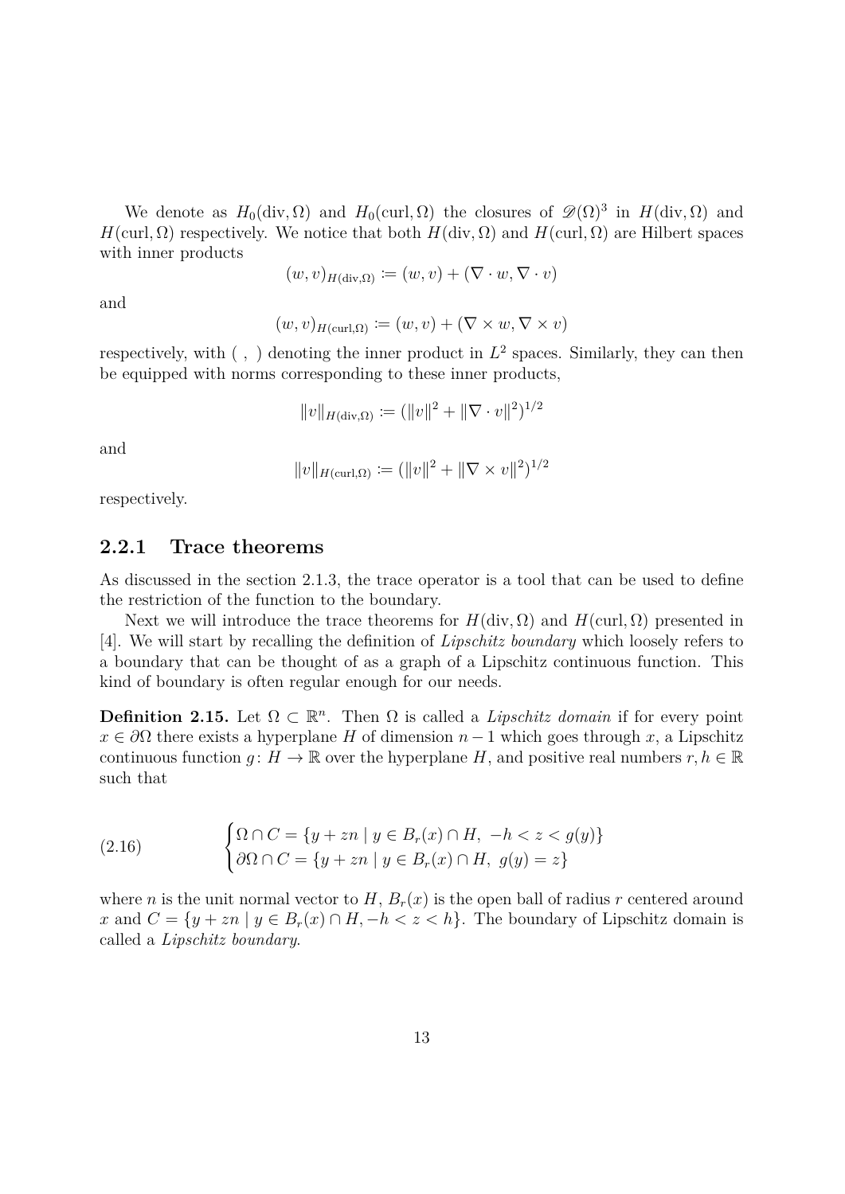We denote as $H_0(\text{div}, \Omega)$ and $H_0(\text{curl}, \Omega)$ the closures of $\mathscr{D}(\Omega)^3$ in $H(\text{div}, \Omega)$ and $H(\text{curl}, \Omega)$ respectively. We notice that both $H(\text{div}, \Omega)$ and $H(\text{curl}, \Omega)$ are Hilbert spaces with inner products

$$(w, v)_{H(\text{div},\Omega)} := (w, v) + (\nabla \cdot w, \nabla \cdot v)$$

and

$$(w, v)_{H(\text{curl},\Omega)} := (w, v) + (\nabla \times w, \nabla \times v)$$

respectively, with $(\ ,\ )$ denoting the inner product in $L^2$ spaces. Similarly, they can then be equipped with norms corresponding to these inner products,

$$\|v\|_{H(\text{div},\Omega)} := (\|v\|^2 + \|\nabla \cdot v\|^2)^{1/2}$$

and

$$\|v\|_{H(\text{curl},\Omega)} := (\|v\|^2 + \|\nabla \times v\|^2)^{1/2}$$

respectively.

### 2.2.1 Trace theorems

As discussed in the section 2.1.3, the trace operator is a tool that can be used to define the restriction of the function to the boundary.

Next we will introduce the trace theorems for $H(\text{div}, \Omega)$ and $H(\text{curl}, \Omega)$ presented in [4]. We will start by recalling the definition of *Lipschitz boundary* which loosely refers to a boundary that can be thought of as a graph of a Lipschitz continuous function. This kind of boundary is often regular enough for our needs.

**Definition 2.15.** Let $\Omega \subset \mathbb{R}^n$. Then $\Omega$ is called a *Lipschitz domain* if for every point $x \in \partial\Omega$ there exists a hyperplane $H$ of dimension $n-1$ which goes through $x$, a Lipschitz continuous function $g \colon H \to \mathbb{R}$ over the hyperplane $H$, and positive real numbers $r, h \in \mathbb{R}$ such that

$$\begin{cases} \Omega \cap C = \{y + zn \mid y \in B_r(x) \cap H,\ -h < z < g(y)\} \\ \partial\Omega \cap C = \{y + zn \mid y \in B_r(x) \cap H,\ g(y) = z\} \end{cases} \tag{2.16}$$

where $n$ is the unit normal vector to $H$, $B_r(x)$ is the open ball of radius $r$ centered around $x$ and $C = \{y + zn \mid y \in B_r(x) \cap H, -h < z < h\}$. The boundary of Lipschitz domain is called a *Lipschitz boundary*.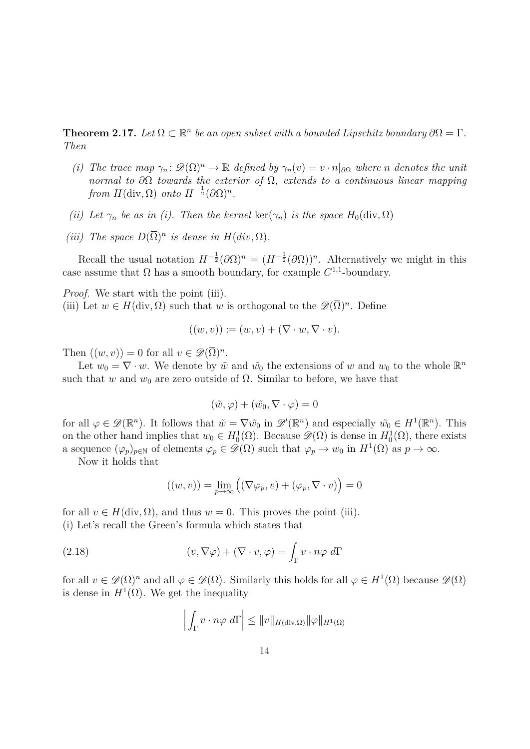**Theorem 2.17.** *Let $\Omega \subset \mathbb{R}^n$ be an open subset with a bounded Lipschitz boundary $\partial\Omega = \Gamma$. Then*

*(i) The trace map $\gamma_n \colon \mathscr{D}(\Omega)^n \to \mathbb{R}$ defined by $\gamma_n(v) = v \cdot n|_{\partial\Omega}$ where $n$ denotes the unit normal to $\partial\Omega$ towards the exterior of $\Omega$, extends to a continuous linear mapping from $H(\operatorname{div}, \Omega)$ onto $H^{-\frac{1}{2}}(\partial\Omega)^n$.*

*(ii) Let $\gamma_n$ be as in (i). Then the kernel $\ker(\gamma_n)$ is the space $H_0(\operatorname{div}, \Omega)$*

*(iii) The space $D(\overline{\Omega})^n$ is dense in $H(div, \Omega)$.*

Recall the usual notation $H^{-\frac{1}{2}}(\partial\Omega)^n = (H^{-\frac{1}{2}}(\partial\Omega))^n$. Alternatively we might in this case assume that $\Omega$ has a smooth boundary, for example $C^{1,1}$-boundary.

*Proof.* We start with the point (iii).
(iii) Let $w \in H(\operatorname{div}, \Omega)$ such that $w$ is orthogonal to the $\mathscr{D}(\overline{\Omega})^n$. Define

$$((w, v)) := (w, v) + (\nabla \cdot w, \nabla \cdot v).$$

Then $((w, v)) = 0$ for all $v \in \mathscr{D}(\overline{\Omega})^n$.

Let $w_0 = \nabla \cdot w$. We denote by $\tilde{w}$ and $\tilde{w_0}$ the extensions of $w$ and $w_0$ to the whole $\mathbb{R}^n$ such that $w$ and $w_0$ are zero outside of $\Omega$. Similar to before, we have that

$$(\tilde{w}, \varphi) + (\tilde{w_0}, \nabla \cdot \varphi) = 0$$

for all $\varphi \in \mathscr{D}(\mathbb{R}^n)$. It follows that $\tilde{w} = \nabla \tilde{w_0}$ in $\mathscr{D}'(\mathbb{R}^n)$ and especially $\tilde{w_0} \in H^1(\mathbb{R}^n)$. This on the other hand implies that $w_0 \in H_0^1(\Omega)$. Because $\mathscr{D}(\Omega)$ is dense in $H_0^1(\Omega)$, there exists a sequence $(\varphi_p)_{p \in \mathbb{N}}$ of elements $\varphi_p \in \mathscr{D}(\Omega)$ such that $\varphi_p \to w_0$ in $H^1(\Omega)$ as $p \to \infty$.

Now it holds that

$$((w, v)) = \lim_{p \to \infty} \Big( (\nabla \varphi_p, v) + (\varphi_p, \nabla \cdot v) \Big) = 0$$

for all $v \in H(\operatorname{div}, \Omega)$, and thus $w = 0$. This proves the point (iii).
(i) Let's recall the Green's formula which states that

$$(v, \nabla \varphi) + (\nabla \cdot v, \varphi) = \int_\Gamma v \cdot n \varphi \; d\Gamma \tag{2.18}$$

for all $v \in \mathscr{D}(\overline{\Omega})^n$ and all $\varphi \in \mathscr{D}(\overline{\Omega})$. Similarly this holds for all $\varphi \in H^1(\Omega)$ because $\mathscr{D}(\overline{\Omega})$ is dense in $H^1(\Omega)$. We get the inequality

$$\left| \int_\Gamma v \cdot n \varphi \; d\Gamma \right| \leq \|v\|_{H(\operatorname{div}, \Omega)} \|\varphi\|_{H^1(\Omega)}$$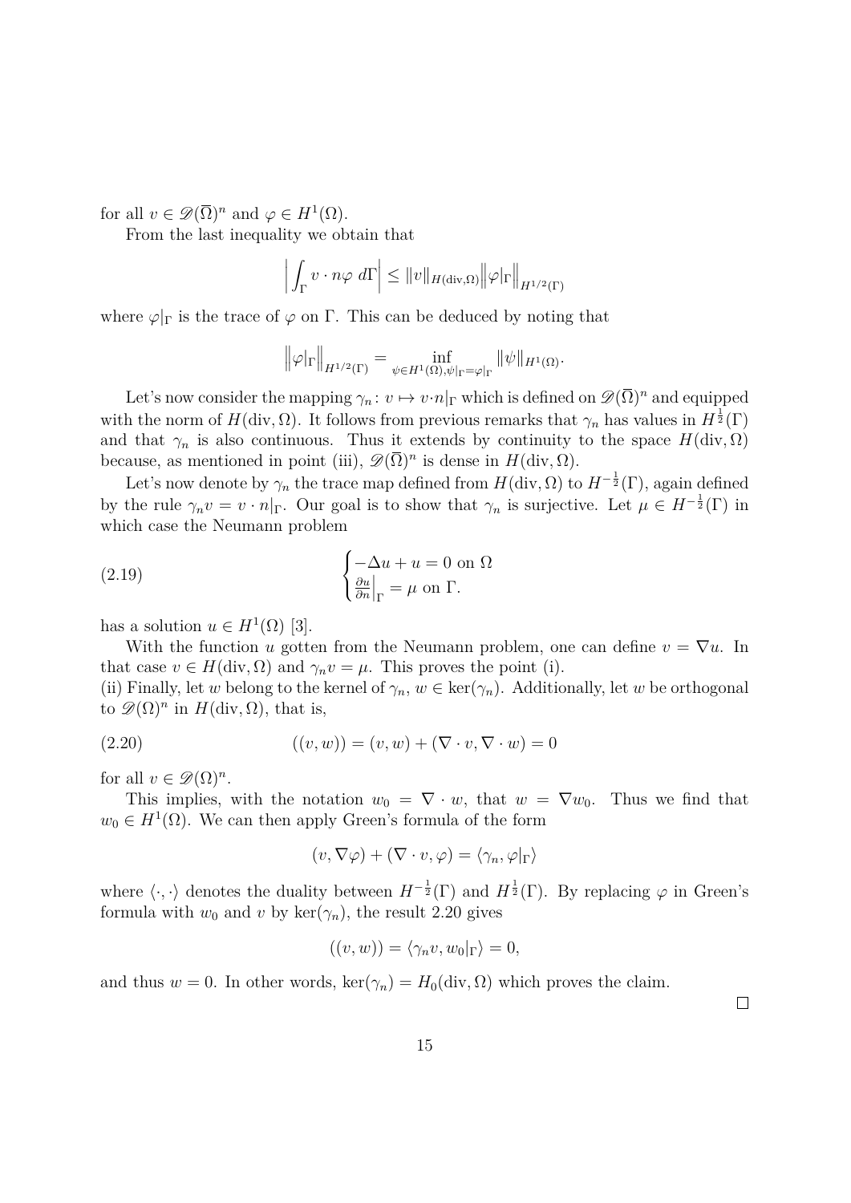for all $v \in \mathscr{D}(\overline{\Omega})^n$ and $\varphi \in H^1(\Omega)$.

From the last inequality we obtain that

$$\left| \int_\Gamma v \cdot n\varphi \; d\Gamma \right| \leq \|v\|_{H(\mathrm{div},\Omega)} \left\| \varphi|_\Gamma \right\|_{H^{1/2}(\Gamma)}$$

where $\varphi|_\Gamma$ is the trace of $\varphi$ on $\Gamma$. This can be deduced by noting that

$$\left\| \varphi|_\Gamma \right\|_{H^{1/2}(\Gamma)} = \inf_{\psi \in H^1(\Omega), \psi|_\Gamma = \varphi|_\Gamma} \|\psi\|_{H^1(\Omega)}.$$

Let's now consider the mapping $\gamma_n \colon v \mapsto v \cdot n|_\Gamma$ which is defined on $\mathscr{D}(\overline{\Omega})^n$ and equipped with the norm of $H(\mathrm{div}, \Omega)$. It follows from previous remarks that $\gamma_n$ has values in $H^{\frac{1}{2}}(\Gamma)$ and that $\gamma_n$ is also continuous. Thus it extends by continuity to the space $H(\mathrm{div}, \Omega)$ because, as mentioned in point (iii), $\mathscr{D}(\overline{\Omega})^n$ is dense in $H(\mathrm{div}, \Omega)$.

Let's now denote by $\gamma_n$ the trace map defined from $H(\mathrm{div}, \Omega)$ to $H^{-\frac{1}{2}}(\Gamma)$, again defined by the rule $\gamma_n v = v \cdot n|_\Gamma$. Our goal is to show that $\gamma_n$ is surjective. Let $\mu \in H^{-\frac{1}{2}}(\Gamma)$ in which case the Neumann problem

$$\begin{cases} -\Delta u + u = 0 \text{ on } \Omega \\ \frac{\partial u}{\partial n}\Big|_\Gamma = \mu \text{ on } \Gamma. \end{cases} \tag{2.19}$$

has a solution $u \in H^1(\Omega)$ [3].

With the function $u$ gotten from the Neumann problem, one can define $v = \nabla u$. In that case $v \in H(\mathrm{div}, \Omega)$ and $\gamma_n v = \mu$. This proves the point (i).

(ii) Finally, let $w$ belong to the kernel of $\gamma_n$, $w \in \ker(\gamma_n)$. Additionally, let $w$ be orthogonal to $\mathscr{D}(\Omega)^n$ in $H(\mathrm{div}, \Omega)$, that is,

$$((v, w)) = (v, w) + (\nabla \cdot v, \nabla \cdot w) = 0 \tag{2.20}$$

for all $v \in \mathscr{D}(\Omega)^n$.

This implies, with the notation $w_0 = \nabla \cdot w$, that $w = \nabla w_0$. Thus we find that $w_0 \in H^1(\Omega)$. We can then apply Green's formula of the form

$$(v, \nabla\varphi) + (\nabla \cdot v, \varphi) = \langle \gamma_n, \varphi|_\Gamma \rangle$$

where $\langle \cdot, \cdot \rangle$ denotes the duality between $H^{-\frac{1}{2}}(\Gamma)$ and $H^{\frac{1}{2}}(\Gamma)$. By replacing $\varphi$ in Green's formula with $w_0$ and $v$ by $\ker(\gamma_n)$, the result 2.20 gives

$$((v, w)) = \langle \gamma_n v, w_0|_\Gamma \rangle = 0,$$

and thus $w = 0$. In other words, $\ker(\gamma_n) = H_0(\mathrm{div}, \Omega)$ which proves the claim.

□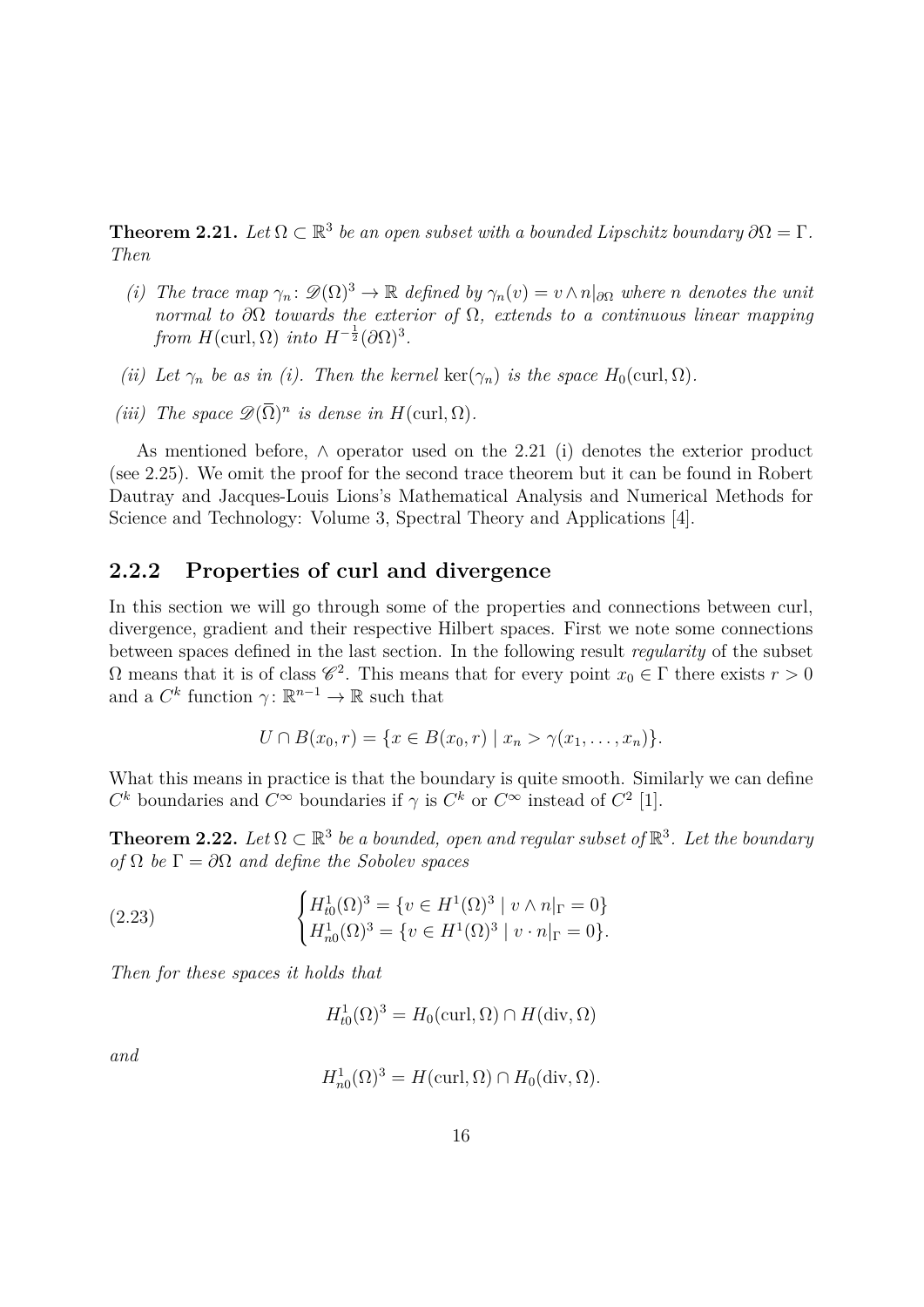**Theorem 2.21.** *Let $\Omega \subset \mathbb{R}^3$ be an open subset with a bounded Lipschitz boundary $\partial\Omega = \Gamma$. Then*

*(i) The trace map $\gamma_n \colon \mathscr{D}(\Omega)^3 \to \mathbb{R}$ defined by $\gamma_n(v) = v \wedge n|_{\partial\Omega}$ where $n$ denotes the unit normal to $\partial\Omega$ towards the exterior of $\Omega$, extends to a continuous linear mapping from $H(\mathrm{curl}, \Omega)$ into $H^{-\frac{1}{2}}(\partial\Omega)^3$.*

*(ii) Let $\gamma_n$ be as in (i). Then the kernel $\ker(\gamma_n)$ is the space $H_0(\mathrm{curl}, \Omega)$.*

*(iii) The space $\mathscr{D}(\overline{\Omega})^n$ is dense in $H(\mathrm{curl}, \Omega)$.*

As mentioned before, $\wedge$ operator used on the 2.21 (i) denotes the exterior product (see 2.25). We omit the proof for the second trace theorem but it can be found in Robert Dautray and Jacques-Louis Lions's Mathematical Analysis and Numerical Methods for Science and Technology: Volume 3, Spectral Theory and Applications [4].

### 2.2.2 Properties of curl and divergence

In this section we will go through some of the properties and connections between curl, divergence, gradient and their respective Hilbert spaces. First we note some connections between spaces defined in the last section. In the following result *regularity* of the subset $\Omega$ means that it is of class $\mathscr{C}^2$. This means that for every point $x_0 \in \Gamma$ there exists $r > 0$ and a $C^k$ function $\gamma \colon \mathbb{R}^{n-1} \to \mathbb{R}$ such that

$$U \cap B(x_0, r) = \{x \in B(x_0, r) \mid x_n > \gamma(x_1, \ldots, x_n)\}.$$

What this means in practice is that the boundary is quite smooth. Similarly we can define $C^k$ boundaries and $C^\infty$ boundaries if $\gamma$ is $C^k$ or $C^\infty$ instead of $C^2$ [1].

**Theorem 2.22.** *Let $\Omega \subset \mathbb{R}^3$ be a bounded, open and regular subset of $\mathbb{R}^3$. Let the boundary of $\Omega$ be $\Gamma = \partial\Omega$ and define the Sobolev spaces*

$$\begin{cases} H^1_{t0}(\Omega)^3 = \{v \in H^1(\Omega)^3 \mid v \wedge n|_\Gamma = 0\} \\ H^1_{n0}(\Omega)^3 = \{v \in H^1(\Omega)^3 \mid v \cdot n|_\Gamma = 0\}. \end{cases} \tag{2.23}$$

*Then for these spaces it holds that*

$$H^1_{t0}(\Omega)^3 = H_0(\mathrm{curl}, \Omega) \cap H(\mathrm{div}, \Omega)$$

*and*

$$H^1_{n0}(\Omega)^3 = H(\mathrm{curl}, \Omega) \cap H_0(\mathrm{div}, \Omega).$$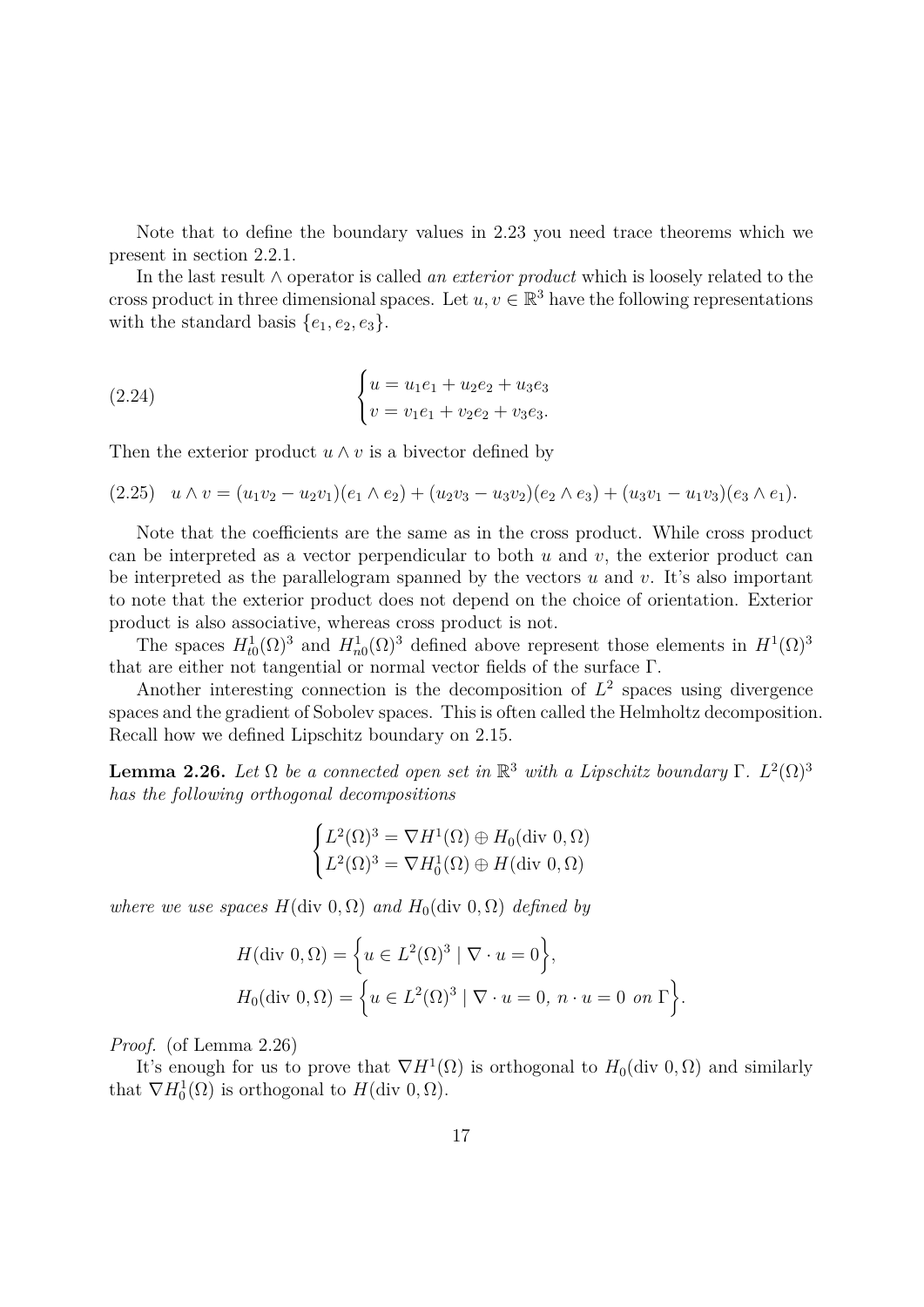Note that to define the boundary values in 2.23 you need trace theorems which we present in section 2.2.1.

In the last result $\wedge$ operator is called *an exterior product* which is loosely related to the cross product in three dimensional spaces. Let $u, v \in \mathbb{R}^3$ have the following representations with the standard basis $\{e_1, e_2, e_3\}$.

$$
\begin{cases} u = u_1 e_1 + u_2 e_2 + u_3 e_3 \\ v = v_1 e_1 + v_2 e_2 + v_3 e_3. \end{cases} \tag{2.24}
$$

Then the exterior product $u \wedge v$ is a bivector defined by

$$
u \wedge v = (u_1 v_2 - u_2 v_1)(e_1 \wedge e_2) + (u_2 v_3 - u_3 v_2)(e_2 \wedge e_3) + (u_3 v_1 - u_1 v_3)(e_3 \wedge e_1). \tag{2.25}
$$

Note that the coefficients are the same as in the cross product. While cross product can be interpreted as a vector perpendicular to both $u$ and $v$, the exterior product can be interpreted as the parallelogram spanned by the vectors $u$ and $v$. It's also important to note that the exterior product does not depend on the choice of orientation. Exterior product is also associative, whereas cross product is not.

The spaces $H^1_{t0}(\Omega)^3$ and $H^1_{n0}(\Omega)^3$ defined above represent those elements in $H^1(\Omega)^3$ that are either not tangential or normal vector fields of the surface $\Gamma$.

Another interesting connection is the decomposition of $L^2$ spaces using divergence spaces and the gradient of Sobolev spaces. This is often called the Helmholtz decomposition. Recall how we defined Lipschitz boundary on 2.15.

**Lemma 2.26.** *Let $\Omega$ be a connected open set in $\mathbb{R}^3$ with a Lipschitz boundary $\Gamma$. $L^2(\Omega)^3$ has the following orthogonal decompositions*

$$
\begin{cases} L^2(\Omega)^3 = \nabla H^1(\Omega) \oplus H_0(\text{div } 0, \Omega) \\ L^2(\Omega)^3 = \nabla H^1_0(\Omega) \oplus H(\text{div } 0, \Omega) \end{cases}
$$

*where we use spaces $H(\text{div } 0, \Omega)$ and $H_0(\text{div } 0, \Omega)$ defined by*

$$
H(\text{div } 0, \Omega) = \Big\{ u \in L^2(\Omega)^3 \mid \nabla \cdot u = 0 \Big\},
$$

$$
H_0(\text{div } 0, \Omega) = \Big\{ u \in L^2(\Omega)^3 \mid \nabla \cdot u = 0, \ n \cdot u = 0 \ \text{on } \Gamma \Big\}.
$$

*Proof.* (of Lemma 2.26)

It's enough for us to prove that $\nabla H^1(\Omega)$ is orthogonal to $H_0(\text{div } 0, \Omega)$ and similarly that $\nabla H^1_0(\Omega)$ is orthogonal to $H(\text{div } 0, \Omega)$.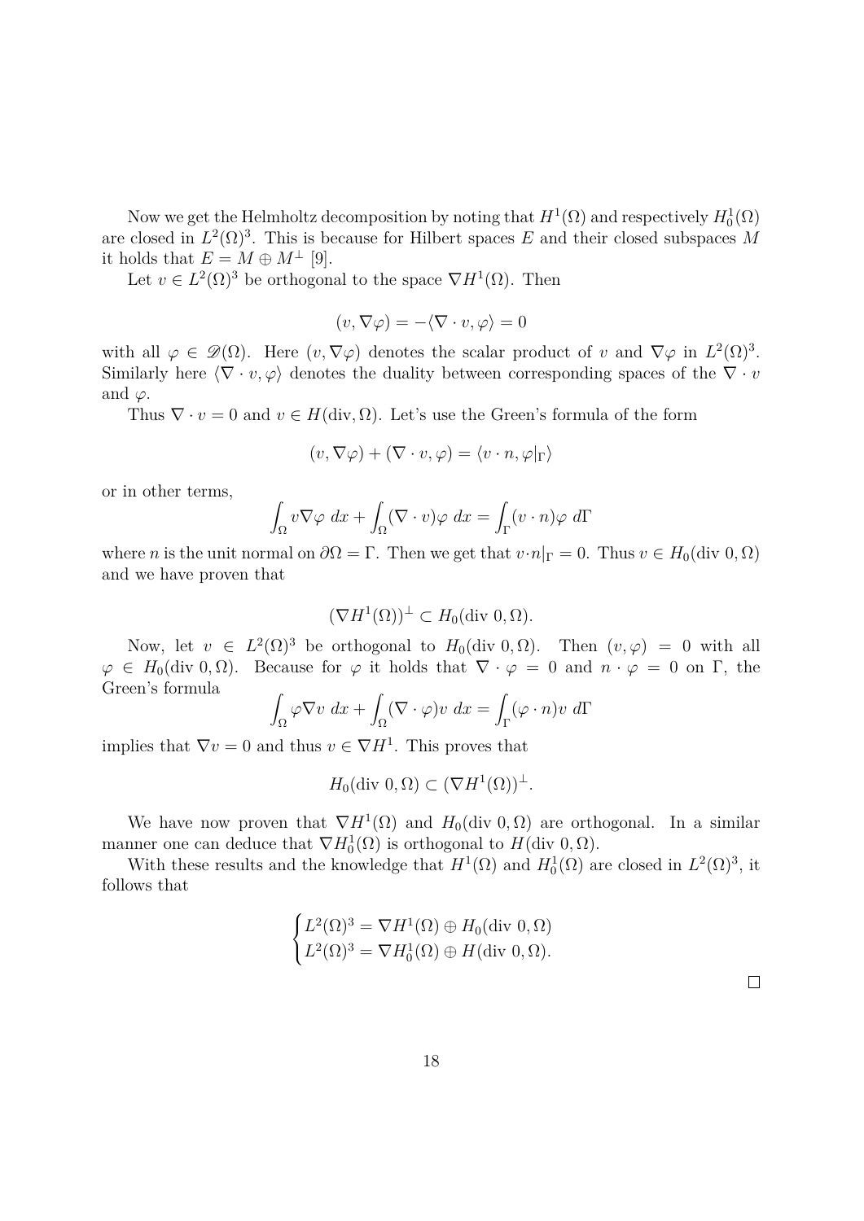Now we get the Helmholtz decomposition by noting that $H^1(\Omega)$ and respectively $H_0^1(\Omega)$ are closed in $L^2(\Omega)^3$. This is because for Hilbert spaces $E$ and their closed subspaces $M$ it holds that $E = M \oplus M^\perp$ [9].

Let $v \in L^2(\Omega)^3$ be orthogonal to the space $\nabla H^1(\Omega)$. Then

$$(v, \nabla\varphi) = -\langle \nabla \cdot v, \varphi \rangle = 0$$

with all $\varphi \in \mathscr{D}(\Omega)$. Here $(v, \nabla\varphi)$ denotes the scalar product of $v$ and $\nabla\varphi$ in $L^2(\Omega)^3$. Similarly here $\langle \nabla \cdot v, \varphi \rangle$ denotes the duality between corresponding spaces of the $\nabla \cdot v$ and $\varphi$.

Thus $\nabla \cdot v = 0$ and $v \in H(\text{div}, \Omega)$. Let's use the Green's formula of the form

$$(v, \nabla\varphi) + (\nabla \cdot v, \varphi) = \langle v \cdot n, \varphi|_\Gamma \rangle$$

or in other terms,

$$\int_\Omega v \nabla\varphi \; dx + \int_\Omega (\nabla \cdot v)\varphi \; dx = \int_\Gamma (v \cdot n)\varphi \; d\Gamma$$

where $n$ is the unit normal on $\partial\Omega = \Gamma$. Then we get that $v \cdot n|_\Gamma = 0$. Thus $v \in H_0(\text{div } 0, \Omega)$ and we have proven that

$$(\nabla H^1(\Omega))^\perp \subset H_0(\text{div } 0, \Omega).$$

Now, let $v \in L^2(\Omega)^3$ be orthogonal to $H_0(\text{div } 0, \Omega)$. Then $(v, \varphi) = 0$ with all $\varphi \in H_0(\text{div } 0, \Omega)$. Because for $\varphi$ it holds that $\nabla \cdot \varphi = 0$ and $n \cdot \varphi = 0$ on $\Gamma$, the Green's formula

$$\int_\Omega \varphi \nabla v \; dx + \int_\Omega (\nabla \cdot \varphi) v \; dx = \int_\Gamma (\varphi \cdot n) v \; d\Gamma$$

implies that $\nabla v = 0$ and thus $v \in \nabla H^1$. This proves that

$$H_0(\text{div } 0, \Omega) \subset (\nabla H^1(\Omega))^\perp.$$

We have now proven that $\nabla H^1(\Omega)$ and $H_0(\text{div } 0, \Omega)$ are orthogonal. In a similar manner one can deduce that $\nabla H_0^1(\Omega)$ is orthogonal to $H(\text{div } 0, \Omega)$.

With these results and the knowledge that $H^1(\Omega)$ and $H_0^1(\Omega)$ are closed in $L^2(\Omega)^3$, it follows that

$$\begin{cases} L^2(\Omega)^3 = \nabla H^1(\Omega) \oplus H_0(\text{div } 0, \Omega) \\ L^2(\Omega)^3 = \nabla H_0^1(\Omega) \oplus H(\text{div } 0, \Omega). \end{cases}$$

□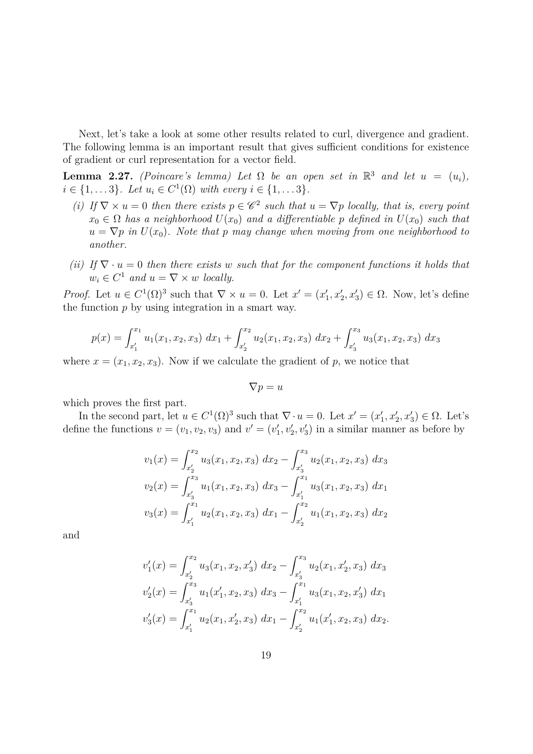Next, let's take a look at some other results related to curl, divergence and gradient. The following lemma is an important result that gives sufficient conditions for existence of gradient or curl representation for a vector field.

**Lemma 2.27.** *(Poincare's lemma) Let $\Omega$ be an open set in $\mathbb{R}^3$ and let $u = (u_i)$, $i \in \{1, \dots 3\}$. Let $u_i \in C^1(\Omega)$ with every $i \in \{1, \dots 3\}$.*

*(i) If $\nabla \times u = 0$ then there exists $p \in \mathscr{C}^2$ such that $u = \nabla p$ locally, that is, every point $x_0 \in \Omega$ has a neighborhood $U(x_0)$ and a differentiable $p$ defined in $U(x_0)$ such that $u = \nabla p$ in $U(x_0)$. Note that $p$ may change when moving from one neighborhood to another.*

*(ii) If $\nabla \cdot u = 0$ then there exists $w$ such that for the component functions it holds that $w_i \in C^1$ and $u = \nabla \times w$ locally.*

*Proof.* Let $u \in C^1(\Omega)^3$ such that $\nabla \times u = 0$. Let $x' = (x_1', x_2', x_3') \in \Omega$. Now, let's define the function $p$ by using integration in a smart way.

$$p(x) = \int_{x_1'}^{x_1} u_1(x_1, x_2, x_3)\ dx_1 + \int_{x_2'}^{x_2} u_2(x_1, x_2, x_3)\ dx_2 + \int_{x_3'}^{x_3} u_3(x_1, x_2, x_3)\ dx_3$$

where $x = (x_1, x_2, x_3)$. Now if we calculate the gradient of $p$, we notice that

$$\nabla p = u$$

which proves the first part.

In the second part, let $u \in C^1(\Omega)^3$ such that $\nabla \cdot u = 0$. Let $x' = (x_1', x_2', x_3') \in \Omega$. Let's define the functions $v = (v_1, v_2, v_3)$ and $v' = (v_1', v_2', v_3')$ in a similar manner as before by

$$\begin{aligned}
v_1(x) &= \int_{x_2'}^{x_2} u_3(x_1, x_2, x_3)\ dx_2 - \int_{x_3'}^{x_3} u_2(x_1, x_2, x_3)\ dx_3 \\
v_2(x) &= \int_{x_3'}^{x_3} u_1(x_1, x_2, x_3)\ dx_3 - \int_{x_1'}^{x_1} u_3(x_1, x_2, x_3)\ dx_1 \\
v_3(x) &= \int_{x_1'}^{x_1} u_2(x_1, x_2, x_3)\ dx_1 - \int_{x_2'}^{x_2} u_1(x_1, x_2, x_3)\ dx_2
\end{aligned}$$

and

$$\begin{aligned}
v_1'(x) &= \int_{x_2'}^{x_2} u_3(x_1, x_2, x_3')\ dx_2 - \int_{x_3'}^{x_3} u_2(x_1, x_2', x_3)\ dx_3 \\
v_2'(x) &= \int_{x_3'}^{x_3} u_1(x_1', x_2, x_3)\ dx_3 - \int_{x_1'}^{x_1} u_3(x_1, x_2, x_3')\ dx_1 \\
v_3'(x) &= \int_{x_1'}^{x_1} u_2(x_1, x_2', x_3)\ dx_1 - \int_{x_2'}^{x_2} u_1(x_1', x_2, x_3)\ dx_2.
\end{aligned}$$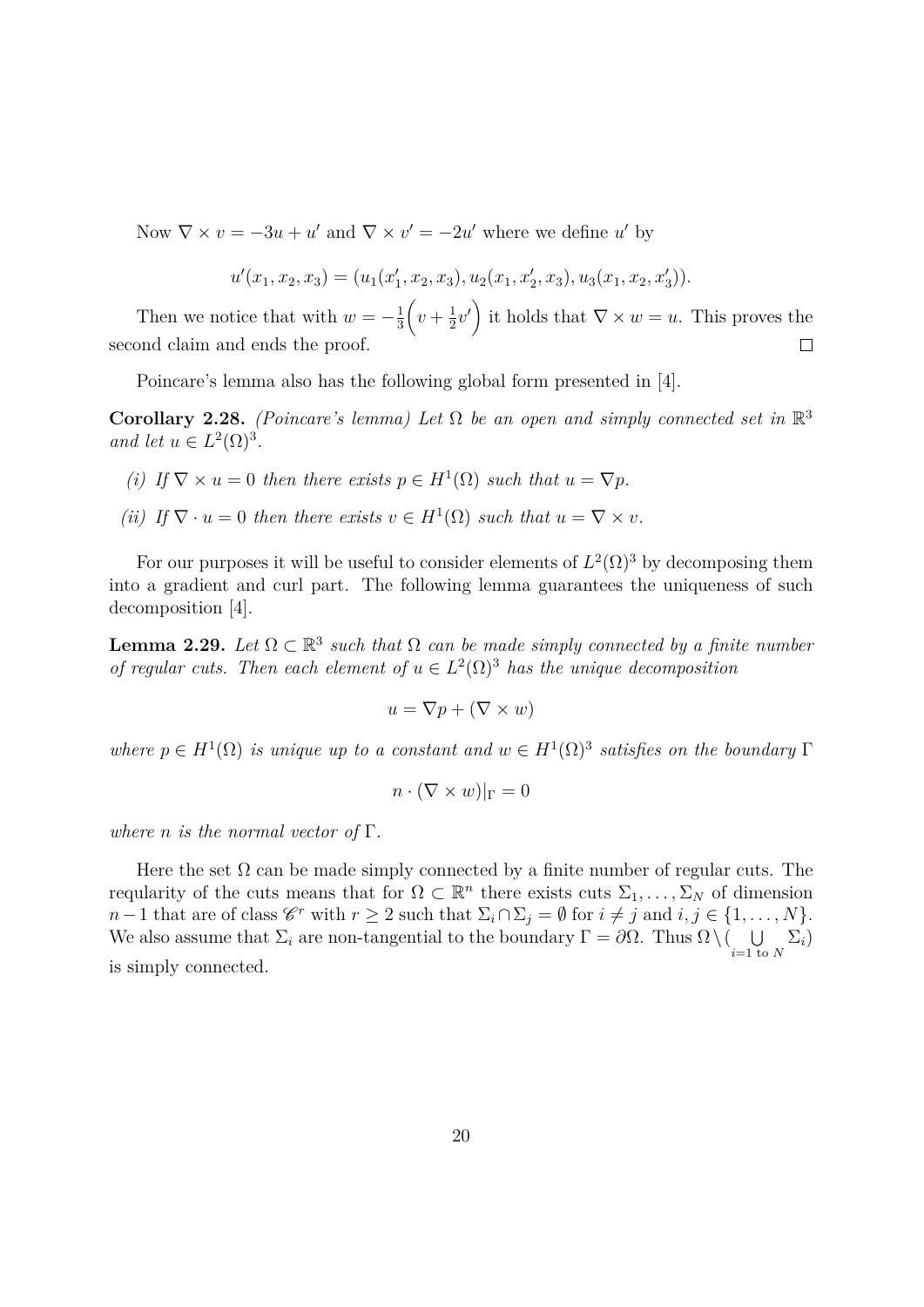Now $\nabla \times v = -3u + u'$ and $\nabla \times v' = -2u'$ where we define $u'$ by

$$u'(x_1, x_2, x_3) = (u_1(x_1', x_2, x_3), u_2(x_1, x_2', x_3), u_3(x_1, x_2, x_3')).$$

Then we notice that with $w = -\frac{1}{3}\Big(v + \frac{1}{2}v'\Big)$ it holds that $\nabla \times w = u$. This proves the second claim and ends the proof. $\square$

Poincare's lemma also has the following global form presented in [4].

**Corollary 2.28.** *(Poincare's lemma) Let $\Omega$ be an open and simply connected set in $\mathbb{R}^3$ and let $u \in L^2(\Omega)^3$.*

*(i) If $\nabla \times u = 0$ then there exists $p \in H^1(\Omega)$ such that $u = \nabla p$.*

*(ii) If $\nabla \cdot u = 0$ then there exists $v \in H^1(\Omega)$ such that $u = \nabla \times v$.*

For our purposes it will be useful to consider elements of $L^2(\Omega)^3$ by decomposing them into a gradient and curl part. The following lemma guarantees the uniqueness of such decomposition [4].

**Lemma 2.29.** *Let $\Omega \subset \mathbb{R}^3$ such that $\Omega$ can be made simply connected by a finite number of regular cuts. Then each element of $u \in L^2(\Omega)^3$ has the unique decomposition*

$$u = \nabla p + (\nabla \times w)$$

*where $p \in H^1(\Omega)$ is unique up to a constant and $w \in H^1(\Omega)^3$ satisfies on the boundary $\Gamma$*

$$n \cdot (\nabla \times w)|_\Gamma = 0$$

*where $n$ is the normal vector of $\Gamma$.*

Here the set $\Omega$ can be made simply connected by a finite number of regular cuts. The reqularity of the cuts means that for $\Omega \subset \mathbb{R}^n$ there exists cuts $\Sigma_1, \dots, \Sigma_N$ of dimension $n-1$ that are of class $\mathscr{C}^r$ with $r \geq 2$ such that $\Sigma_i \cap \Sigma_j = \emptyset$ for $i \neq j$ and $i, j \in \{1, \dots, N\}$. We also assume that $\Sigma_i$ are non-tangential to the boundary $\Gamma = \partial\Omega$. Thus $\Omega \setminus (\bigcup_{i=1 \text{ to } N} \Sigma_i)$ is simply connected.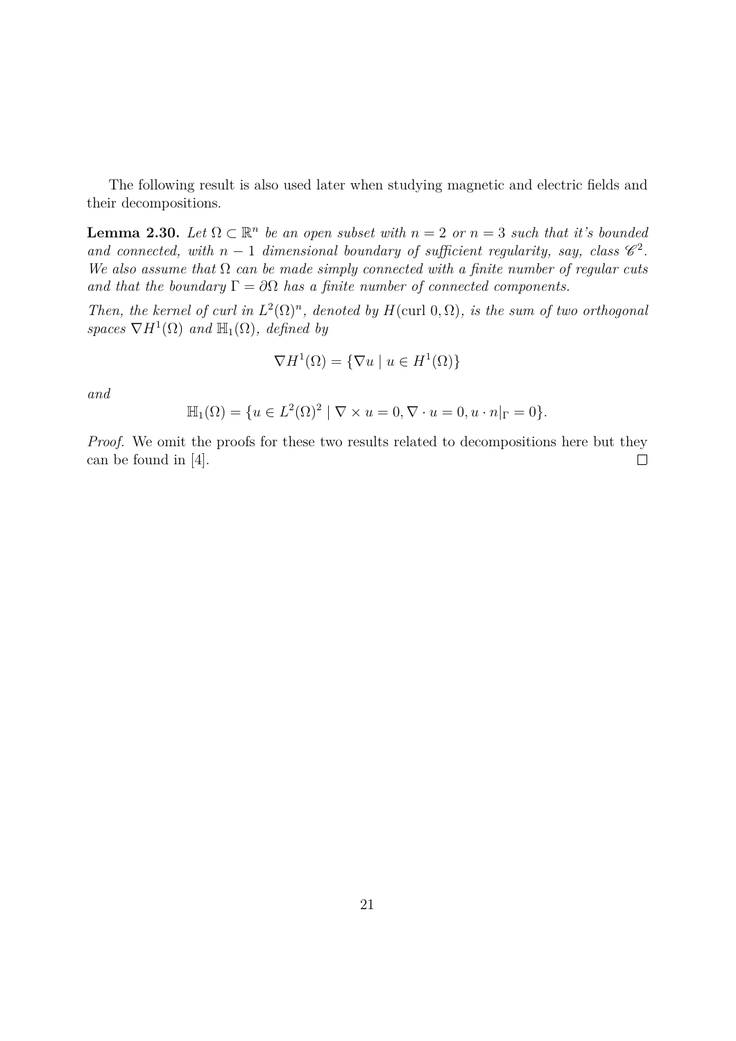The following result is also used later when studying magnetic and electric fields and their decompositions.

**Lemma 2.30.** *Let $\Omega \subset \mathbb{R}^n$ be an open subset with $n = 2$ or $n = 3$ such that it's bounded and connected, with $n-1$ dimensional boundary of sufficient regularity, say, class $\mathscr{C}^2$. We also assume that $\Omega$ can be made simply connected with a finite number of regular cuts and that the boundary $\Gamma = \partial\Omega$ has a finite number of connected components.*

*Then, the kernel of curl in $L^2(\Omega)^n$, denoted by $H(\mathrm{curl}\, 0, \Omega)$, is the sum of two orthogonal spaces $\nabla H^1(\Omega)$ and $\mathbb{H}_1(\Omega)$, defined by*

$$\nabla H^1(\Omega) = \{\nabla u \mid u \in H^1(\Omega)\}$$

*and*

$$\mathbb{H}_1(\Omega) = \{u \in L^2(\Omega)^2 \mid \nabla \times u = 0, \nabla \cdot u = 0, u \cdot n|_\Gamma = 0\}.$$

*Proof.* We omit the proofs for these two results related to decompositions here but they can be found in [4]. $\square$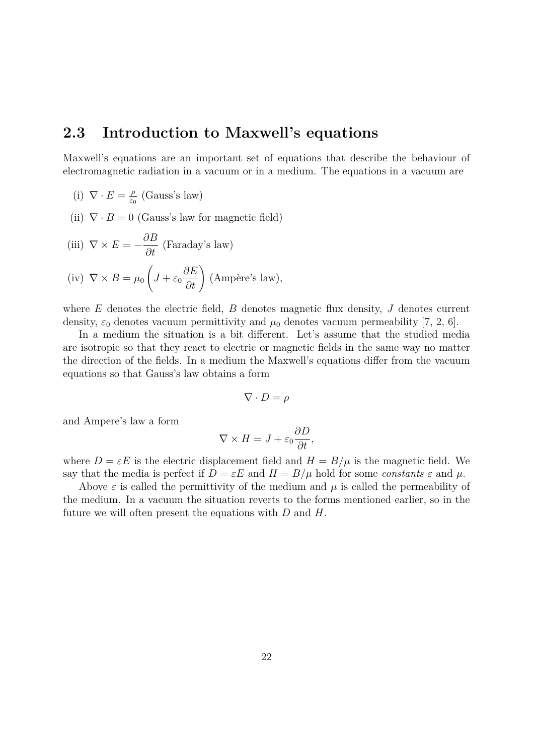## 2.3 Introduction to Maxwell's equations

Maxwell's equations are an important set of equations that describe the behaviour of electromagnetic radiation in a vacuum or in a medium. The equations in a vacuum are

(i) $\nabla \cdot E = \frac{\rho}{\varepsilon_0}$ (Gauss's law)

(ii) $\nabla \cdot B = 0$ (Gauss's law for magnetic field)

(iii) $\nabla \times E = -\dfrac{\partial B}{\partial t}$ (Faraday's law)

(iv) $\nabla \times B = \mu_0 \left( J + \varepsilon_0 \dfrac{\partial E}{\partial t} \right)$ (Ampère's law),

where $E$ denotes the electric field, $B$ denotes magnetic flux density, $J$ denotes current density, $\varepsilon_0$ denotes vacuum permittivity and $\mu_0$ denotes vacuum permeability [7, 2, 6].

In a medium the situation is a bit different. Let's assume that the studied media are isotropic so that they react to electric or magnetic fields in the same way no matter the direction of the fields. In a medium the Maxwell's equations differ from the vacuum equations so that Gauss's law obtains a form

$$\nabla \cdot D = \rho$$

and Ampere's law a form

$$\nabla \times H = J + \varepsilon_0 \frac{\partial D}{\partial t},$$

where $D = \varepsilon E$ is the electric displacement field and $H = B/\mu$ is the magnetic field. We say that the media is perfect if $D = \varepsilon E$ and $H = B/\mu$ hold for some *constants* $\varepsilon$ and $\mu$.

Above $\varepsilon$ is called the permittivity of the medium and $\mu$ is called the permeability of the medium. In a vacuum the situation reverts to the forms mentioned earlier, so in the future we will often present the equations with $D$ and $H$.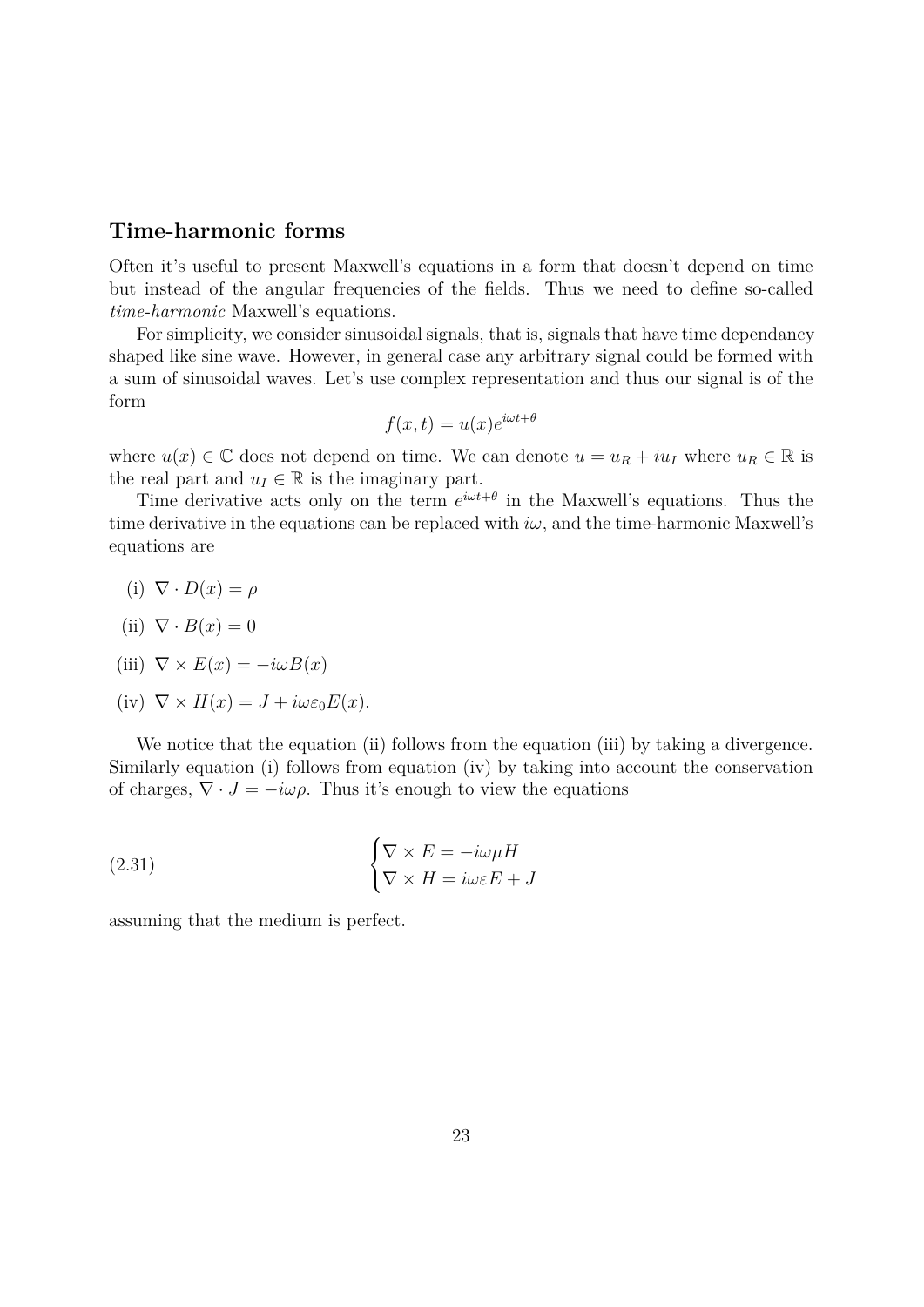## Time-harmonic forms

Often it's useful to present Maxwell's equations in a form that doesn't depend on time but instead of the angular frequencies of the fields. Thus we need to define so-called *time-harmonic* Maxwell's equations.

For simplicity, we consider sinusoidal signals, that is, signals that have time dependancy shaped like sine wave. However, in general case any arbitrary signal could be formed with a sum of sinusoidal waves. Let's use complex representation and thus our signal is of the form

$$f(x,t) = u(x)e^{i\omega t+\theta}$$

where $u(x) \in \mathbb{C}$ does not depend on time. We can denote $u = u_R + iu_I$ where $u_R \in \mathbb{R}$ is the real part and $u_I \in \mathbb{R}$ is the imaginary part.

Time derivative acts only on the term $e^{i\omega t+\theta}$ in the Maxwell's equations. Thus the time derivative in the equations can be replaced with $i\omega$, and the time-harmonic Maxwell's equations are

(i) $\nabla \cdot D(x) = \rho$

(ii) $\nabla \cdot B(x) = 0$

(iii) $\nabla \times E(x) = -i\omega B(x)$

(iv) $\nabla \times H(x) = J + i\omega\varepsilon_0 E(x)$.

We notice that the equation (ii) follows from the equation (iii) by taking a divergence. Similarly equation (i) follows from equation (iv) by taking into account the conservation of charges, $\nabla \cdot J = -i\omega\rho$. Thus it's enough to view the equations

$$\begin{cases} \nabla \times E = -i\omega\mu H \\ \nabla \times H = i\omega\varepsilon E + J \end{cases} \tag{2.31}$$

assuming that the medium is perfect.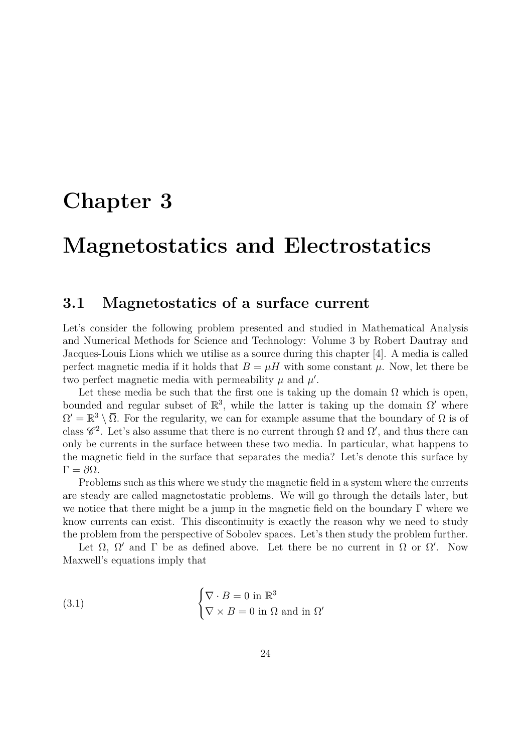# Chapter 3

# Magnetostatics and Electrostatics

## 3.1 Magnetostatics of a surface current

Let's consider the following problem presented and studied in Mathematical Analysis and Numerical Methods for Science and Technology: Volume 3 by Robert Dautray and Jacques-Louis Lions which we utilise as a source during this chapter [4]. A media is called perfect magnetic media if it holds that $B = \mu H$ with some constant $\mu$. Now, let there be two perfect magnetic media with permeability $\mu$ and $\mu'$.

Let these media be such that the first one is taking up the domain $\Omega$ which is open, bounded and regular subset of $\mathbb{R}^3$, while the latter is taking up the domain $\Omega'$ where $\Omega' = \mathbb{R}^3 \setminus \overline{\Omega}$. For the regularity, we can for example assume that the boundary of $\Omega$ is of class $\mathscr{C}^2$. Let's also assume that there is no current through $\Omega$ and $\Omega'$, and thus there can only be currents in the surface between these two media. In particular, what happens to the magnetic field in the surface that separates the media? Let's denote this surface by $\Gamma = \partial\Omega$.

Problems such as this where we study the magnetic field in a system where the currents are steady are called magnetostatic problems. We will go through the details later, but we notice that there might be a jump in the magnetic field on the boundary $\Gamma$ where we know currents can exist. This discontinuity is exactly the reason why we need to study the problem from the perspective of Sobolev spaces. Let's then study the problem further.

Let $\Omega$, $\Omega'$ and $\Gamma$ be as defined above. Let there be no current in $\Omega$ or $\Omega'$. Now Maxwell's equations imply that

$$
\begin{cases} \nabla \cdot B = 0 \text{ in } \mathbb{R}^3 \\ \nabla \times B = 0 \text{ in } \Omega \text{ and in } \Omega' \end{cases} \tag{3.1}
$$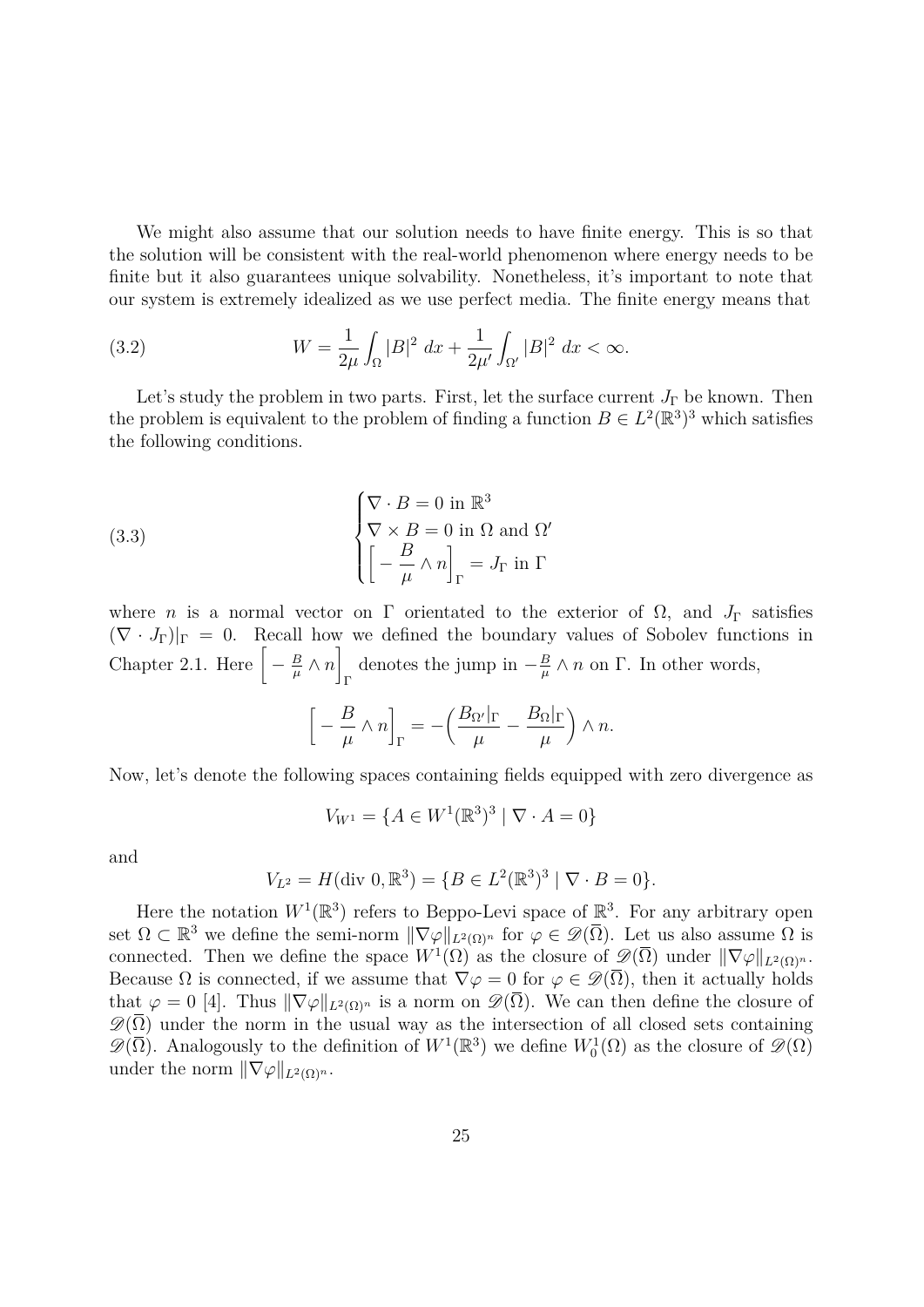We might also assume that our solution needs to have finite energy. This is so that the solution will be consistent with the real-world phenomenon where energy needs to be finite but it also guarantees unique solvability. Nonetheless, it's important to note that our system is extremely idealized as we use perfect media. The finite energy means that

$$W = \frac{1}{2\mu}\int_{\Omega} |B|^2 \, dx + \frac{1}{2\mu'}\int_{\Omega'} |B|^2 \, dx < \infty. \tag{3.2}$$

Let's study the problem in two parts. First, let the surface current $J_\Gamma$ be known. Then the problem is equivalent to the problem of finding a function $B \in L^2(\mathbb{R}^3)^3$ which satisfies the following conditions.

$$\begin{cases} \nabla \cdot B = 0 \text{ in } \mathbb{R}^3 \\ \nabla \times B = 0 \text{ in } \Omega \text{ and } \Omega' \\ \Big[ -\dfrac{B}{\mu} \wedge n \Big]_\Gamma = J_\Gamma \text{ in } \Gamma \end{cases} \tag{3.3}$$

where $n$ is a normal vector on $\Gamma$ orientated to the exterior of $\Omega$, and $J_\Gamma$ satisfies $(\nabla \cdot J_\Gamma)|_\Gamma = 0$. Recall how we defined the boundary values of Sobolev functions in Chapter 2.1. Here $\Big[ -\frac{B}{\mu} \wedge n \Big]_\Gamma$ denotes the jump in $-\frac{B}{\mu} \wedge n$ on $\Gamma$. In other words,

$$\Big[ -\frac{B}{\mu} \wedge n \Big]_\Gamma = -\Big( \frac{B_{\Omega'}|_\Gamma}{\mu} - \frac{B_\Omega|_\Gamma}{\mu} \Big) \wedge n.$$

Now, let's denote the following spaces containing fields equipped with zero divergence as

$$V_{W^1} = \{A \in W^1(\mathbb{R}^3)^3 \mid \nabla \cdot A = 0\}$$

and

$$V_{L^2} = H(\text{div } 0, \mathbb{R}^3) = \{B \in L^2(\mathbb{R}^3)^3 \mid \nabla \cdot B = 0\}.$$

Here the notation $W^1(\mathbb{R}^3)$ refers to Beppo-Levi space of $\mathbb{R}^3$. For any arbitrary open set $\Omega \subset \mathbb{R}^3$ we define the semi-norm $\|\nabla\varphi\|_{L^2(\Omega)^n}$ for $\varphi \in \mathscr{D}(\overline{\Omega})$. Let us also assume $\Omega$ is connected. Then we define the space $W^1(\Omega)$ as the closure of $\mathscr{D}(\overline{\Omega})$ under $\|\nabla\varphi\|_{L^2(\Omega)^n}$. Because $\Omega$ is connected, if we assume that $\nabla\varphi = 0$ for $\varphi \in \mathscr{D}(\overline{\Omega})$, then it actually holds that $\varphi = 0$ [4]. Thus $\|\nabla\varphi\|_{L^2(\Omega)^n}$ is a norm on $\mathscr{D}(\overline{\Omega})$. We can then define the closure of $\mathscr{D}(\overline{\Omega})$ under the norm in the usual way as the intersection of all closed sets containing $\mathscr{D}(\overline{\Omega})$. Analogously to the definition of $W^1(\mathbb{R}^3)$ we define $W^1_0(\Omega)$ as the closure of $\mathscr{D}(\Omega)$ under the norm $\|\nabla\varphi\|_{L^2(\Omega)^n}$.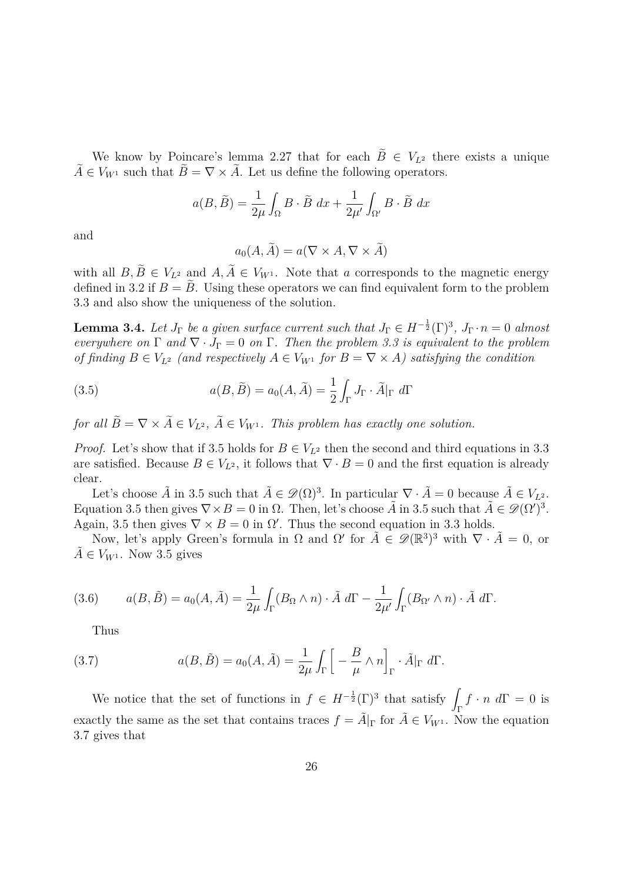We know by Poincare's lemma 2.27 that for each $\widetilde{B} \in V_{L^2}$ there exists a unique $\widetilde{A} \in V_{W^1}$ such that $\widetilde{B} = \nabla \times \widetilde{A}$. Let us define the following operators.

$$a(B, \widetilde{B}) = \frac{1}{2\mu} \int_{\Omega} B \cdot \widetilde{B} \; dx + \frac{1}{2\mu'} \int_{\Omega'} B \cdot \widetilde{B} \; dx$$

and

$$a_0(A, \widetilde{A}) = a(\nabla \times A, \nabla \times \widetilde{A})$$

with all $B, \widetilde{B} \in V_{L^2}$ and $A, \widetilde{A} \in V_{W^1}$. Note that $a$ corresponds to the magnetic energy defined in 3.2 if $B = \widetilde{B}$. Using these operators we can find equivalent form to the problem 3.3 and also show the uniqueness of the solution.

**Lemma 3.4.** *Let $J_\Gamma$ be a given surface current such that $J_\Gamma \in H^{-\frac{1}{2}}(\Gamma)^3$, $J_\Gamma \cdot n = 0$ almost everywhere on $\Gamma$ and $\nabla \cdot J_\Gamma = 0$ on $\Gamma$. Then the problem 3.3 is equivalent to the problem of finding $B \in V_{L^2}$ (and respectively $A \in V_{W^1}$ for $B = \nabla \times A$) satisfying the condition*

$$a(B, \widetilde{B}) = a_0(A, \widetilde{A}) = \frac{1}{2} \int_\Gamma J_\Gamma \cdot \widetilde{A}|_\Gamma \; d\Gamma \tag{3.5}$$

*for all $\widetilde{B} = \nabla \times \widetilde{A} \in V_{L^2}$, $\widetilde{A} \in V_{W^1}$. This problem has exactly one solution.*

*Proof.* Let's show that if 3.5 holds for $B \in V_{L^2}$ then the second and third equations in 3.3 are satisfied. Because $B \in V_{L^2}$, it follows that $\nabla \cdot B = 0$ and the first equation is already clear.

Let's choose $\tilde{A}$ in 3.5 such that $\tilde{A} \in \mathscr{D}(\Omega)^3$. In particular $\nabla \cdot \tilde{A} = 0$ because $\tilde{A} \in V_{L^2}$. Equation 3.5 then gives $\nabla \times B = 0$ in $\Omega$. Then, let's choose $\tilde{A}$ in 3.5 such that $\tilde{A} \in \mathscr{D}(\Omega')^3$. Again, 3.5 then gives $\nabla \times B = 0$ in $\Omega'$. Thus the second equation in 3.3 holds.

Now, let's apply Green's formula in $\Omega$ and $\Omega'$ for $\tilde{A} \in \mathscr{D}(\mathbb{R}^3)^3$ with $\nabla \cdot \tilde{A} = 0$, or $\tilde{A} \in V_{W^1}$. Now 3.5 gives

$$a(B, \tilde{B}) = a_0(A, \tilde{A}) = \frac{1}{2\mu} \int_\Gamma (B_\Omega \wedge n) \cdot \tilde{A} \; d\Gamma - \frac{1}{2\mu'} \int_\Gamma (B_{\Omega'} \wedge n) \cdot \tilde{A} \; d\Gamma. \tag{3.6}$$

Thus

$$a(B, \tilde{B}) = a_0(A, \tilde{A}) = \frac{1}{2\mu} \int_\Gamma \Big[ -\frac{B}{\mu} \wedge n \Big]_\Gamma \cdot \tilde{A}|_\Gamma \; d\Gamma. \tag{3.7}$$

We notice that the set of functions in $f \in H^{-\frac{1}{2}}(\Gamma)^3$ that satisfy $\displaystyle\int_\Gamma f \cdot n \; d\Gamma = 0$ is exactly the same as the set that contains traces $f = \tilde{A}|_\Gamma$ for $\tilde{A} \in V_{W^1}$. Now the equation 3.7 gives that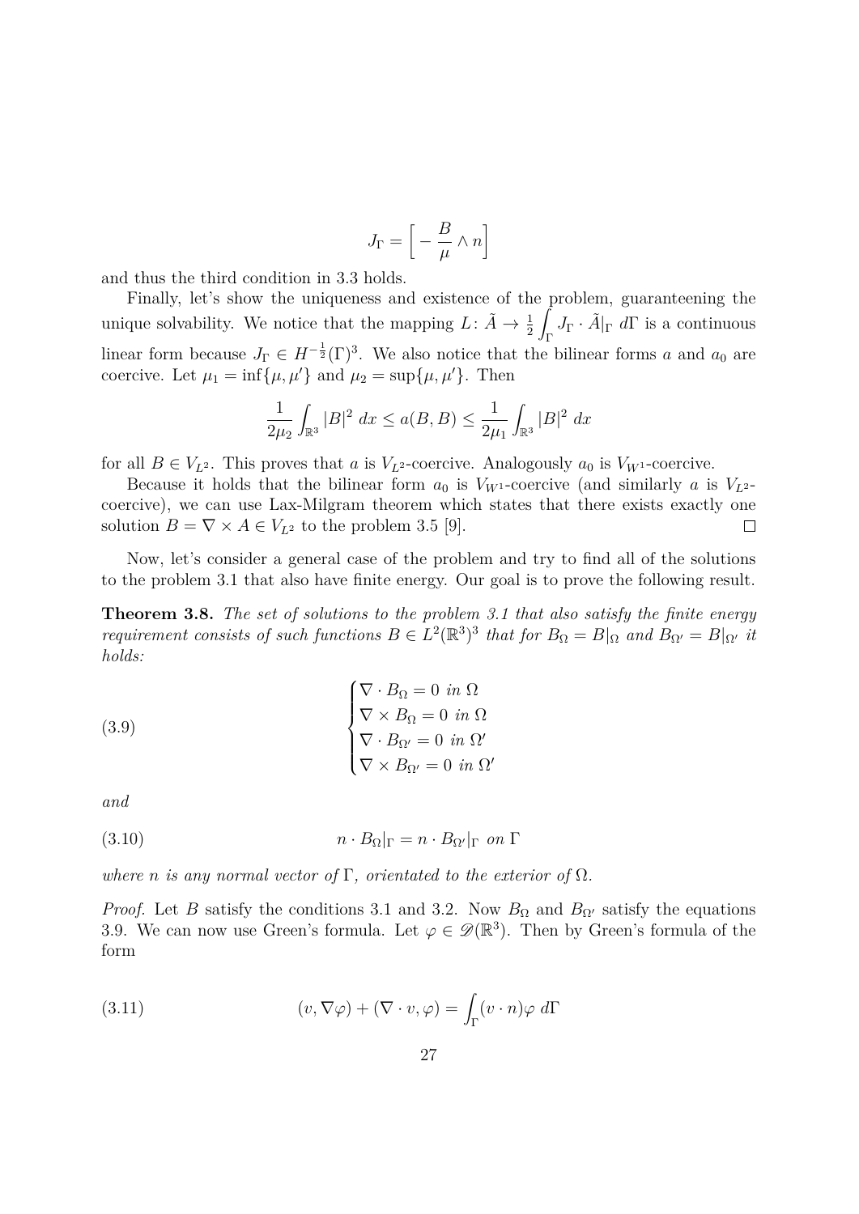$$J_\Gamma = \left[ -\frac{B}{\mu} \wedge n \right]$$

and thus the third condition in 3.3 holds.

Finally, let's show the uniqueness and existence of the problem, guaranteening the unique solvability. We notice that the mapping $L\colon \tilde{A} \to \frac{1}{2}\int_\Gamma J_\Gamma \cdot \tilde{A}|_\Gamma \, d\Gamma$ is a continuous linear form because $J_\Gamma \in H^{-\frac{1}{2}}(\Gamma)^3$. We also notice that the bilinear forms $a$ and $a_0$ are coercive. Let $\mu_1 = \inf\{\mu, \mu'\}$ and $\mu_2 = \sup\{\mu, \mu'\}$. Then

$$\frac{1}{2\mu_2}\int_{\mathbb{R}^3} |B|^2 \, dx \le a(B, B) \le \frac{1}{2\mu_1}\int_{\mathbb{R}^3} |B|^2 \, dx$$

for all $B \in V_{L^2}$. This proves that $a$ is $V_{L^2}$-coercive. Analogously $a_0$ is $V_{W^1}$-coercive.

Because it holds that the bilinear form $a_0$ is $V_{W^1}$-coercive (and similarly $a$ is $V_{L^2}$-coercive), we can use Lax-Milgram theorem which states that there exists exactly one solution $B = \nabla \times A \in V_{L^2}$ to the problem 3.5 [9]. ◻

Now, let's consider a general case of the problem and try to find all of the solutions to the problem 3.1 that also have finite energy. Our goal is to prove the following result.

**Theorem 3.8.** *The set of solutions to the problem 3.1 that also satisfy the finite energy requirement consists of such functions $B \in L^2(\mathbb{R}^3)^3$ that for $B_\Omega = B|_\Omega$ and $B_{\Omega'} = B|_{\Omega'}$ it holds:*

$$\begin{cases} \nabla \cdot B_\Omega = 0 \text{ in } \Omega \\ \nabla \times B_\Omega = 0 \text{ in } \Omega \\ \nabla \cdot B_{\Omega'} = 0 \text{ in } \Omega' \\ \nabla \times B_{\Omega'} = 0 \text{ in } \Omega' \end{cases} \tag{3.9}$$

*and*

$$n \cdot B_\Omega|_\Gamma = n \cdot B_{\Omega'}|_\Gamma \text{ on } \Gamma \tag{3.10}$$

*where $n$ is any normal vector of $\Gamma$, orientated to the exterior of $\Omega$.*

*Proof.* Let $B$ satisfy the conditions 3.1 and 3.2. Now $B_\Omega$ and $B_{\Omega'}$ satisfy the equations 3.9. We can now use Green's formula. Let $\varphi \in \mathscr{D}(\mathbb{R}^3)$. Then by Green's formula of the form

$$(v, \nabla\varphi) + (\nabla \cdot v, \varphi) = \int_\Gamma (v \cdot n)\varphi \, d\Gamma \tag{3.11}$$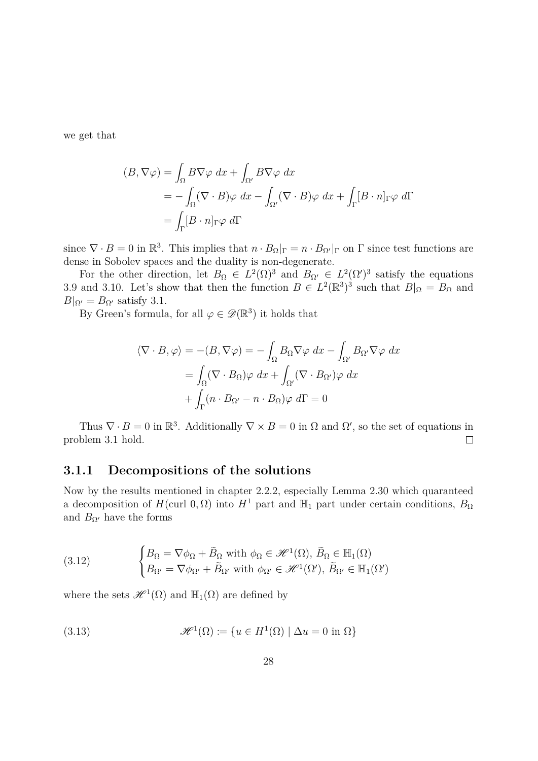we get that

$$
\begin{aligned}
(B, \nabla\varphi) &= \int_\Omega B\nabla\varphi \; dx + \int_{\Omega'} B\nabla\varphi \; dx \\
&= -\int_\Omega (\nabla\cdot B)\varphi \; dx - \int_{\Omega'} (\nabla\cdot B)\varphi \; dx + \int_\Gamma [B\cdot n]_\Gamma \varphi \; d\Gamma \\
&= \int_\Gamma [B\cdot n]_\Gamma \varphi \; d\Gamma
\end{aligned}
$$

since $\nabla\cdot B = 0$ in $\mathbb{R}^3$. This implies that $n\cdot B_\Omega|_\Gamma = n\cdot B_{\Omega'}|_\Gamma$ on $\Gamma$ since test functions are dense in Sobolev spaces and the duality is non-degenerate.

For the other direction, let $B_\Omega \in L^2(\Omega)^3$ and $B_{\Omega'} \in L^2(\Omega')^3$ satisfy the equations 3.9 and 3.10. Let's show that then the function $B \in L^2(\mathbb{R}^3)^3$ such that $B|_\Omega = B_\Omega$ and $B|_{\Omega'} = B_{\Omega'}$ satisfy 3.1.

By Green's formula, for all $\varphi \in \mathscr{D}(\mathbb{R}^3)$ it holds that

$$
\begin{aligned}
\langle \nabla\cdot B, \varphi\rangle = -(B, \nabla\varphi) &= -\int_\Omega B_\Omega\nabla\varphi \; dx - \int_{\Omega'} B_{\Omega'}\nabla\varphi \; dx \\
&= \int_\Omega (\nabla\cdot B_\Omega)\varphi \; dx + \int_{\Omega'} (\nabla\cdot B_{\Omega'})\varphi \; dx \\
&+ \int_\Gamma (n\cdot B_{\Omega'} - n\cdot B_\Omega)\varphi \; d\Gamma = 0
\end{aligned}
$$

Thus $\nabla\cdot B = 0$ in $\mathbb{R}^3$. Additionally $\nabla\times B = 0$ in $\Omega$ and $\Omega'$, so the set of equations in problem 3.1 hold. □

### 3.1.1 Decompositions of the solutions

Now by the results mentioned in chapter 2.2.2, especially Lemma 2.30 which quaranteed a decomposition of $H(\text{curl } 0, \Omega)$ into $H^1$ part and $\mathbb{H}_1$ part under certain conditions, $B_\Omega$ and $B_{\Omega'}$ have the forms

$$
\begin{cases}
B_\Omega = \nabla\phi_\Omega + \widetilde{B}_\Omega \text{ with } \phi_\Omega \in \mathscr{H}^1(\Omega),\ \widetilde{B}_\Omega \in \mathbb{H}_1(\Omega) \\
B_{\Omega'} = \nabla\phi_{\Omega'} + \widetilde{B}_{\Omega'} \text{ with } \phi_{\Omega'} \in \mathscr{H}^1(\Omega'),\ \widetilde{B}_{\Omega'} \in \mathbb{H}_1(\Omega')
\end{cases} \tag{3.12}
$$

where the sets $\mathscr{H}^1(\Omega)$ and $\mathbb{H}_1(\Omega)$ are defined by

$$
\mathscr{H}^1(\Omega) := \{u \in H^1(\Omega) \mid \Delta u = 0 \text{ in } \Omega\} \tag{3.13}
$$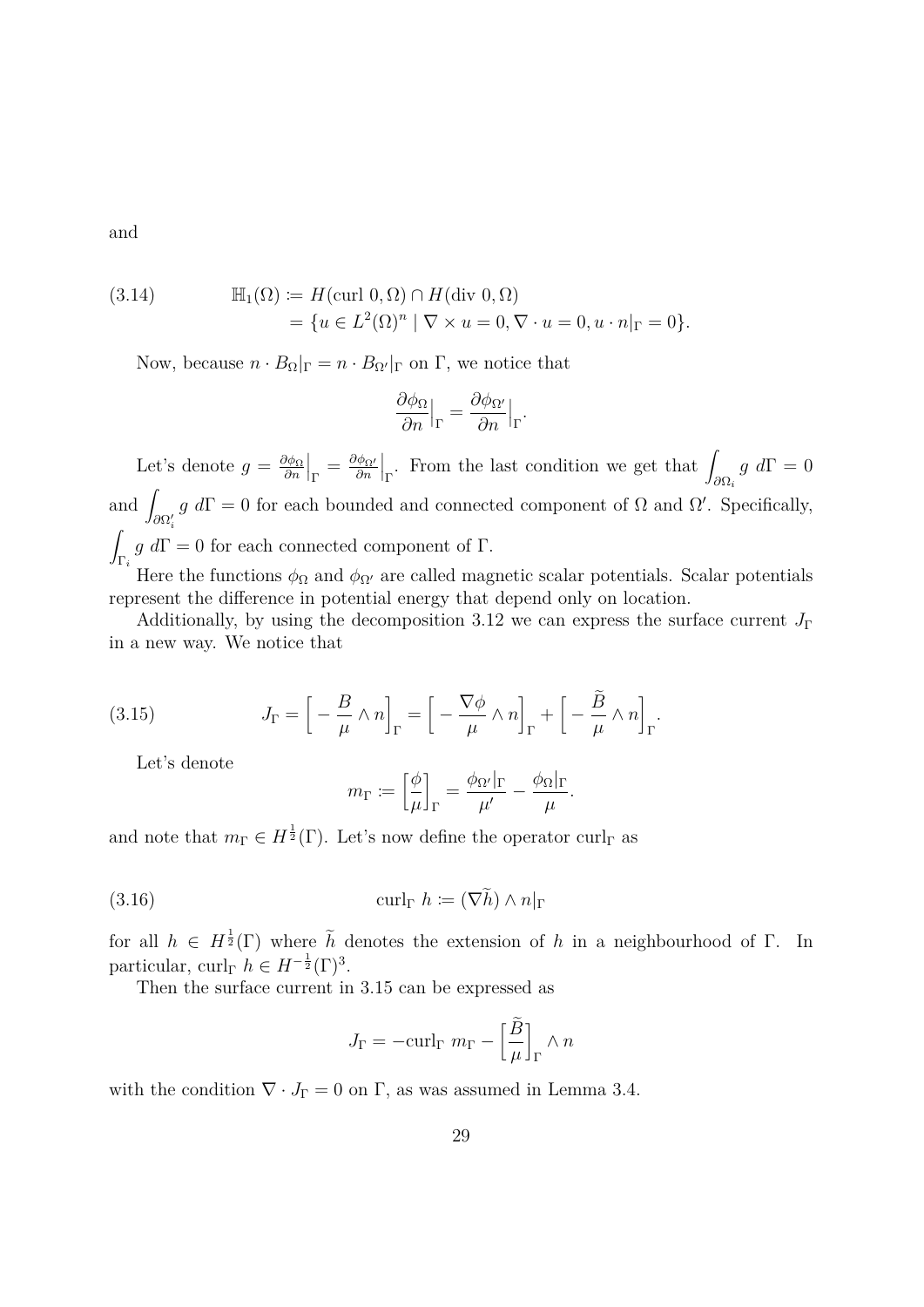and

$$
\begin{aligned}
(3.14) \qquad \mathbb{H}_1(\Omega) &\coloneqq H(\text{curl } 0, \Omega) \cap H(\text{div } 0, \Omega) \\
&= \{u \in L^2(\Omega)^n \mid \nabla \times u = 0, \nabla \cdot u = 0, u \cdot n|_\Gamma = 0\}.
\end{aligned}
$$

Now, because $n \cdot B_\Omega|_\Gamma = n \cdot B_{\Omega'}|_\Gamma$ on $\Gamma$, we notice that

$$
\frac{\partial \phi_\Omega}{\partial n}\Big|_\Gamma = \frac{\partial \phi_{\Omega'}}{\partial n}\Big|_\Gamma.
$$

Let's denote $g = \frac{\partial \phi_\Omega}{\partial n}\Big|_\Gamma = \frac{\partial \phi_{\Omega'}}{\partial n}\Big|_\Gamma$. From the last condition we get that $\displaystyle\int_{\partial\Omega_i} g \; d\Gamma = 0$ and $\displaystyle\int_{\partial\Omega'_i} g \; d\Gamma = 0$ for each bounded and connected component of $\Omega$ and $\Omega'$. Specifically, $\displaystyle\int_{\Gamma_i} g \; d\Gamma = 0$ for each connected component of $\Gamma$.

Here the functions $\phi_\Omega$ and $\phi_{\Omega'}$ are called magnetic scalar potentials. Scalar potentials represent the difference in potential energy that depend only on location.

Additionally, by using the decomposition 3.12 we can express the surface current $J_\Gamma$ in a new way. We notice that

$$
(3.15) \qquad J_\Gamma = \Big[ -\frac{B}{\mu} \wedge n \Big]_\Gamma = \Big[ -\frac{\nabla \phi}{\mu} \wedge n \Big]_\Gamma + \Big[ -\frac{\widetilde{B}}{\mu} \wedge n \Big]_\Gamma.
$$

Let's denote

$$
m_\Gamma \coloneqq \Big[\frac{\phi}{\mu}\Big]_\Gamma = \frac{\phi_{\Omega'}|_\Gamma}{\mu'} - \frac{\phi_\Omega|_\Gamma}{\mu}.
$$

and note that $m_\Gamma \in H^{\frac{1}{2}}(\Gamma)$. Let's now define the operator $\text{curl}_\Gamma$ as

$$
(3.16) \qquad \text{curl}_\Gamma \; h \coloneqq (\nabla \widetilde{h}) \wedge n|_\Gamma
$$

for all $h \in H^{\frac{1}{2}}(\Gamma)$ where $\widetilde{h}$ denotes the extension of $h$ in a neighbourhood of $\Gamma$. In particular, $\text{curl}_\Gamma \; h \in H^{-\frac{1}{2}}(\Gamma)^3$.

Then the surface current in 3.15 can be expressed as

$$
J_\Gamma = -\text{curl}_\Gamma \; m_\Gamma - \Big[\frac{\widetilde{B}}{\mu}\Big]_\Gamma \wedge n
$$

with the condition $\nabla \cdot J_\Gamma = 0$ on $\Gamma$, as was assumed in Lemma 3.4.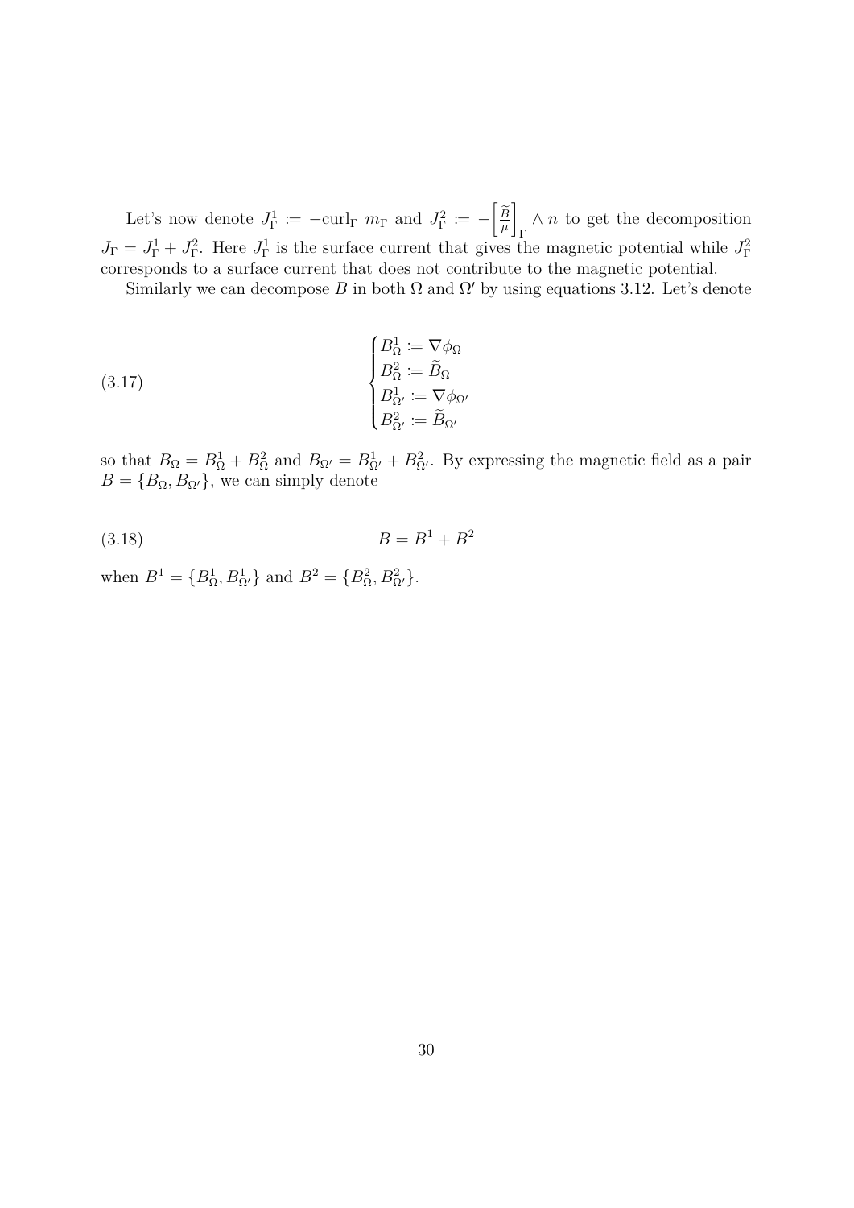Let's now denote $J_\Gamma^1 := -\mathrm{curl}_\Gamma\ m_\Gamma$ and $J_\Gamma^2 := -\left[\frac{\widetilde{B}}{\mu}\right]_\Gamma \wedge n$ to get the decomposition $J_\Gamma = J_\Gamma^1 + J_\Gamma^2$. Here $J_\Gamma^1$ is the surface current that gives the magnetic potential while $J_\Gamma^2$ corresponds to a surface current that does not contribute to the magnetic potential.

Similarly we can decompose $B$ in both $\Omega$ and $\Omega'$ by using equations 3.12. Let's denote

$$
\begin{cases}
B_\Omega^1 := \nabla \phi_\Omega \\
B_\Omega^2 := \widetilde{B}_\Omega \\
B_{\Omega'}^1 := \nabla \phi_{\Omega'} \\
B_{\Omega'}^2 := \widetilde{B}_{\Omega'}
\end{cases} \tag{3.17}
$$

so that $B_\Omega = B_\Omega^1 + B_\Omega^2$ and $B_{\Omega'} = B_{\Omega'}^1 + B_{\Omega'}^2$. By expressing the magnetic field as a pair $B = \{B_\Omega, B_{\Omega'}\}$, we can simply denote

$$
B = B^1 + B^2 \tag{3.18}
$$

when $B^1 = \{B_\Omega^1, B_{\Omega'}^1\}$ and $B^2 = \{B_\Omega^2, B_{\Omega'}^2\}$.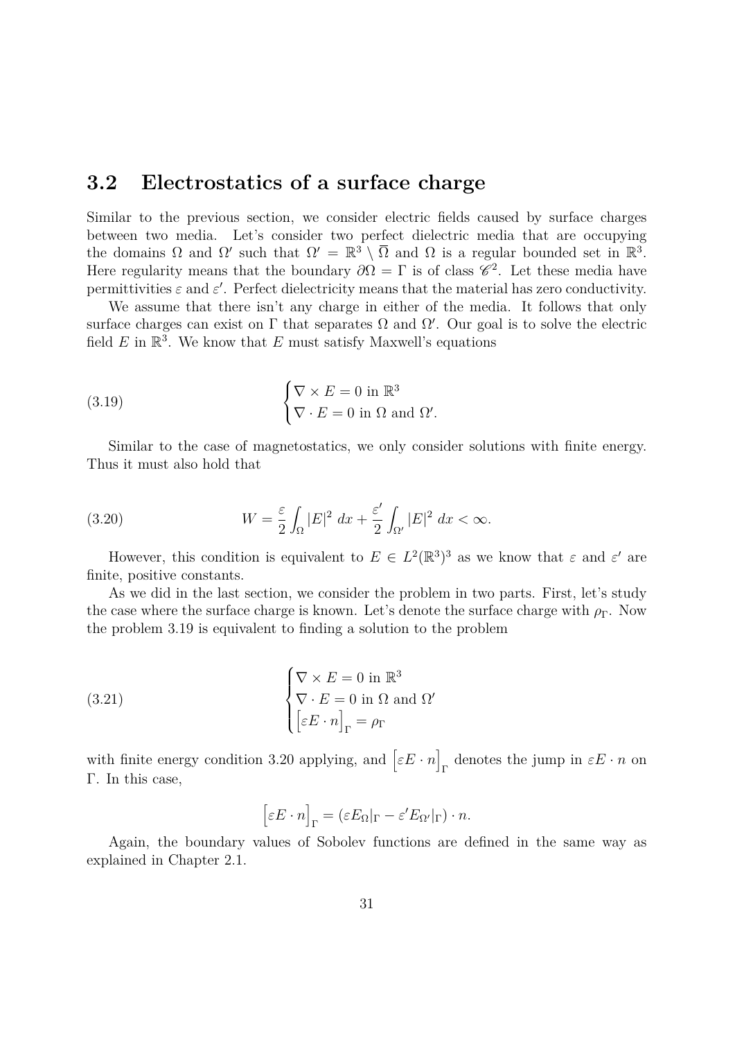## 3.2 Electrostatics of a surface charge

Similar to the previous section, we consider electric fields caused by surface charges between two media. Let's consider two perfect dielectric media that are occupying the domains $\Omega$ and $\Omega'$ such that $\Omega' = \mathbb{R}^3 \setminus \overline{\Omega}$ and $\Omega$ is a regular bounded set in $\mathbb{R}^3$. Here regularity means that the boundary $\partial\Omega = \Gamma$ is of class $\mathscr{C}^2$. Let these media have permittivities $\varepsilon$ and $\varepsilon'$. Perfect dielectricity means that the material has zero conductivity.

We assume that there isn't any charge in either of the media. It follows that only surface charges can exist on $\Gamma$ that separates $\Omega$ and $\Omega'$. Our goal is to solve the electric field $E$ in $\mathbb{R}^3$. We know that $E$ must satisfy Maxwell's equations

$$
\begin{cases} \nabla \times E = 0 \text{ in } \mathbb{R}^3 \\ \nabla \cdot E = 0 \text{ in } \Omega \text{ and } \Omega'. \end{cases} \tag{3.19}
$$

Similar to the case of magnetostatics, we only consider solutions with finite energy. Thus it must also hold that

$$
W = \frac{\varepsilon}{2} \int_{\Omega} |E|^2 \, dx + \frac{\varepsilon'}{2} \int_{\Omega'} |E|^2 \, dx < \infty. \tag{3.20}
$$

However, this condition is equivalent to $E \in L^2(\mathbb{R}^3)^3$ as we know that $\varepsilon$ and $\varepsilon'$ are finite, positive constants.

As we did in the last section, we consider the problem in two parts. First, let's study the case where the surface charge is known. Let's denote the surface charge with $\rho_\Gamma$. Now the problem 3.19 is equivalent to finding a solution to the problem

$$
\begin{cases} \nabla \times E = 0 \text{ in } \mathbb{R}^3 \\ \nabla \cdot E = 0 \text{ in } \Omega \text{ and } \Omega' \\ \left[\varepsilon E \cdot n\right]_\Gamma = \rho_\Gamma \end{cases} \tag{3.21}
$$

with finite energy condition 3.20 applying, and $\left[\varepsilon E \cdot n\right]_\Gamma$ denotes the jump in $\varepsilon E \cdot n$ on $\Gamma$. In this case,

$$
\left[\varepsilon E \cdot n\right]_\Gamma = (\varepsilon E_\Omega|_\Gamma - \varepsilon' E_{\Omega'}|_\Gamma) \cdot n.
$$

Again, the boundary values of Sobolev functions are defined in the same way as explained in Chapter 2.1.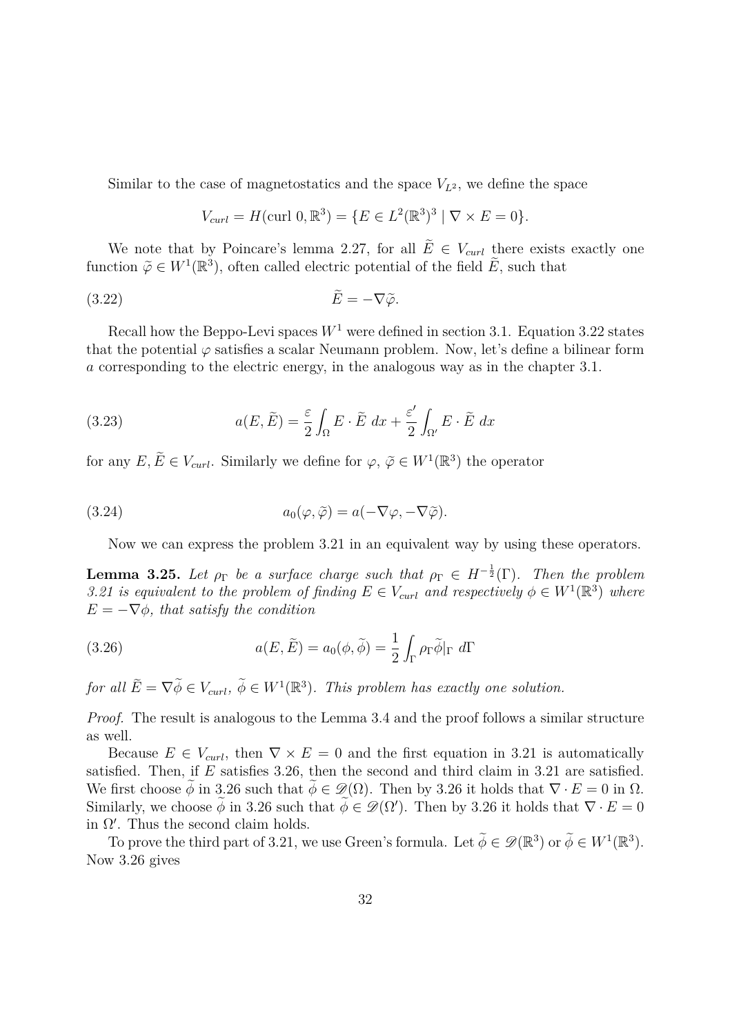Similar to the case of magnetostatics and the space $V_{L^2}$, we define the space

$$V_{curl} = H(\text{curl } 0, \mathbb{R}^3) = \{E \in L^2(\mathbb{R}^3)^3 \mid \nabla \times E = 0\}.$$

We note that by Poincare's lemma 2.27, for all $\widetilde{E} \in V_{curl}$ there exists exactly one function $\widetilde{\varphi} \in W^1(\mathbb{R}^3)$, often called electric potential of the field $\widetilde{E}$, such that

$$\widetilde{E} = -\nabla \widetilde{\varphi}. \tag{3.22}$$

Recall how the Beppo-Levi spaces $W^1$ were defined in section 3.1. Equation 3.22 states that the potential $\varphi$ satisfies a scalar Neumann problem. Now, let's define a bilinear form $a$ corresponding to the electric energy, in the analogous way as in the chapter 3.1.

$$a(E, \widetilde{E}) = \frac{\varepsilon}{2} \int_{\Omega} E \cdot \widetilde{E} \; dx + \frac{\varepsilon'}{2} \int_{\Omega'} E \cdot \widetilde{E} \; dx \tag{3.23}$$

for any $E, \widetilde{E} \in V_{curl}$. Similarly we define for $\varphi$, $\widetilde{\varphi} \in W^1(\mathbb{R}^3)$ the operator

$$a_0(\varphi, \widetilde{\varphi}) = a(-\nabla \varphi, -\nabla \widetilde{\varphi}). \tag{3.24}$$

Now we can express the problem 3.21 in an equivalent way by using these operators.

**Lemma 3.25.** *Let $\rho_\Gamma$ be a surface charge such that $\rho_\Gamma \in H^{-\frac{1}{2}}(\Gamma)$. Then the problem 3.21 is equivalent to the problem of finding $E \in V_{curl}$ and respectively $\phi \in W^1(\mathbb{R}^3)$ where $E = -\nabla \phi$, that satisfy the condition*

$$a(E, \widetilde{E}) = a_0(\phi, \widetilde{\phi}) = \frac{1}{2} \int_{\Gamma} \rho_\Gamma \widetilde{\phi}|_\Gamma \; d\Gamma \tag{3.26}$$

*for all $\widetilde{E} = \nabla \widetilde{\phi} \in V_{curl}$, $\widetilde{\phi} \in W^1(\mathbb{R}^3)$. This problem has exactly one solution.*

*Proof.* The result is analogous to the Lemma 3.4 and the proof follows a similar structure as well.

Because $E \in V_{curl}$, then $\nabla \times E = 0$ and the first equation in 3.21 is automatically satisfied. Then, if $E$ satisfies 3.26, then the second and third claim in 3.21 are satisfied. We first choose $\widetilde{\phi}$ in 3.26 such that $\widetilde{\phi} \in \mathscr{D}(\Omega)$. Then by 3.26 it holds that $\nabla \cdot E = 0$ in $\Omega$. Similarly, we choose $\widetilde{\phi}$ in 3.26 such that $\widetilde{\phi} \in \mathscr{D}(\Omega')$. Then by 3.26 it holds that $\nabla \cdot E = 0$ in $\Omega'$. Thus the second claim holds.

To prove the third part of 3.21, we use Green's formula. Let $\widetilde{\phi} \in \mathscr{D}(\mathbb{R}^3)$ or $\widetilde{\phi} \in W^1(\mathbb{R}^3)$. Now 3.26 gives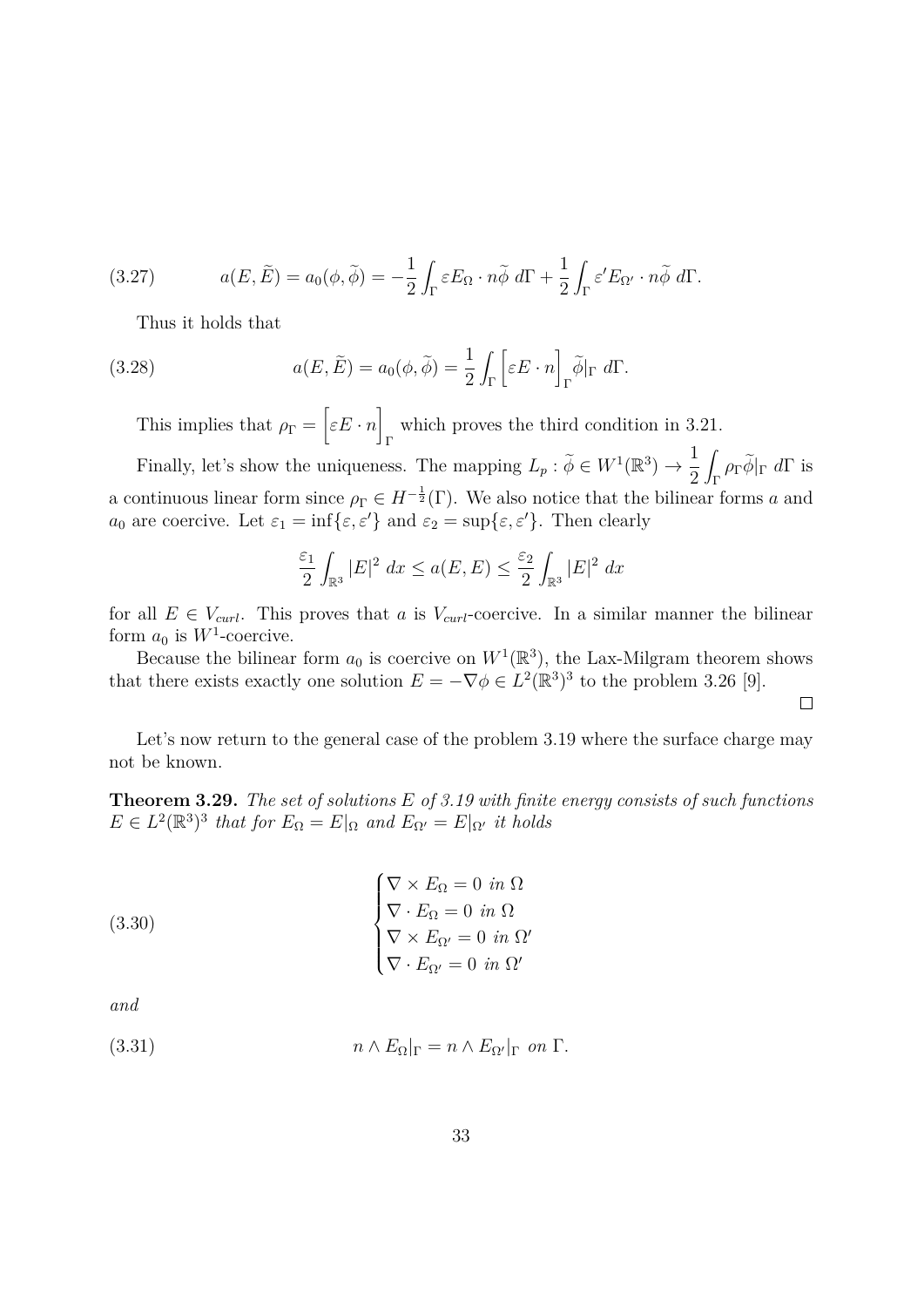$$a(E, \widetilde{E}) = a_0(\phi, \widetilde{\phi}) = -\frac{1}{2}\int_\Gamma \varepsilon E_\Omega \cdot n\widetilde{\phi}\; d\Gamma + \frac{1}{2}\int_\Gamma \varepsilon' E_{\Omega'} \cdot n\widetilde{\phi}\; d\Gamma. \tag{3.27}$$

Thus it holds that

$$a(E, \widetilde{E}) = a_0(\phi, \widetilde{\phi}) = \frac{1}{2}\int_\Gamma \Big[\varepsilon E \cdot n\Big]_\Gamma \widetilde{\phi}|_\Gamma\; d\Gamma. \tag{3.28}$$

This implies that $\rho_\Gamma = \Big[\varepsilon E \cdot n\Big]_\Gamma$ which proves the third condition in 3.21.

Finally, let's show the uniqueness. The mapping $L_p : \widetilde{\phi} \in W^1(\mathbb{R}^3) \to \frac{1}{2}\int_\Gamma \rho_\Gamma \widetilde{\phi}|_\Gamma\; d\Gamma$ is a continuous linear form since $\rho_\Gamma \in H^{-\frac{1}{2}}(\Gamma)$. We also notice that the bilinear forms $a$ and $a_0$ are coercive. Let $\varepsilon_1 = \inf\{\varepsilon, \varepsilon'\}$ and $\varepsilon_2 = \sup\{\varepsilon, \varepsilon'\}$. Then clearly

$$\frac{\varepsilon_1}{2}\int_{\mathbb{R}^3} |E|^2\; dx \le a(E, E) \le \frac{\varepsilon_2}{2}\int_{\mathbb{R}^3} |E|^2\; dx$$

for all $E \in V_{curl}$. This proves that $a$ is $V_{curl}$-coercive. In a similar manner the bilinear form $a_0$ is $W^1$-coercive.

Because the bilinear form $a_0$ is coercive on $W^1(\mathbb{R}^3)$, the Lax-Milgram theorem shows that there exists exactly one solution $E = -\nabla\phi \in L^2(\mathbb{R}^3)^3$ to the problem 3.26 [9].

□

Let's now return to the general case of the problem 3.19 where the surface charge may not be known.

**Theorem 3.29.** *The set of solutions $E$ of 3.19 with finite energy consists of such functions $E \in L^2(\mathbb{R}^3)^3$ that for $E_\Omega = E|_\Omega$ and $E_{\Omega'} = E|_{\Omega'}$ it holds*

$$\begin{cases} \nabla \times E_\Omega = 0 \text{ in } \Omega \\ \nabla \cdot E_\Omega = 0 \text{ in } \Omega \\ \nabla \times E_{\Omega'} = 0 \text{ in } \Omega' \\ \nabla \cdot E_{\Omega'} = 0 \text{ in } \Omega' \end{cases} \tag{3.30}$$

*and*

$$n \wedge E_\Omega|_\Gamma = n \wedge E_{\Omega'}|_\Gamma \text{ on } \Gamma. \tag{3.31}$$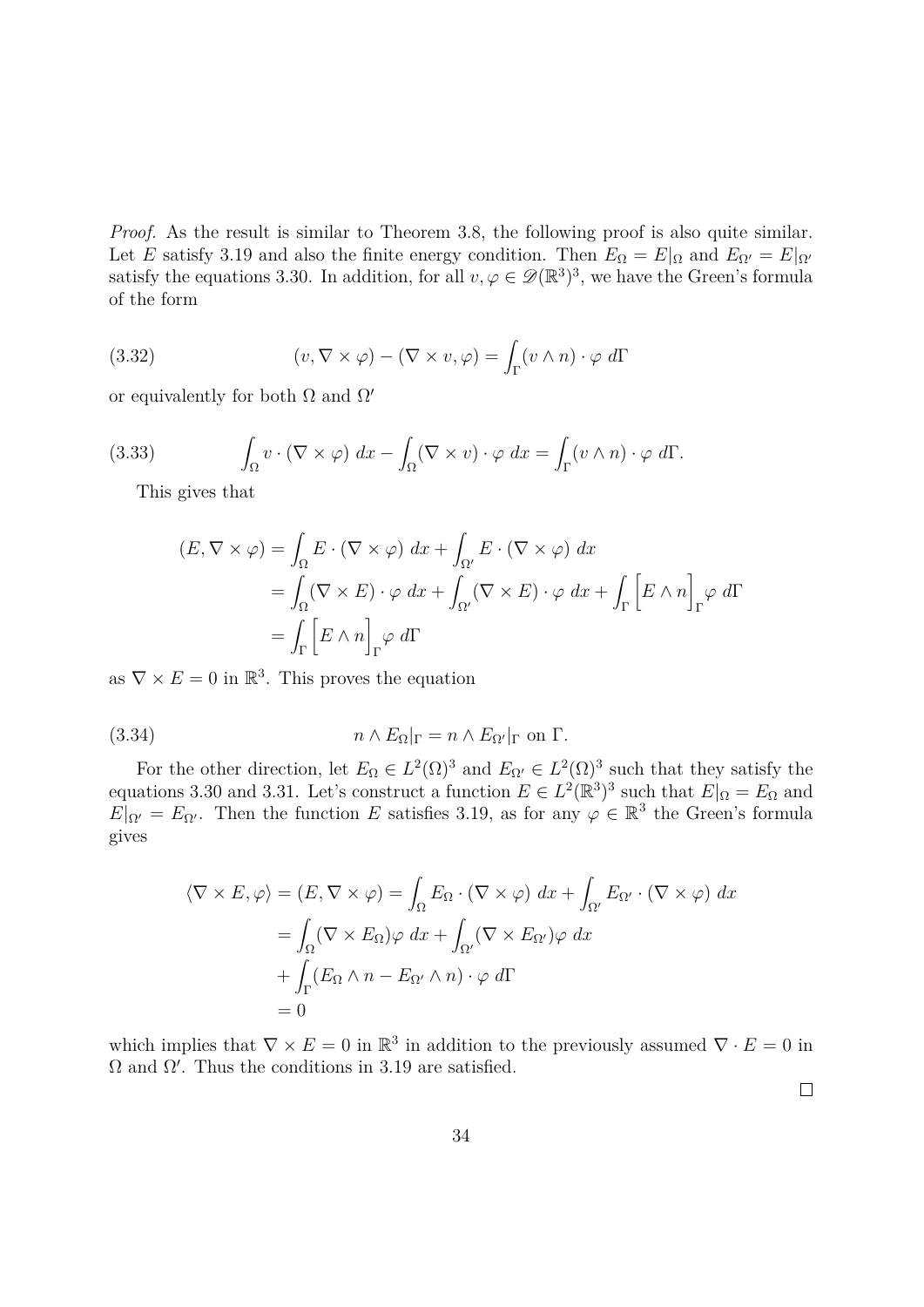*Proof.* As the result is similar to Theorem 3.8, the following proof is also quite similar. Let $E$ satisfy 3.19 and also the finite energy condition. Then $E_\Omega = E|_\Omega$ and $E_{\Omega'} = E|_{\Omega'}$ satisfy the equations 3.30. In addition, for all $v, \varphi \in \mathscr{D}(\mathbb{R}^3)^3$, we have the Green's formula of the form

$$(v, \nabla \times \varphi) - (\nabla \times v, \varphi) = \int_\Gamma (v \wedge n) \cdot \varphi \; d\Gamma \tag{3.32}$$

or equivalently for both $\Omega$ and $\Omega'$

$$\int_\Omega v \cdot (\nabla \times \varphi) \; dx - \int_\Omega (\nabla \times v) \cdot \varphi \; dx = \int_\Gamma (v \wedge n) \cdot \varphi \; d\Gamma. \tag{3.33}$$

This gives that

$$\begin{aligned}
(E, \nabla \times \varphi) &= \int_\Omega E \cdot (\nabla \times \varphi) \; dx + \int_{\Omega'} E \cdot (\nabla \times \varphi) \; dx \\
&= \int_\Omega (\nabla \times E) \cdot \varphi \; dx + \int_{\Omega'} (\nabla \times E) \cdot \varphi \; dx + \int_\Gamma \Big[ E \wedge n \Big]_\Gamma \varphi \; d\Gamma \\
&= \int_\Gamma \Big[ E \wedge n \Big]_\Gamma \varphi \; d\Gamma
\end{aligned}$$

as $\nabla \times E = 0$ in $\mathbb{R}^3$. This proves the equation

$$n \wedge E_\Omega|_\Gamma = n \wedge E_{\Omega'}|_\Gamma \text{ on } \Gamma. \tag{3.34}$$

For the other direction, let $E_\Omega \in L^2(\Omega)^3$ and $E_{\Omega'} \in L^2(\Omega)^3$ such that they satisfy the equations 3.30 and 3.31. Let's construct a function $E \in L^2(\mathbb{R}^3)^3$ such that $E|_\Omega = E_\Omega$ and $E|_{\Omega'} = E_{\Omega'}$. Then the function $E$ satisfies 3.19, as for any $\varphi \in \mathbb{R}^3$ the Green's formula gives

$$\begin{aligned}
\langle \nabla \times E, \varphi \rangle = (E, \nabla \times \varphi) &= \int_\Omega E_\Omega \cdot (\nabla \times \varphi) \; dx + \int_{\Omega'} E_{\Omega'} \cdot (\nabla \times \varphi) \; dx \\
&= \int_\Omega (\nabla \times E_\Omega) \varphi \; dx + \int_{\Omega'} (\nabla \times E_{\Omega'}) \varphi \; dx \\
&\quad + \int_\Gamma (E_\Omega \wedge n - E_{\Omega'} \wedge n) \cdot \varphi \; d\Gamma \\
&= 0
\end{aligned}$$

which implies that $\nabla \times E = 0$ in $\mathbb{R}^3$ in addition to the previously assumed $\nabla \cdot E = 0$ in $\Omega$ and $\Omega'$. Thus the conditions in 3.19 are satisfied.

□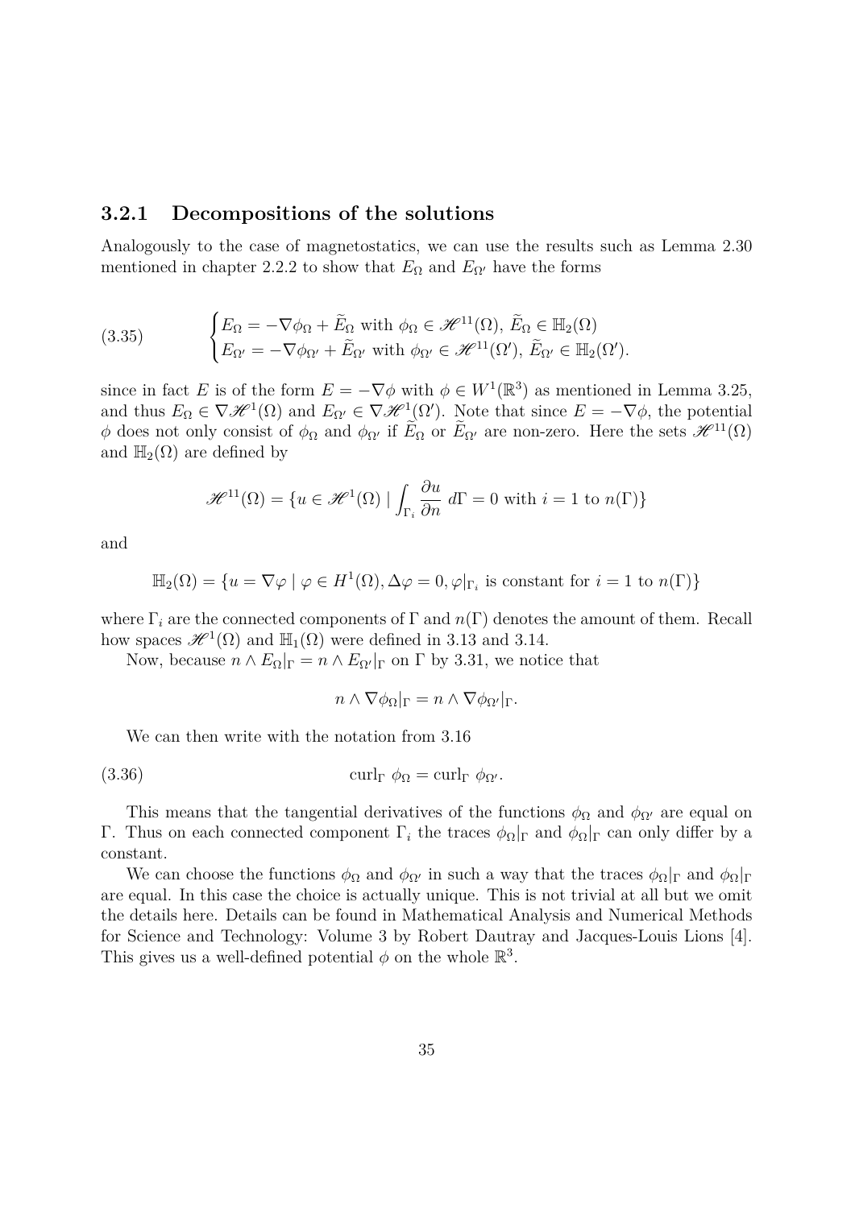### 3.2.1 Decompositions of the solutions

Analogously to the case of magnetostatics, we can use the results such as Lemma 2.30 mentioned in chapter 2.2.2 to show that $E_\Omega$ and $E_{\Omega'}$ have the forms

$$
\begin{cases} E_\Omega = -\nabla\phi_\Omega + \widetilde{E}_\Omega \text{ with } \phi_\Omega \in \mathscr{H}^{11}(\Omega),\ \widetilde{E}_\Omega \in \mathbb{H}_2(\Omega) \\ E_{\Omega'} = -\nabla\phi_{\Omega'} + \widetilde{E}_{\Omega'} \text{ with } \phi_{\Omega'} \in \mathscr{H}^{11}(\Omega'),\ \widetilde{E}_{\Omega'} \in \mathbb{H}_2(\Omega'). \end{cases} \tag{3.35}
$$

since in fact $E$ is of the form $E = -\nabla\phi$ with $\phi \in W^1(\mathbb{R}^3)$ as mentioned in Lemma 3.25, and thus $E_\Omega \in \nabla\mathscr{H}^1(\Omega)$ and $E_{\Omega'} \in \nabla\mathscr{H}^1(\Omega')$. Note that since $E = -\nabla\phi$, the potential $\phi$ does not only consist of $\phi_\Omega$ and $\phi_{\Omega'}$ if $\widetilde{E}_\Omega$ or $\widetilde{E}_{\Omega'}$ are non-zero. Here the sets $\mathscr{H}^{11}(\Omega)$ and $\mathbb{H}_2(\Omega)$ are defined by

$$
\mathscr{H}^{11}(\Omega) = \{u \in \mathscr{H}^1(\Omega) \mid \int_{\Gamma_i} \frac{\partial u}{\partial n}\, d\Gamma = 0 \text{ with } i = 1 \text{ to } n(\Gamma)\}
$$

and

$$
\mathbb{H}_2(\Omega) = \{u = \nabla\varphi \mid \varphi \in H^1(\Omega), \Delta\varphi = 0, \varphi|_{\Gamma_i} \text{ is constant for } i = 1 \text{ to } n(\Gamma)\}
$$

where $\Gamma_i$ are the connected components of $\Gamma$ and $n(\Gamma)$ denotes the amount of them. Recall how spaces $\mathscr{H}^1(\Omega)$ and $\mathbb{H}_1(\Omega)$ were defined in 3.13 and 3.14.

Now, because $n \wedge E_\Omega|_\Gamma = n \wedge E_{\Omega'}|_\Gamma$ on $\Gamma$ by 3.31, we notice that

$$
n \wedge \nabla\phi_\Omega|_\Gamma = n \wedge \nabla\phi_{\Omega'}|_\Gamma.
$$

We can then write with the notation from 3.16

$$
\operatorname{curl}_\Gamma \phi_\Omega = \operatorname{curl}_\Gamma \phi_{\Omega'}. \tag{3.36}
$$

This means that the tangential derivatives of the functions $\phi_\Omega$ and $\phi_{\Omega'}$ are equal on $\Gamma$. Thus on each connected component $\Gamma_i$ the traces $\phi_\Omega|_\Gamma$ and $\phi_\Omega|_\Gamma$ can only differ by a constant.

We can choose the functions $\phi_\Omega$ and $\phi_{\Omega'}$ in such a way that the traces $\phi_\Omega|_\Gamma$ and $\phi_\Omega|_\Gamma$ are equal. In this case the choice is actually unique. This is not trivial at all but we omit the details here. Details can be found in Mathematical Analysis and Numerical Methods for Science and Technology: Volume 3 by Robert Dautray and Jacques-Louis Lions [4]. This gives us a well-defined potential $\phi$ on the whole $\mathbb{R}^3$.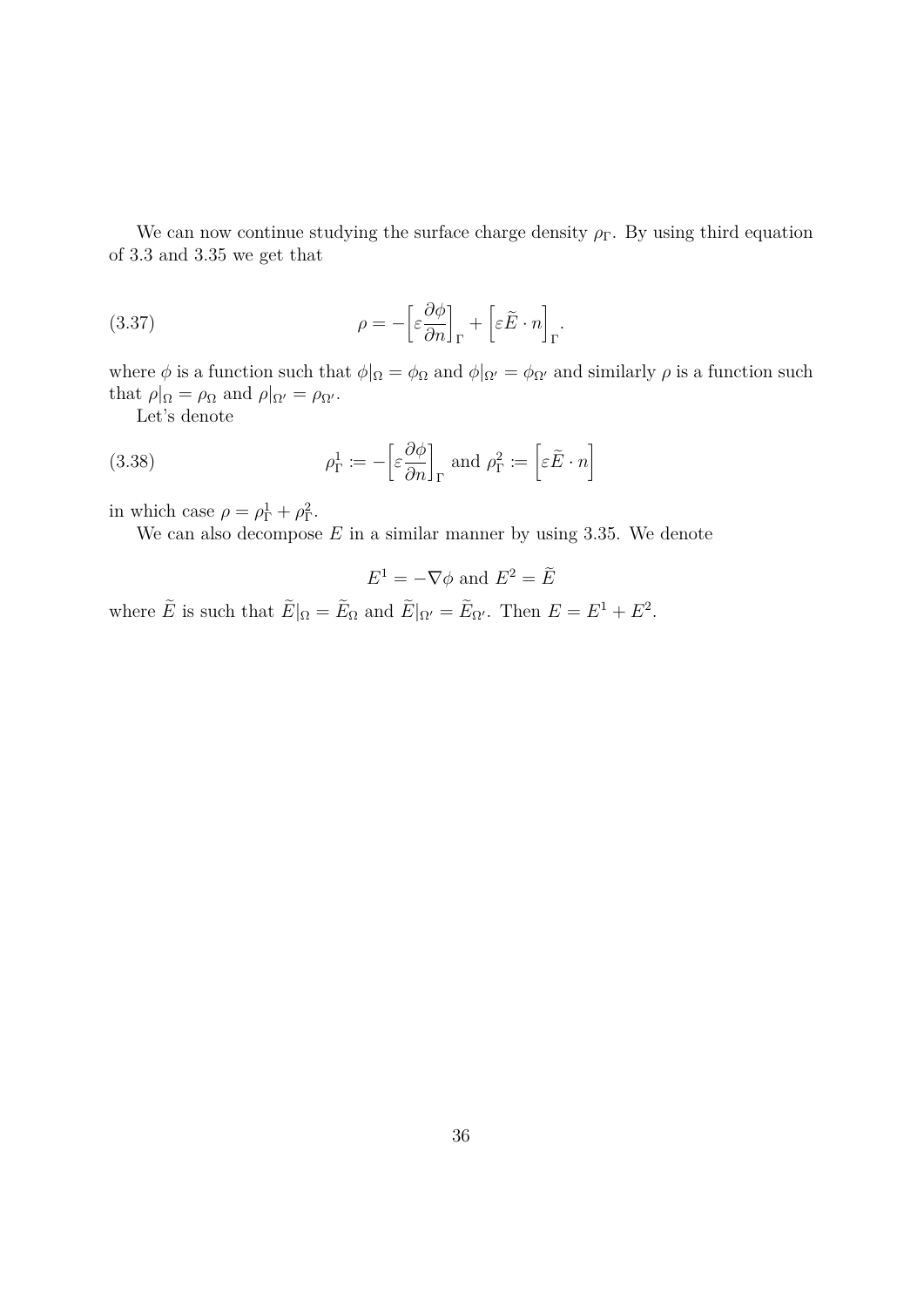We can now continue studying the surface charge density $\rho_\Gamma$. By using third equation of 3.3 and 3.35 we get that

$$\rho = -\left[\varepsilon \frac{\partial \phi}{\partial n}\right]_\Gamma + \left[\varepsilon \widetilde{E} \cdot n\right]_\Gamma. \tag{3.37}$$

where $\phi$ is a function such that $\phi|_\Omega = \phi_\Omega$ and $\phi|_{\Omega'} = \phi_{\Omega'}$ and similarly $\rho$ is a function such that $\rho|_\Omega = \rho_\Omega$ and $\rho|_{\Omega'} = \rho_{\Omega'}$.

Let's denote

$$\rho_\Gamma^1 := -\left[\varepsilon \frac{\partial \phi}{\partial n}\right]_\Gamma \text{ and } \rho_\Gamma^2 := \left[\varepsilon \widetilde{E} \cdot n\right] \tag{3.38}$$

in which case $\rho = \rho_\Gamma^1 + \rho_\Gamma^2$.

We can also decompose $E$ in a similar manner by using 3.35. We denote

$$E^1 = -\nabla \phi \text{ and } E^2 = \widetilde{E}$$

where $\widetilde{E}$ is such that $\widetilde{E}|_\Omega = \widetilde{E}_\Omega$ and $\widetilde{E}|_{\Omega'} = \widetilde{E}_{\Omega'}$. Then $E = E^1 + E^2$.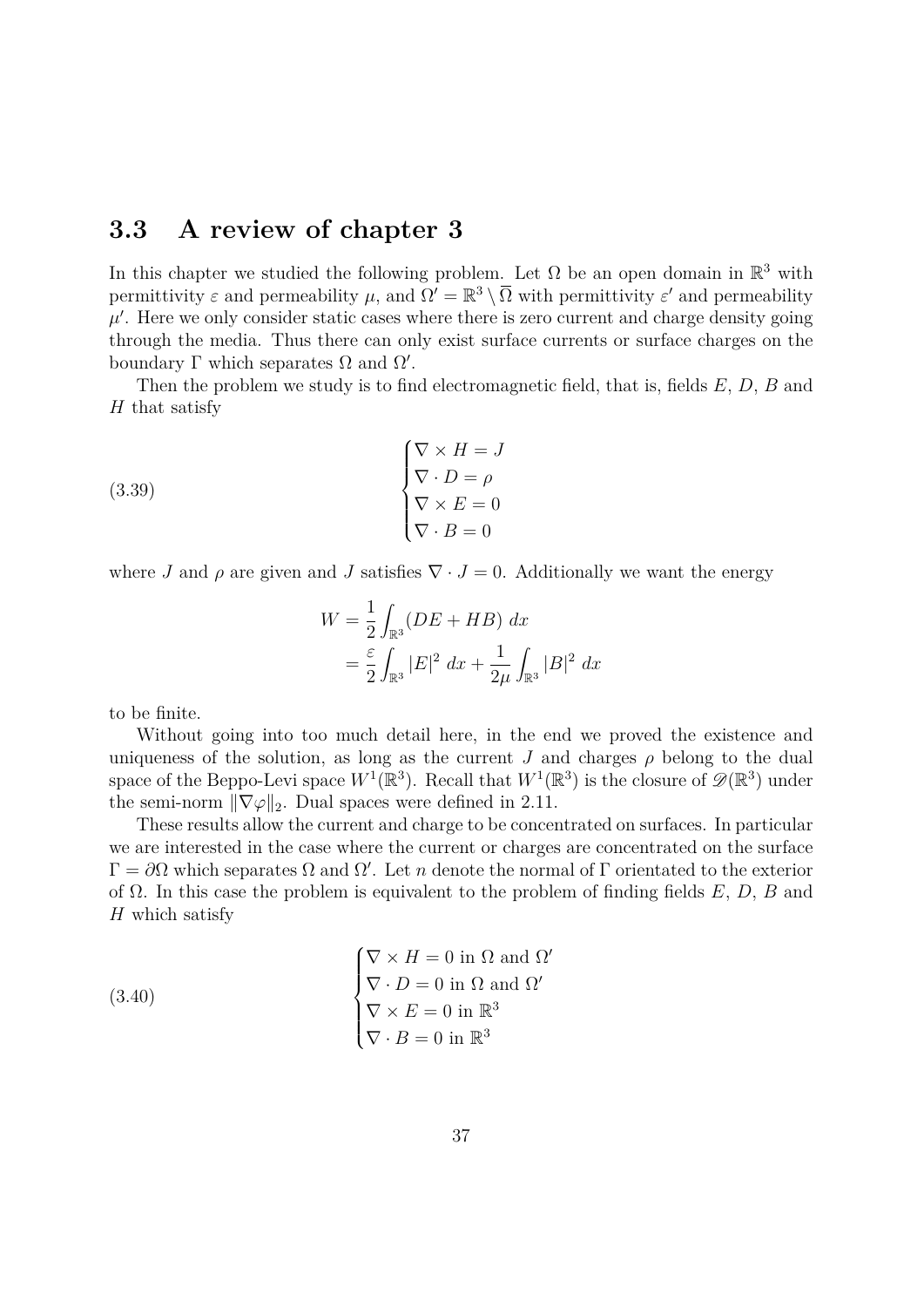## 3.3 A review of chapter 3

In this chapter we studied the following problem. Let $\Omega$ be an open domain in $\mathbb{R}^3$ with permittivity $\varepsilon$ and permeability $\mu$, and $\Omega' = \mathbb{R}^3 \setminus \overline{\Omega}$ with permittivity $\varepsilon'$ and permeability $\mu'$. Here we only consider static cases where there is zero current and charge density going through the media. Thus there can only exist surface currents or surface charges on the boundary $\Gamma$ which separates $\Omega$ and $\Omega'$.

Then the problem we study is to find electromagnetic field, that is, fields $E$, $D$, $B$ and $H$ that satisfy

$$
\begin{cases}
\nabla \times H = J \\
\nabla \cdot D = \rho \\
\nabla \times E = 0 \\
\nabla \cdot B = 0
\end{cases}
\tag{3.39}
$$

where $J$ and $\rho$ are given and $J$ satisfies $\nabla \cdot J = 0$. Additionally we want the energy

$$
\begin{aligned}
W &= \frac{1}{2} \int_{\mathbb{R}^3} (DE + HB) \; dx \\
&= \frac{\varepsilon}{2} \int_{\mathbb{R}^3} |E|^2 \; dx + \frac{1}{2\mu} \int_{\mathbb{R}^3} |B|^2 \; dx
\end{aligned}
$$

to be finite.

Without going into too much detail here, in the end we proved the existence and uniqueness of the solution, as long as the current $J$ and charges $\rho$ belong to the dual space of the Beppo-Levi space $W^1(\mathbb{R}^3)$. Recall that $W^1(\mathbb{R}^3)$ is the closure of $\mathscr{D}(\mathbb{R}^3)$ under the semi-norm $\|\nabla \varphi\|_2$. Dual spaces were defined in 2.11.

These results allow the current and charge to be concentrated on surfaces. In particular we are interested in the case where the current or charges are concentrated on the surface $\Gamma = \partial\Omega$ which separates $\Omega$ and $\Omega'$. Let $n$ denote the normal of $\Gamma$ orientated to the exterior of $\Omega$. In this case the problem is equivalent to the problem of finding fields $E$, $D$, $B$ and $H$ which satisfy

$$
\begin{cases}
\nabla \times H = 0 \text{ in } \Omega \text{ and } \Omega' \\
\nabla \cdot D = 0 \text{ in } \Omega \text{ and } \Omega' \\
\nabla \times E = 0 \text{ in } \mathbb{R}^3 \\
\nabla \cdot B = 0 \text{ in } \mathbb{R}^3
\end{cases}
\tag{3.40}
$$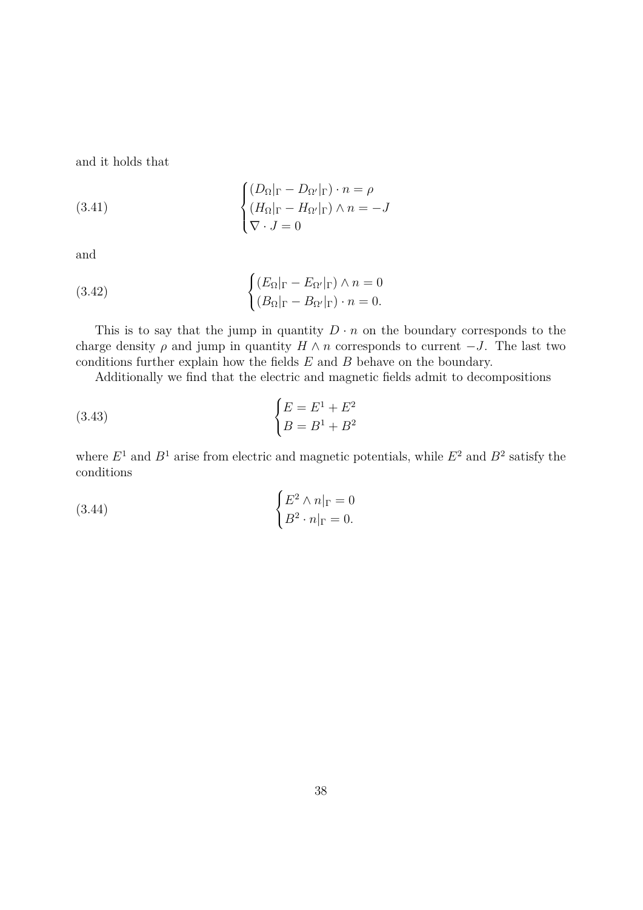and it holds that

$$
\begin{cases}
(D_\Omega|_\Gamma - D_{\Omega'}|_\Gamma) \cdot n = \rho \\
(H_\Omega|_\Gamma - H_{\Omega'}|_\Gamma) \wedge n = -J \\
\nabla \cdot J = 0
\end{cases}
\tag{3.41}
$$

and

$$
\begin{cases}
(E_\Omega|_\Gamma - E_{\Omega'}|_\Gamma) \wedge n = 0 \\
(B_\Omega|_\Gamma - B_{\Omega'}|_\Gamma) \cdot n = 0.
\end{cases}
\tag{3.42}
$$

This is to say that the jump in quantity $D \cdot n$ on the boundary corresponds to the charge density $\rho$ and jump in quantity $H \wedge n$ corresponds to current $-J$. The last two conditions further explain how the fields $E$ and $B$ behave on the boundary.

Additionally we find that the electric and magnetic fields admit to decompositions

$$
\begin{cases}
E = E^1 + E^2 \\
B = B^1 + B^2
\end{cases}
\tag{3.43}
$$

where $E^1$ and $B^1$ arise from electric and magnetic potentials, while $E^2$ and $B^2$ satisfy the conditions

$$
\begin{cases}
E^2 \wedge n|_\Gamma = 0 \\
B^2 \cdot n|_\Gamma = 0.
\end{cases}
\tag{3.44}
$$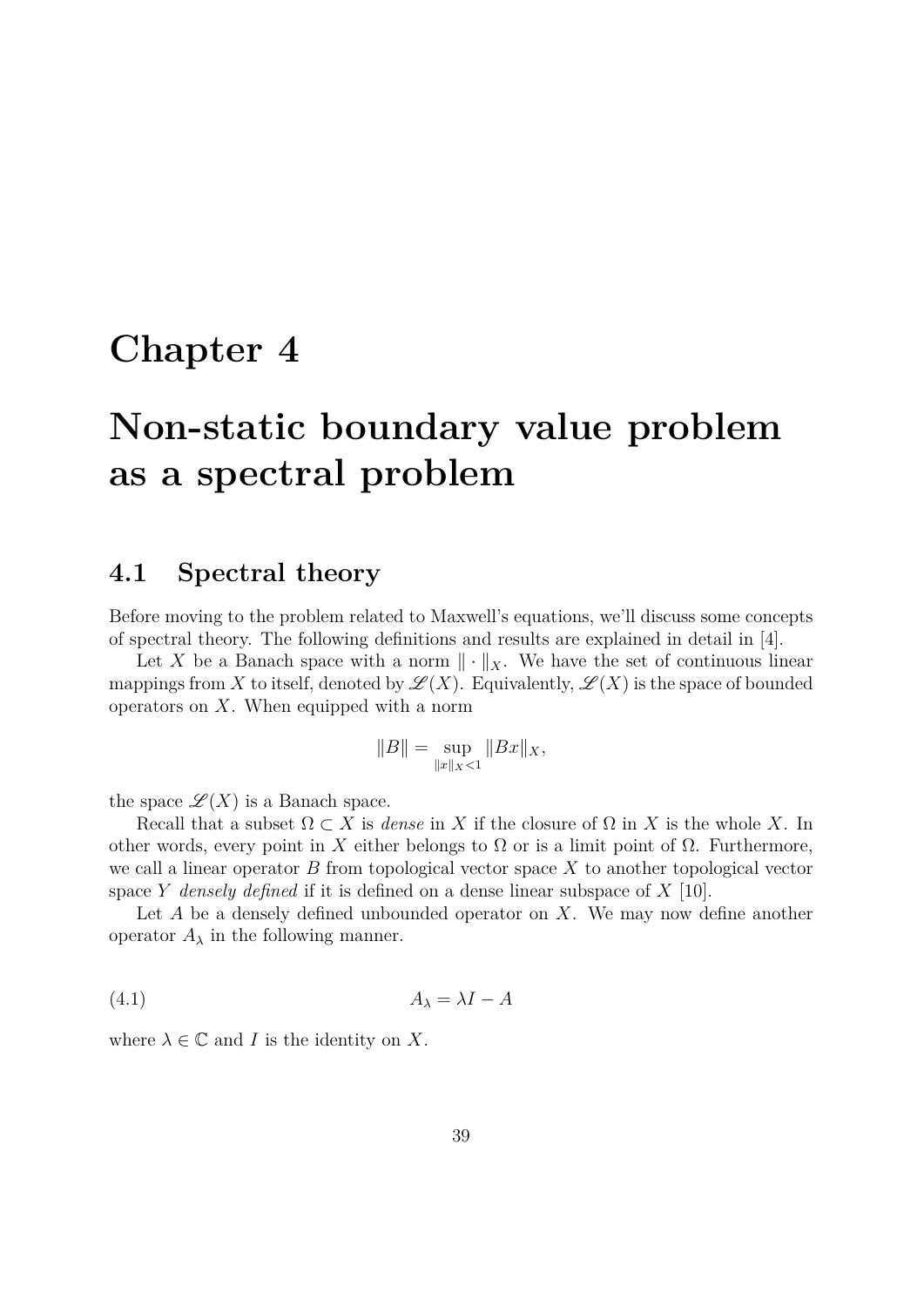# Chapter 4

# Non-static boundary value problem as a spectral problem

## 4.1 Spectral theory

Before moving to the problem related to Maxwell's equations, we'll discuss some concepts of spectral theory. The following definitions and results are explained in detail in [4].

Let $X$ be a Banach space with a norm $\|\cdot\|_X$. We have the set of continuous linear mappings from $X$ to itself, denoted by $\mathscr{L}(X)$. Equivalently, $\mathscr{L}(X)$ is the space of bounded operators on $X$. When equipped with a norm

$$\|B\| = \sup_{\|x\|_X < 1} \|Bx\|_X,$$

the space $\mathscr{L}(X)$ is a Banach space.

Recall that a subset $\Omega \subset X$ is *dense* in $X$ if the closure of $\Omega$ in $X$ is the whole $X$. In other words, every point in $X$ either belongs to $\Omega$ or is a limit point of $\Omega$. Furthermore, we call a linear operator $B$ from topological vector space $X$ to another topological vector space $Y$ *densely defined* if it is defined on a dense linear subspace of $X$ [10].

Let $A$ be a densely defined unbounded operator on $X$. We may now define another operator $A_\lambda$ in the following manner.

$$A_\lambda = \lambda I - A \tag{4.1}$$

where $\lambda \in \mathbb{C}$ and $I$ is the identity on $X$.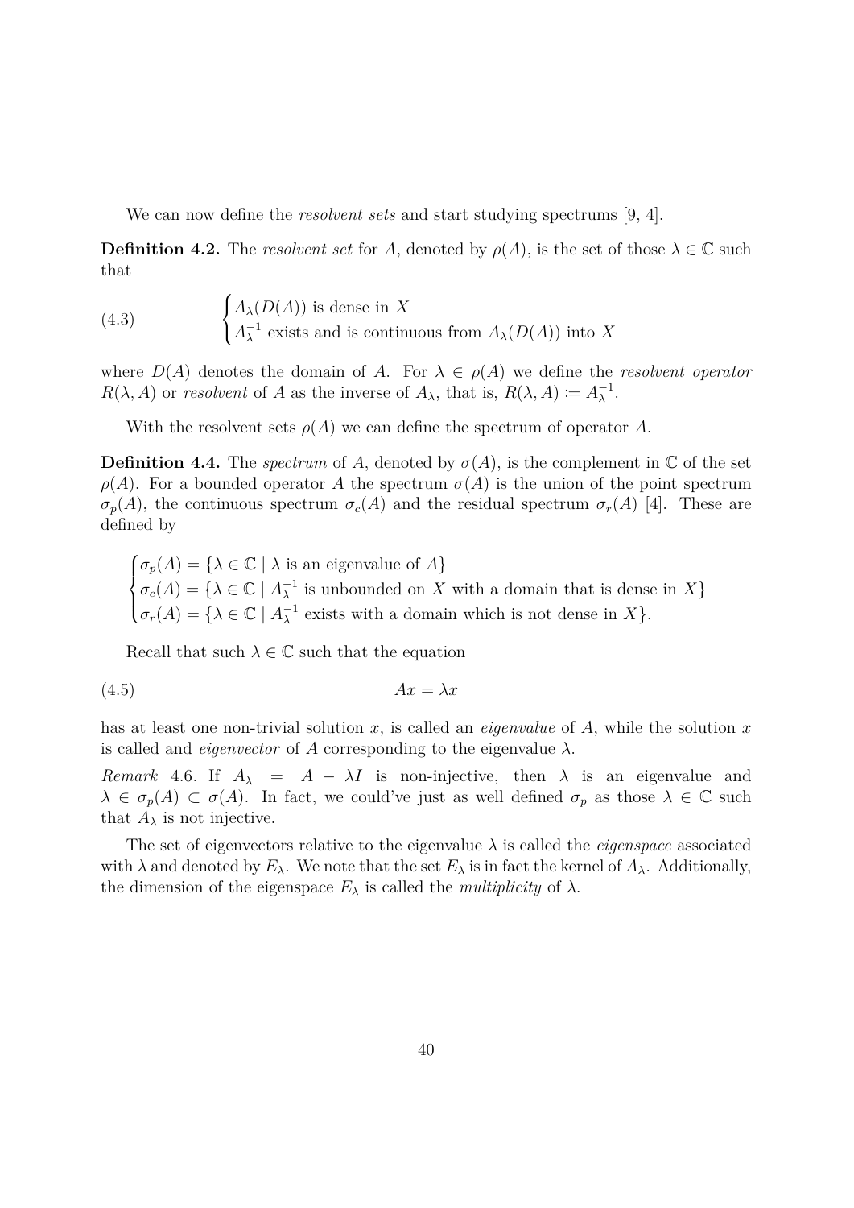We can now define the *resolvent sets* and start studying spectrums [9, 4].

**Definition 4.2.** The *resolvent set* for $A$, denoted by $\rho(A)$, is the set of those $\lambda \in \mathbb{C}$ such that

$$
\begin{cases} A_\lambda(D(A)) \text{ is dense in } X \\ A_\lambda^{-1} \text{ exists and is continuous from } A_\lambda(D(A)) \text{ into } X \end{cases} \tag{4.3}
$$

where $D(A)$ denotes the domain of $A$. For $\lambda \in \rho(A)$ we define the *resolvent operator* $R(\lambda, A)$ or *resolvent* of $A$ as the inverse of $A_\lambda$, that is, $R(\lambda, A) \coloneqq A_\lambda^{-1}$.

With the resolvent sets $\rho(A)$ we can define the spectrum of operator $A$.

**Definition 4.4.** The *spectrum* of $A$, denoted by $\sigma(A)$, is the complement in $\mathbb{C}$ of the set $\rho(A)$. For a bounded operator $A$ the spectrum $\sigma(A)$ is the union of the point spectrum $\sigma_p(A)$, the continuous spectrum $\sigma_c(A)$ and the residual spectrum $\sigma_r(A)$ [4]. These are defined by

$$
\begin{cases} \sigma_p(A) = \{\lambda \in \mathbb{C} \mid \lambda \text{ is an eigenvalue of } A\} \\ \sigma_c(A) = \{\lambda \in \mathbb{C} \mid A_\lambda^{-1} \text{ is unbounded on } X \text{ with a domain that is dense in } X\} \\ \sigma_r(A) = \{\lambda \in \mathbb{C} \mid A_\lambda^{-1} \text{ exists with a domain which is not dense in } X\}. \end{cases}
$$

Recall that such $\lambda \in \mathbb{C}$ such that the equation

$$
Ax = \lambda x \tag{4.5}
$$

has at least one non-trivial solution $x$, is called an *eigenvalue* of $A$, while the solution $x$ is called and *eigenvector* of $A$ corresponding to the eigenvalue $\lambda$.

*Remark* 4.6. If $A_\lambda = A - \lambda I$ is non-injective, then $\lambda$ is an eigenvalue and $\lambda \in \sigma_p(A) \subset \sigma(A)$. In fact, we could've just as well defined $\sigma_p$ as those $\lambda \in \mathbb{C}$ such that $A_\lambda$ is not injective.

The set of eigenvectors relative to the eigenvalue $\lambda$ is called the *eigenspace* associated with $\lambda$ and denoted by $E_\lambda$. We note that the set $E_\lambda$ is in fact the kernel of $A_\lambda$. Additionally, the dimension of the eigenspace $E_\lambda$ is called the *multiplicity* of $\lambda$.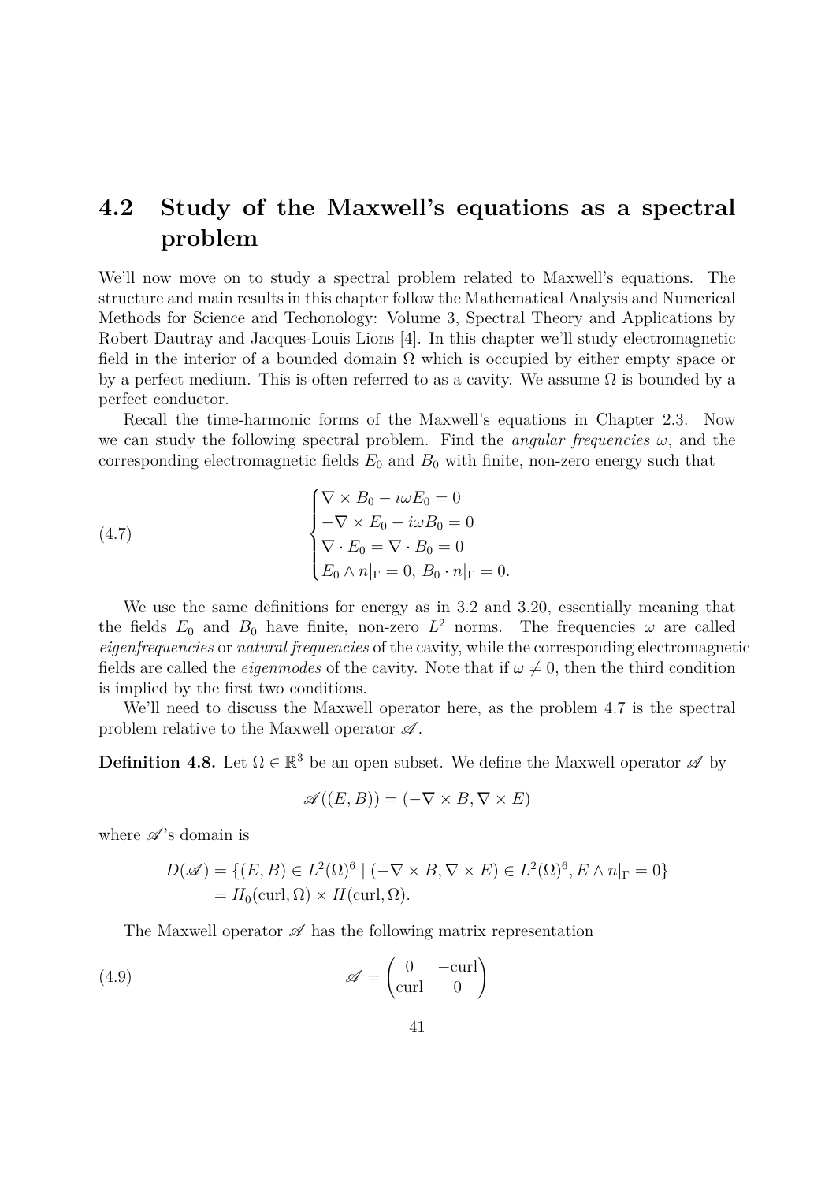## 4.2 Study of the Maxwell's equations as a spectral problem

We'll now move on to study a spectral problem related to Maxwell's equations. The structure and main results in this chapter follow the Mathematical Analysis and Numerical Methods for Science and Techonology: Volume 3, Spectral Theory and Applications by Robert Dautray and Jacques-Louis Lions [4]. In this chapter we'll study electromagnetic field in the interior of a bounded domain $\Omega$ which is occupied by either empty space or by a perfect medium. This is often referred to as a cavity. We assume $\Omega$ is bounded by a perfect conductor.

Recall the time-harmonic forms of the Maxwell's equations in Chapter 2.3. Now we can study the following spectral problem. Find the *angular frequencies* $\omega$, and the corresponding electromagnetic fields $E_0$ and $B_0$ with finite, non-zero energy such that

$$
\begin{cases}
\nabla \times B_0 - i\omega E_0 = 0 \\
-\nabla \times E_0 - i\omega B_0 = 0 \\
\nabla \cdot E_0 = \nabla \cdot B_0 = 0 \\
E_0 \wedge n|_\Gamma = 0,\ B_0 \cdot n|_\Gamma = 0.
\end{cases}
\tag{4.7}
$$

We use the same definitions for energy as in 3.2 and 3.20, essentially meaning that the fields $E_0$ and $B_0$ have finite, non-zero $L^2$ norms. The frequencies $\omega$ are called *eigenfrequencies* or *natural frequencies* of the cavity, while the corresponding electromagnetic fields are called the *eigenmodes* of the cavity. Note that if $\omega \neq 0$, then the third condition is implied by the first two conditions.

We'll need to discuss the Maxwell operator here, as the problem 4.7 is the spectral problem relative to the Maxwell operator $\mathscr{A}$.

**Definition 4.8.** Let $\Omega \in \mathbb{R}^3$ be an open subset. We define the Maxwell operator $\mathscr{A}$ by

$$
\mathscr{A}((E, B)) = (-\nabla \times B, \nabla \times E)
$$

where $\mathscr{A}$'s domain is

$$
\begin{aligned}
D(\mathscr{A}) &= \{(E, B) \in L^2(\Omega)^6 \mid (-\nabla \times B, \nabla \times E) \in L^2(\Omega)^6, E \wedge n|_\Gamma = 0\} \\
&= H_0(\text{curl}, \Omega) \times H(\text{curl}, \Omega).
\end{aligned}
$$

The Maxwell operator $\mathscr{A}$ has the following matrix representation

$$
\mathscr{A} = \begin{pmatrix} 0 & -\text{curl} \\ \text{curl} & 0 \end{pmatrix}
\tag{4.9}
$$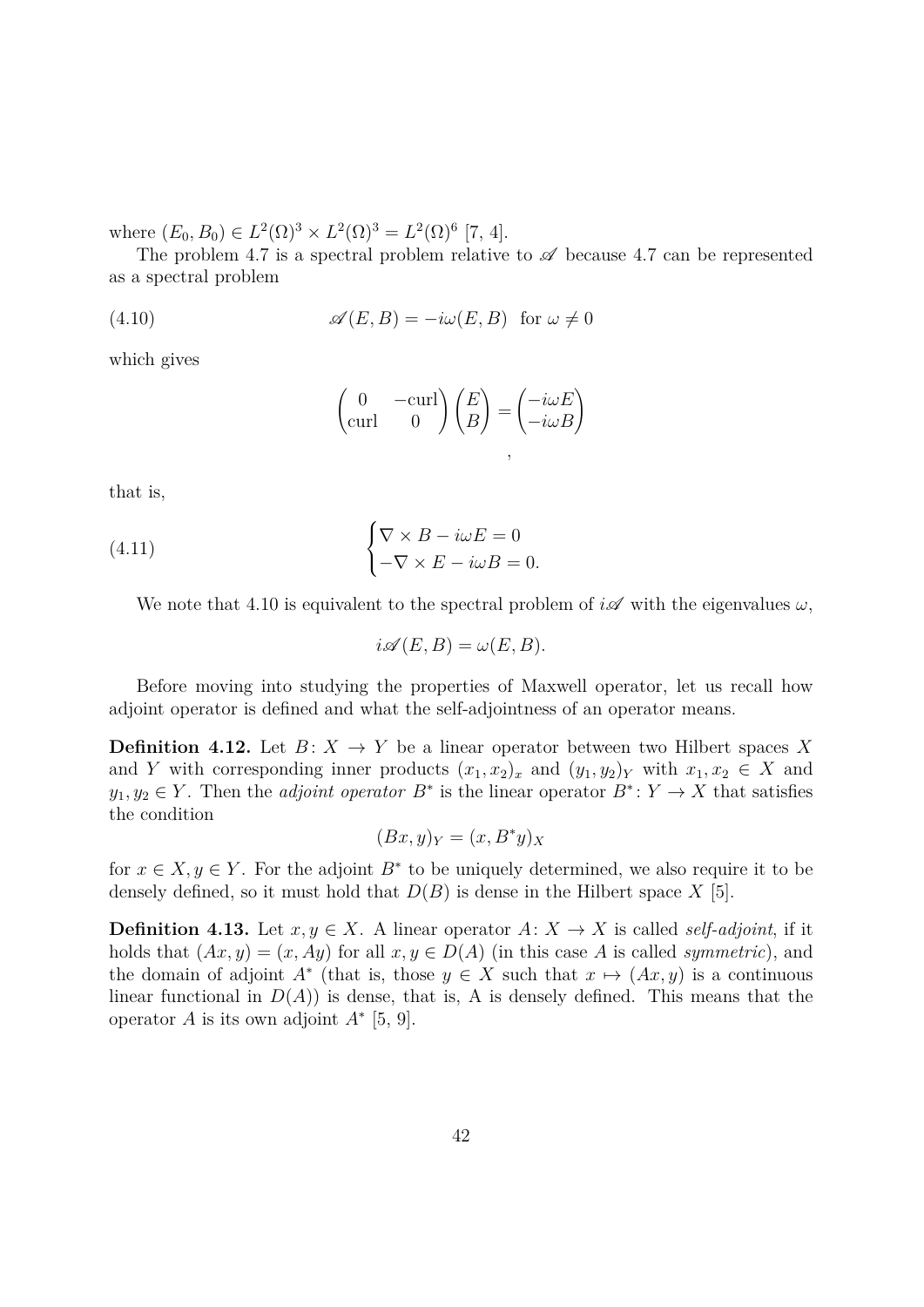where $(E_0, B_0) \in L^2(\Omega)^3 \times L^2(\Omega)^3 = L^2(\Omega)^6$ [7, 4].

The problem 4.7 is a spectral problem relative to $\mathscr{A}$ because 4.7 can be represented as a spectral problem

$$\mathscr{A}(E, B) = -i\omega(E, B) \quad \text{for } \omega \neq 0 \tag{4.10}$$

which gives

$$\begin{pmatrix} 0 & -\text{curl} \\ \text{curl} & 0 \end{pmatrix} \begin{pmatrix} E \\ B \end{pmatrix} = \begin{pmatrix} -i\omega E \\ -i\omega B \end{pmatrix},$$

that is,

$$\begin{cases} \nabla \times B - i\omega E = 0 \\ -\nabla \times E - i\omega B = 0. \end{cases} \tag{4.11}$$

We note that 4.10 is equivalent to the spectral problem of $i\mathscr{A}$ with the eigenvalues $\omega$,

$$i\mathscr{A}(E, B) = \omega(E, B).$$

Before moving into studying the properties of Maxwell operator, let us recall how adjoint operator is defined and what the self-adjointness of an operator means.

**Definition 4.12.** Let $B\colon X \to Y$ be a linear operator between two Hilbert spaces $X$ and $Y$ with corresponding inner products $(x_1, x_2)_x$ and $(y_1, y_2)_Y$ with $x_1, x_2 \in X$ and $y_1, y_2 \in Y$. Then the *adjoint operator* $B^*$ is the linear operator $B^*\colon Y \to X$ that satisfies the condition

$$(Bx, y)_Y = (x, B^* y)_X$$

for $x \in X, y \in Y$. For the adjoint $B^*$ to be uniquely determined, we also require it to be densely defined, so it must hold that $D(B)$ is dense in the Hilbert space $X$ [5].

**Definition 4.13.** Let $x, y \in X$. A linear operator $A\colon X \to X$ is called *self-adjoint*, if it holds that $(Ax, y) = (x, Ay)$ for all $x, y \in D(A)$ (in this case $A$ is called *symmetric*), and the domain of adjoint $A^*$ (that is, those $y \in X$ such that $x \mapsto (Ax, y)$ is a continuous linear functional in $D(A)$) is dense, that is, A is densely defined. This means that the operator $A$ is its own adjoint $A^*$ [5, 9].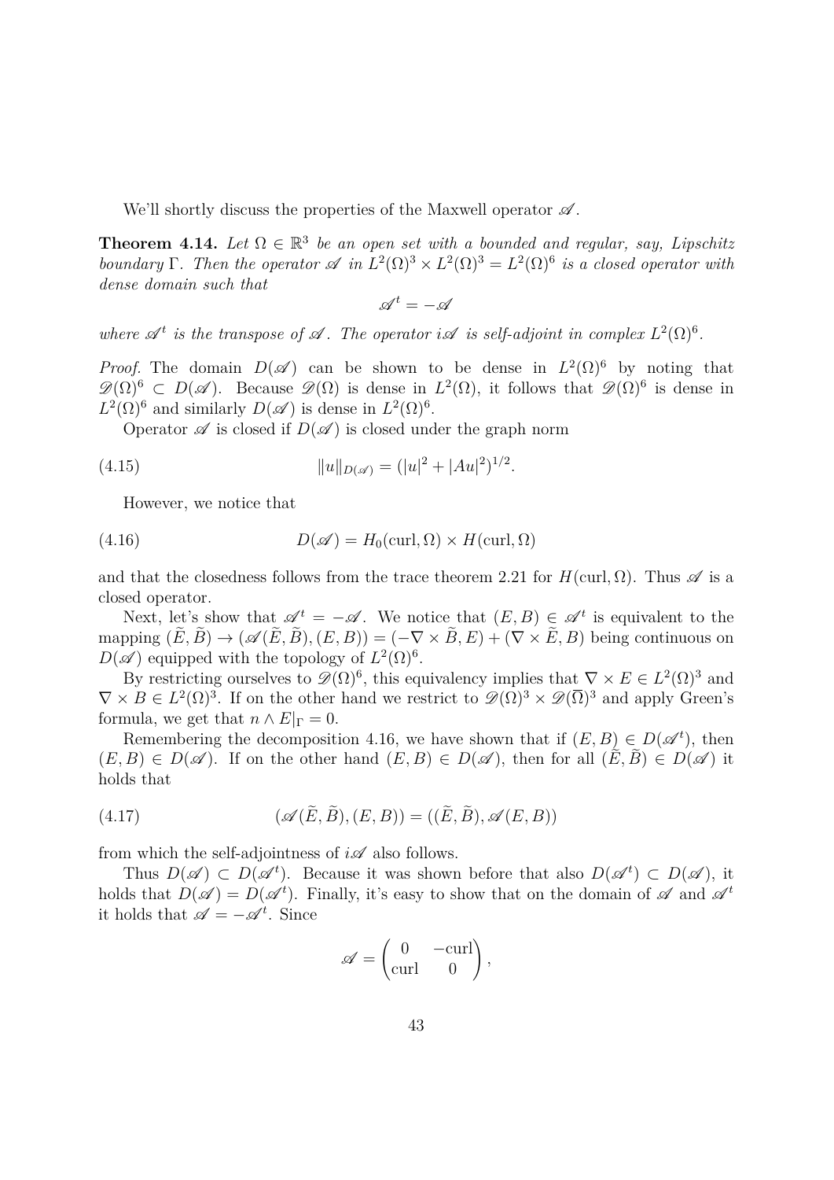We'll shortly discuss the properties of the Maxwell operator $\mathscr{A}$.

**Theorem 4.14.** *Let $\Omega \in \mathbb{R}^3$ be an open set with a bounded and regular, say, Lipschitz boundary $\Gamma$. Then the operator $\mathscr{A}$ in $L^2(\Omega)^3 \times L^2(\Omega)^3 = L^2(\Omega)^6$ is a closed operator with dense domain such that*

$$\mathscr{A}^t = -\mathscr{A}$$

*where $\mathscr{A}^t$ is the transpose of $\mathscr{A}$. The operator $i\mathscr{A}$ is self-adjoint in complex $L^2(\Omega)^6$.*

*Proof.* The domain $D(\mathscr{A})$ can be shown to be dense in $L^2(\Omega)^6$ by noting that $\mathscr{D}(\Omega)^6 \subset D(\mathscr{A})$. Because $\mathscr{D}(\Omega)$ is dense in $L^2(\Omega)$, it follows that $\mathscr{D}(\Omega)^6$ is dense in $L^2(\Omega)^6$ and similarly $D(\mathscr{A})$ is dense in $L^2(\Omega)^6$.

Operator $\mathscr{A}$ is closed if $D(\mathscr{A})$ is closed under the graph norm

$$\|u\|_{D(\mathscr{A})} = (|u|^2 + |Au|^2)^{1/2}. \tag{4.15}$$

However, we notice that

$$D(\mathscr{A}) = H_0(\text{curl}, \Omega) \times H(\text{curl}, \Omega) \tag{4.16}$$

and that the closedness follows from the trace theorem 2.21 for $H(\text{curl}, \Omega)$. Thus $\mathscr{A}$ is a closed operator.

Next, let's show that $\mathscr{A}^t = -\mathscr{A}$. We notice that $(E, B) \in \mathscr{A}^t$ is equivalent to the mapping $(\tilde{E}, \tilde{B}) \to (\mathscr{A}(\tilde{E}, \tilde{B}), (E, B)) = (-\nabla \times \tilde{B}, E) + (\nabla \times \tilde{E}, B)$ being continuous on $D(\mathscr{A})$ equipped with the topology of $L^2(\Omega)^6$.

By restricting ourselves to $\mathscr{D}(\Omega)^6$, this equivalency implies that $\nabla \times E \in L^2(\Omega)^3$ and $\nabla \times B \in L^2(\Omega)^3$. If on the other hand we restrict to $\mathscr{D}(\Omega)^3 \times \mathscr{D}(\overline{\Omega})^3$ and apply Green's formula, we get that $n \wedge E|_\Gamma = 0$.

Remembering the decomposition 4.16, we have shown that if $(E, B) \in D(\mathscr{A}^t)$, then $(E, B) \in D(\mathscr{A})$. If on the other hand $(E, B) \in D(\mathscr{A})$, then for all $(\tilde{E}, \tilde{B}) \in D(\mathscr{A})$ it holds that

$$(\mathscr{A}(\tilde{E}, \tilde{B}), (E, B)) = ((\tilde{E}, \tilde{B}), \mathscr{A}(E, B)) \tag{4.17}$$

from which the self-adjointness of $i\mathscr{A}$ also follows.

Thus $D(\mathscr{A}) \subset D(\mathscr{A}^t)$. Because it was shown before that also $D(\mathscr{A}^t) \subset D(\mathscr{A})$, it holds that $D(\mathscr{A}) = D(\mathscr{A}^t)$. Finally, it's easy to show that on the domain of $\mathscr{A}$ and $\mathscr{A}^t$ it holds that $\mathscr{A} = -\mathscr{A}^t$. Since

$$\mathscr{A} = \begin{pmatrix} 0 & -\text{curl} \\ \text{curl} & 0 \end{pmatrix},$$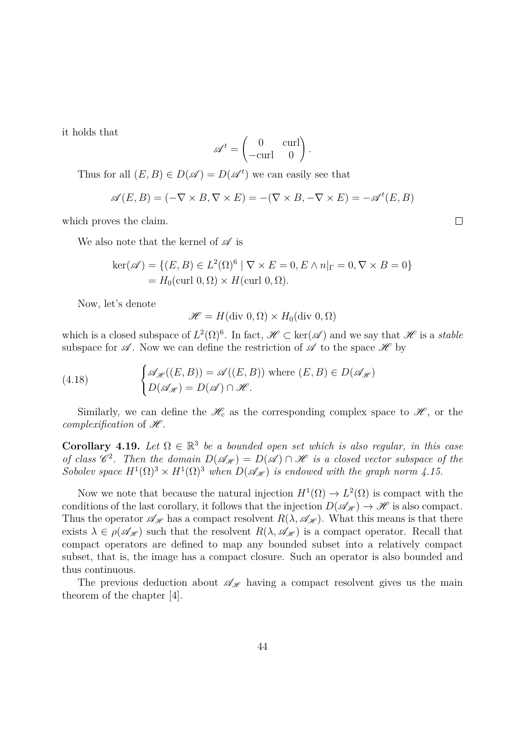it holds that

$$\mathscr{A}^t = \begin{pmatrix} 0 & \text{curl} \\ -\text{curl} & 0 \end{pmatrix}.$$

Thus for all $(E, B) \in D(\mathscr{A}) = D(\mathscr{A}^t)$ we can easily see that

$$\mathscr{A}(E, B) = (-\nabla \times B, \nabla \times E) = -(\nabla \times B, -\nabla \times E) = -\mathscr{A}^t(E, B)$$

which proves the claim. □

We also note that the kernel of $\mathscr{A}$ is

$$\begin{aligned} \ker(\mathscr{A}) &= \{(E, B) \in L^2(\Omega)^6 \mid \nabla \times E = 0, E \wedge n|_\Gamma = 0, \nabla \times B = 0\} \\ &= H_0(\text{curl } 0, \Omega) \times H(\text{curl } 0, \Omega). \end{aligned}$$

Now, let's denote

$$\mathscr{H} = H(\text{div } 0, \Omega) \times H_0(\text{div } 0, \Omega)$$

which is a closed subspace of $L^2(\Omega)^6$. In fact, $\mathscr{H} \subset \ker(\mathscr{A})$ and we say that $\mathscr{H}$ is a *stable* subspace for $\mathscr{A}$. Now we can define the restriction of $\mathscr{A}$ to the space $\mathscr{H}$ by

$$\begin{cases} \mathscr{A}_{\mathscr{H}}((E, B)) = \mathscr{A}((E, B)) \text{ where } (E, B) \in D(\mathscr{A}_{\mathscr{H}}) \\ D(\mathscr{A}_{\mathscr{H}}) = D(\mathscr{A}) \cap \mathscr{H}. \end{cases} \tag{4.18}$$

Similarly, we can define the $\mathscr{H}_c$ as the corresponding complex space to $\mathscr{H}$, or the *complexification* of $\mathscr{H}$.

**Corollary 4.19.** *Let $\Omega \in \mathbb{R}^3$ be a bounded open set which is also regular, in this case of class $\mathscr{C}^2$. Then the domain $D(\mathscr{A}_{\mathscr{H}}) = D(\mathscr{A}) \cap \mathscr{H}$ is a closed vector subspace of the Sobolev space $H^1(\Omega)^3 \times H^1(\Omega)^3$ when $D(\mathscr{A}_{\mathscr{H}})$ is endowed with the graph norm 4.15.*

Now we note that because the natural injection $H^1(\Omega) \to L^2(\Omega)$ is compact with the conditions of the last corollary, it follows that the injection $D(\mathscr{A}_{\mathscr{H}}) \to \mathscr{H}$ is also compact. Thus the operator $\mathscr{A}_{\mathscr{H}}$ has a compact resolvent $R(\lambda, \mathscr{A}_{\mathscr{H}})$. What this means is that there exists $\lambda \in \rho(\mathscr{A}_{\mathscr{H}})$ such that the resolvent $R(\lambda, \mathscr{A}_{\mathscr{H}})$ is a compact operator. Recall that compact operators are defined to map any bounded subset into a relatively compact subset, that is, the image has a compact closure. Such an operator is also bounded and thus continuous.

The previous deduction about $\mathscr{A}_{\mathscr{H}}$ having a compact resolvent gives us the main theorem of the chapter [4].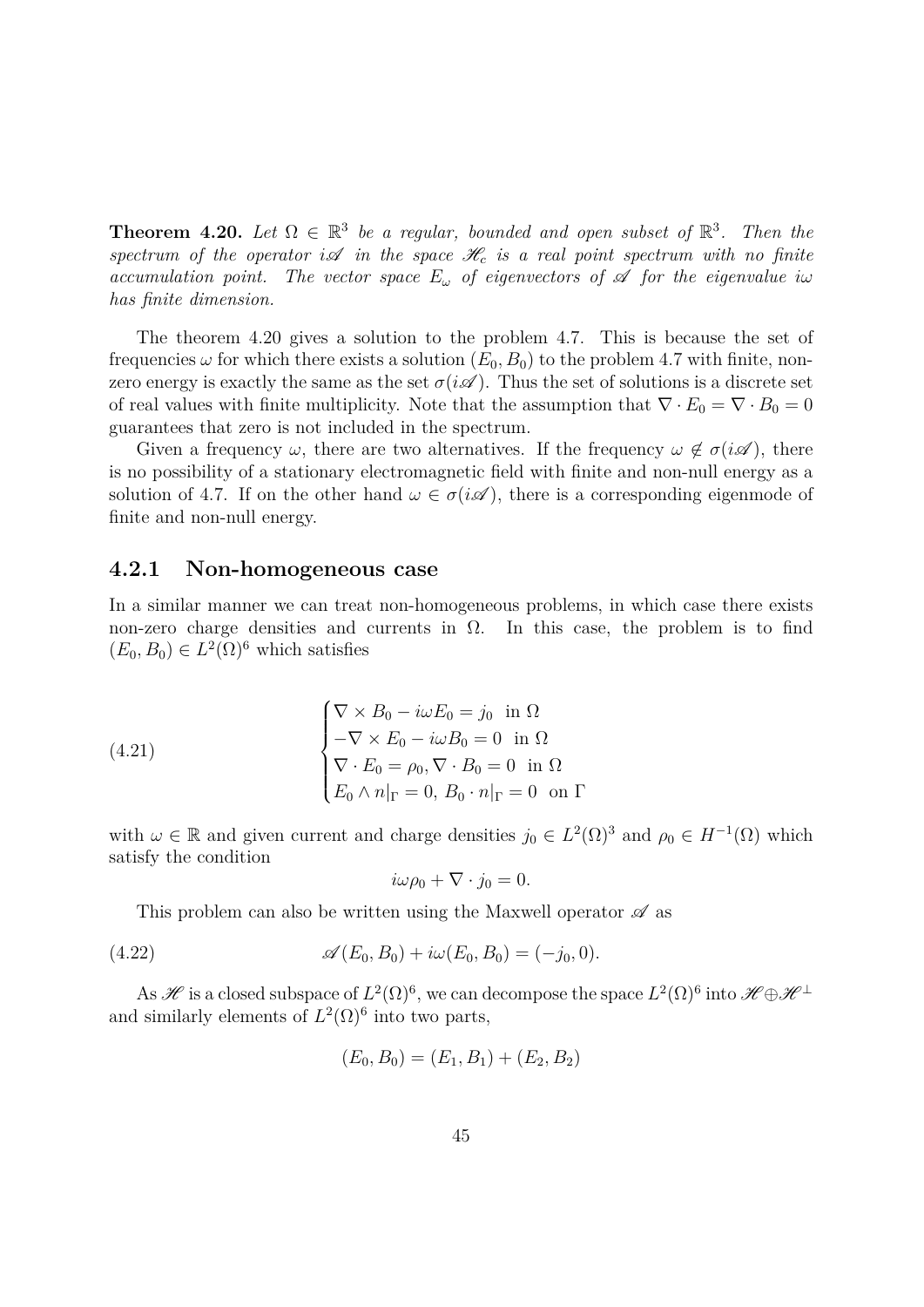**Theorem 4.20.** *Let $\Omega \in \mathbb{R}^3$ be a regular, bounded and open subset of $\mathbb{R}^3$. Then the spectrum of the operator $i\mathscr{A}$ in the space $\mathscr{H}_c$ is a real point spectrum with no finite accumulation point. The vector space $E_\omega$ of eigenvectors of $\mathscr{A}$ for the eigenvalue $i\omega$ has finite dimension.*

The theorem 4.20 gives a solution to the problem 4.7. This is because the set of frequencies $\omega$ for which there exists a solution $(E_0, B_0)$ to the problem 4.7 with finite, non-zero energy is exactly the same as the set $\sigma(i\mathscr{A})$. Thus the set of solutions is a discrete set of real values with finite multiplicity. Note that the assumption that $\nabla \cdot E_0 = \nabla \cdot B_0 = 0$ guarantees that zero is not included in the spectrum.

Given a frequency $\omega$, there are two alternatives. If the frequency $\omega \notin \sigma(i\mathscr{A})$, there is no possibility of a stationary electromagnetic field with finite and non-null energy as a solution of 4.7. If on the other hand $\omega \in \sigma(i\mathscr{A})$, there is a corresponding eigenmode of finite and non-null energy.

### 4.2.1 Non-homogeneous case

In a similar manner we can treat non-homogeneous problems, in which case there exists non-zero charge densities and currents in $\Omega$. In this case, the problem is to find $(E_0, B_0) \in L^2(\Omega)^6$ which satisfies

$$\begin{cases} \nabla \times B_0 - i\omega E_0 = j_0 \ \text{ in } \Omega \\ -\nabla \times E_0 - i\omega B_0 = 0 \ \text{ in } \Omega \\ \nabla \cdot E_0 = \rho_0, \nabla \cdot B_0 = 0 \ \text{ in } \Omega \\ E_0 \wedge n|_\Gamma = 0, \, B_0 \cdot n|_\Gamma = 0 \ \text{ on } \Gamma \end{cases} \tag{4.21}$$

with $\omega \in \mathbb{R}$ and given current and charge densities $j_0 \in L^2(\Omega)^3$ and $\rho_0 \in H^{-1}(\Omega)$ which satisfy the condition

$$i\omega\rho_0 + \nabla \cdot j_0 = 0.$$

This problem can also be written using the Maxwell operator $\mathscr{A}$ as

$$\mathscr{A}(E_0, B_0) + i\omega(E_0, B_0) = (-j_0, 0). \tag{4.22}$$

As $\mathscr{H}$ is a closed subspace of $L^2(\Omega)^6$, we can decompose the space $L^2(\Omega)^6$ into $\mathscr{H} \oplus \mathscr{H}^\perp$ and similarly elements of $L^2(\Omega)^6$ into two parts,

$$(E_0, B_0) = (E_1, B_1) + (E_2, B_2)$$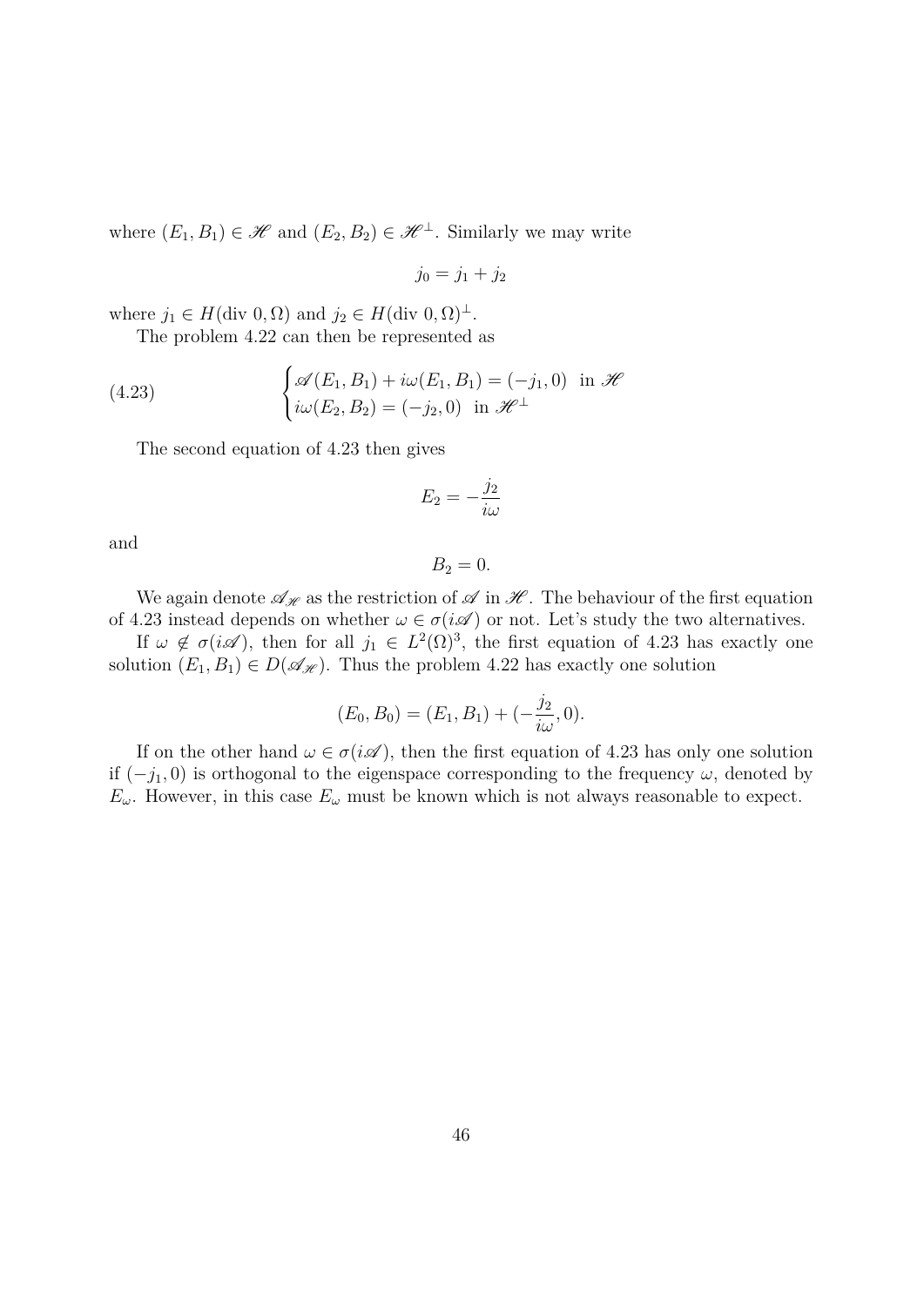where $(E_1, B_1) \in \mathscr{H}$ and $(E_2, B_2) \in \mathscr{H}^\perp$. Similarly we may write

$$j_0 = j_1 + j_2$$

where $j_1 \in H(\text{div } 0, \Omega)$ and $j_2 \in H(\text{div } 0, \Omega)^\perp$.

The problem 4.22 can then be represented as

$$\begin{cases} \mathscr{A}(E_1, B_1) + i\omega(E_1, B_1) = (-j_1, 0) \text{ in } \mathscr{H} \\ i\omega(E_2, B_2) = (-j_2, 0) \text{ in } \mathscr{H}^\perp \end{cases} \tag{4.23}$$

The second equation of 4.23 then gives

$$E_2 = -\frac{j_2}{i\omega}$$

and

$$B_2 = 0.$$

We again denote $\mathscr{A}_{\mathscr{H}}$ as the restriction of $\mathscr{A}$ in $\mathscr{H}$. The behaviour of the first equation of 4.23 instead depends on whether $\omega \in \sigma(i\mathscr{A})$ or not. Let's study the two alternatives.

If $\omega \notin \sigma(i\mathscr{A})$, then for all $j_1 \in L^2(\Omega)^3$, the first equation of 4.23 has exactly one solution $(E_1, B_1) \in D(\mathscr{A}_{\mathscr{H}})$. Thus the problem 4.22 has exactly one solution

$$(E_0, B_0) = (E_1, B_1) + (-\frac{j_2}{i\omega}, 0).$$

If on the other hand $\omega \in \sigma(i\mathscr{A})$, then the first equation of 4.23 has only one solution if $(-j_1, 0)$ is orthogonal to the eigenspace corresponding to the frequency $\omega$, denoted by $E_\omega$. However, in this case $E_\omega$ must be known which is not always reasonable to expect.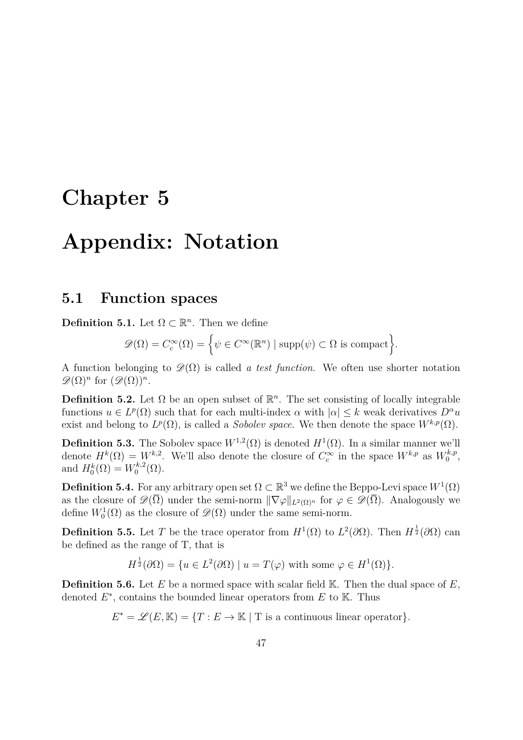# Chapter 5

# Appendix: Notation

## 5.1 Function spaces

**Definition 5.1.** Let $\Omega \subset \mathbb{R}^n$. Then we define

$$\mathscr{D}(\Omega) = C_c^\infty(\Omega) = \Big\{ \psi \in C^\infty(\mathbb{R}^n) \mid \text{supp}(\psi) \subset \Omega \text{ is compact} \Big\}.$$

A function belonging to $\mathscr{D}(\Omega)$ is called *a test function*. We often use shorter notation $\mathscr{D}(\Omega)^n$ for $(\mathscr{D}(\Omega))^n$.

**Definition 5.2.** Let $\Omega$ be an open subset of $\mathbb{R}^n$. The set consisting of locally integrable functions $u \in L^p(\Omega)$ such that for each multi-index $\alpha$ with $|\alpha| \leq k$ weak derivatives $D^\alpha u$ exist and belong to $L^p(\Omega)$, is called a *Sobolev space*. We then denote the space $W^{k,p}(\Omega)$.

**Definition 5.3.** The Sobolev space $W^{1,2}(\Omega)$ is denoted $H^1(\Omega)$. In a similar manner we'll denote $H^k(\Omega) = W^{k,2}$. We'll also denote the closure of $C_c^\infty$ in the space $W^{k,p}$ as $W_0^{k,p}$, and $H_0^k(\Omega) = W_0^{k,2}(\Omega)$.

**Definition 5.4.** For any arbitrary open set $\Omega \subset \mathbb{R}^3$ we define the Beppo-Levi space $W^1(\Omega)$ as the closure of $\mathscr{D}(\overline{\Omega})$ under the semi-norm $\|\nabla\varphi\|_{L^2(\Omega)^n}$ for $\varphi \in \mathscr{D}(\overline{\Omega})$. Analogously we define $W_0^1(\Omega)$ as the closure of $\mathscr{D}(\Omega)$ under the same semi-norm.

**Definition 5.5.** Let $T$ be the trace operator from $H^1(\Omega)$ to $L^2(\partial\Omega)$. Then $H^{\frac{1}{2}}(\partial\Omega)$ can be defined as the range of T, that is

$$H^{\frac{1}{2}}(\partial\Omega) = \{u \in L^2(\partial\Omega) \mid u = T(\varphi) \text{ with some } \varphi \in H^1(\Omega)\}.$$

**Definition 5.6.** Let $E$ be a normed space with scalar field $\mathbb{K}$. Then the dual space of $E$, denoted $E^*$, contains the bounded linear operators from $E$ to $\mathbb{K}$. Thus

$$E^* = \mathscr{L}(E, \mathbb{K}) = \{T : E \to \mathbb{K} \mid \text{T is a continuous linear operator}\}.$$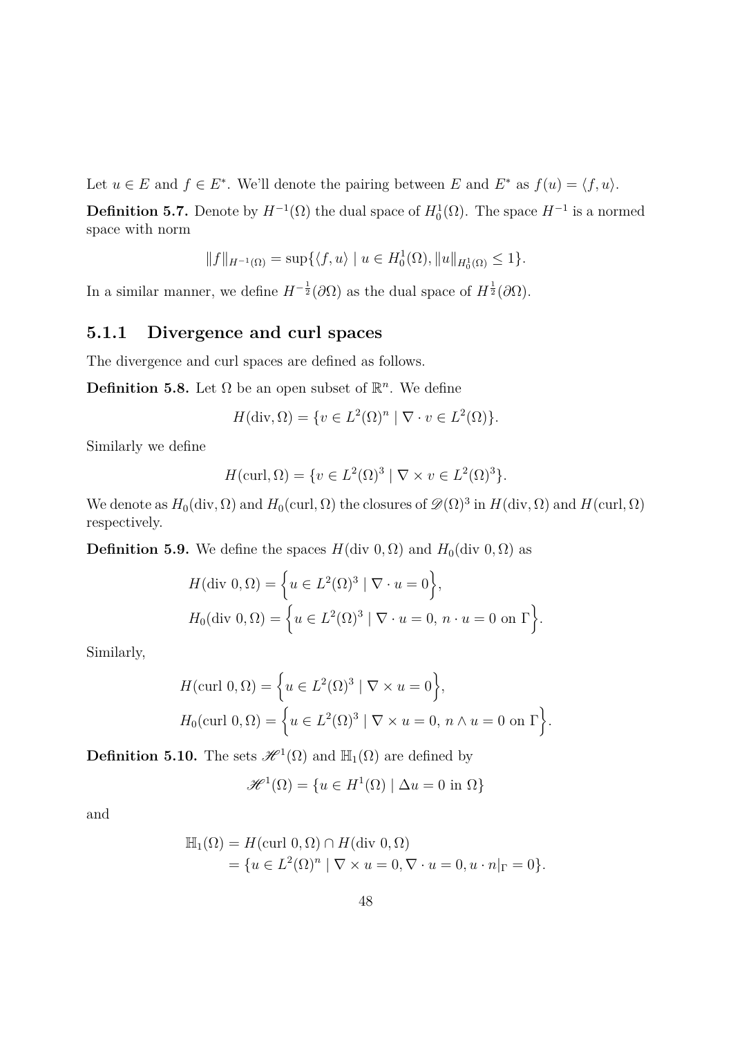Let $u \in E$ and $f \in E^*$. We'll denote the pairing between $E$ and $E^*$ as $f(u) = \langle f, u \rangle$.

**Definition 5.7.** Denote by $H^{-1}(\Omega)$ the dual space of $H_0^1(\Omega)$. The space $H^{-1}$ is a normed space with norm

$$\|f\|_{H^{-1}(\Omega)} = \sup\{\langle f, u \rangle \mid u \in H_0^1(\Omega), \|u\|_{H_0^1(\Omega)} \leq 1\}.$$

In a similar manner, we define $H^{-\frac{1}{2}}(\partial\Omega)$ as the dual space of $H^{\frac{1}{2}}(\partial\Omega)$.

### 5.1.1 Divergence and curl spaces

The divergence and curl spaces are defined as follows.

**Definition 5.8.** Let $\Omega$ be an open subset of $\mathbb{R}^n$. We define

$$H(\text{div}, \Omega) = \{v \in L^2(\Omega)^n \mid \nabla \cdot v \in L^2(\Omega)\}.$$

Similarly we define

$$H(\text{curl}, \Omega) = \{v \in L^2(\Omega)^3 \mid \nabla \times v \in L^2(\Omega)^3\}.$$

We denote as $H_0(\text{div}, \Omega)$ and $H_0(\text{curl}, \Omega)$ the closures of $\mathscr{D}(\Omega)^3$ in $H(\text{div}, \Omega)$ and $H(\text{curl}, \Omega)$ respectively.

**Definition 5.9.** We define the spaces $H(\text{div } 0, \Omega)$ and $H_0(\text{div } 0, \Omega)$ as

$$\begin{aligned}
H(\text{div } 0, \Omega) &= \Big\{u \in L^2(\Omega)^3 \mid \nabla \cdot u = 0\Big\}, \\
H_0(\text{div } 0, \Omega) &= \Big\{u \in L^2(\Omega)^3 \mid \nabla \cdot u = 0,\, n \cdot u = 0 \text{ on } \Gamma\Big\}.
\end{aligned}$$

Similarly,

$$\begin{aligned}
H(\text{curl } 0, \Omega) &= \Big\{u \in L^2(\Omega)^3 \mid \nabla \times u = 0\Big\}, \\
H_0(\text{curl } 0, \Omega) &= \Big\{u \in L^2(\Omega)^3 \mid \nabla \times u = 0,\, n \wedge u = 0 \text{ on } \Gamma\Big\}.
\end{aligned}$$

**Definition 5.10.** The sets $\mathscr{H}^1(\Omega)$ and $\mathbb{H}_1(\Omega)$ are defined by

$$\mathscr{H}^1(\Omega) = \{u \in H^1(\Omega) \mid \Delta u = 0 \text{ in } \Omega\}$$

and

$$\begin{aligned}
\mathbb{H}_1(\Omega) &= H(\text{curl } 0, \Omega) \cap H(\text{div } 0, \Omega) \\
&= \{u \in L^2(\Omega)^n \mid \nabla \times u = 0, \nabla \cdot u = 0, u \cdot n|_\Gamma = 0\}.
\end{aligned}$$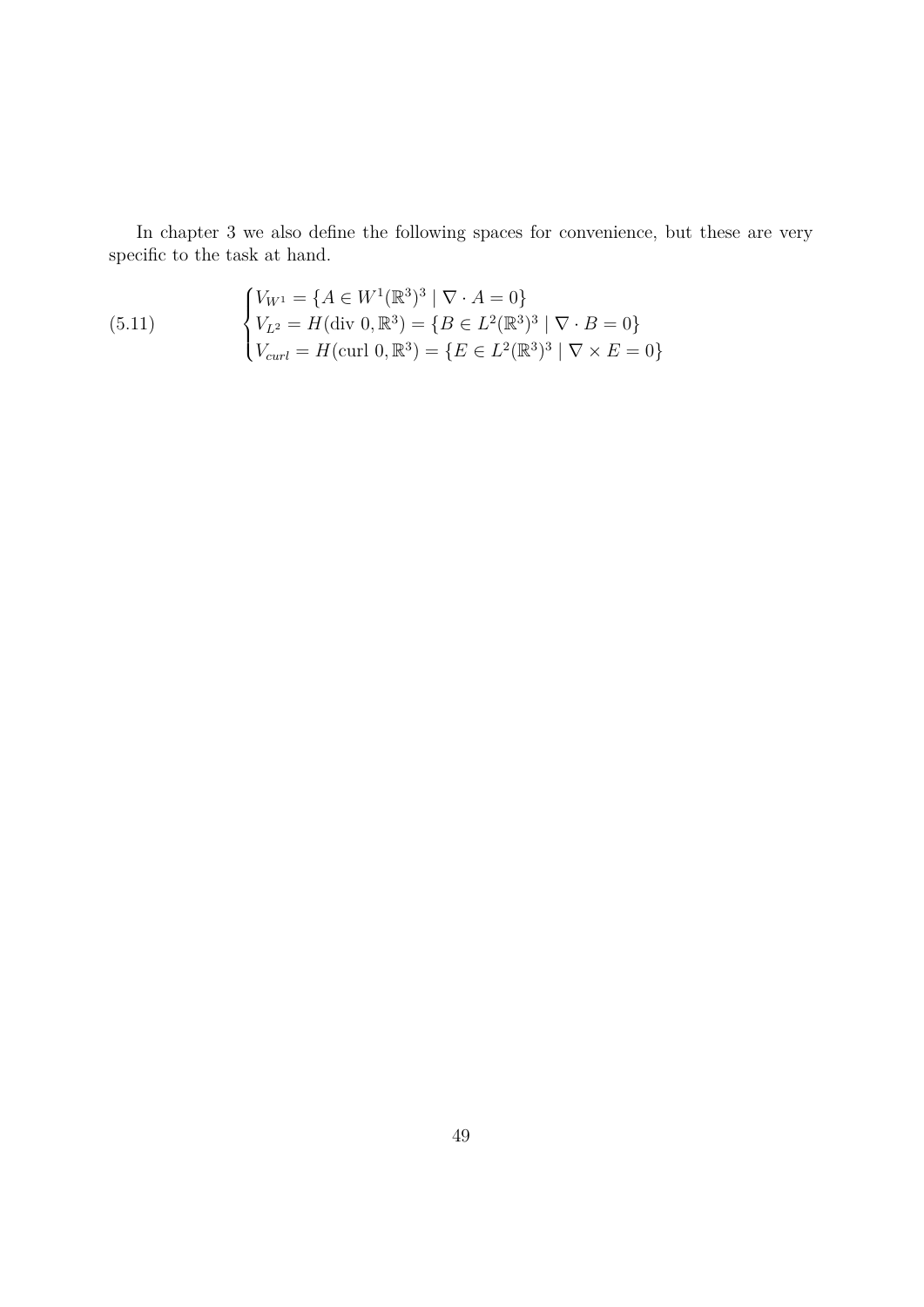In chapter 3 we also define the following spaces for convenience, but these are very specific to the task at hand.

$$
\begin{cases}
V_{W^1} = \{A \in W^1(\mathbb{R}^3)^3 \mid \nabla \cdot A = 0\} \\
V_{L^2} = H(\text{div } 0, \mathbb{R}^3) = \{B \in L^2(\mathbb{R}^3)^3 \mid \nabla \cdot B = 0\} \\
V_{curl} = H(\text{curl } 0, \mathbb{R}^3) = \{E \in L^2(\mathbb{R}^3)^3 \mid \nabla \times E = 0\}
\end{cases}
\tag{5.11}
$$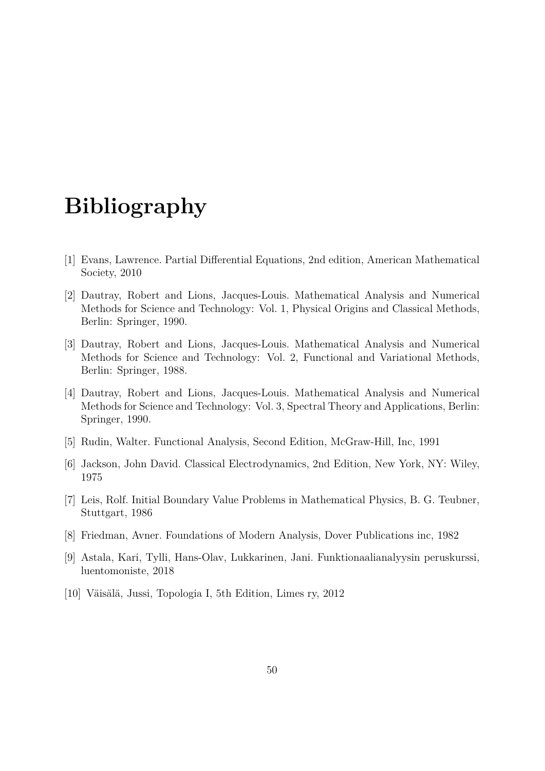# Bibliography

[1] Evans, Lawrence. Partial Differential Equations, 2nd edition, American Mathematical Society, 2010

[2] Dautray, Robert and Lions, Jacques-Louis. Mathematical Analysis and Numerical Methods for Science and Technology: Vol. 1, Physical Origins and Classical Methods, Berlin: Springer, 1990.

[3] Dautray, Robert and Lions, Jacques-Louis. Mathematical Analysis and Numerical Methods for Science and Technology: Vol. 2, Functional and Variational Methods, Berlin: Springer, 1988.

[4] Dautray, Robert and Lions, Jacques-Louis. Mathematical Analysis and Numerical Methods for Science and Technology: Vol. 3, Spectral Theory and Applications, Berlin: Springer, 1990.

[5] Rudin, Walter. Functional Analysis, Second Edition, McGraw-Hill, Inc, 1991

[6] Jackson, John David. Classical Electrodynamics, 2nd Edition, New York, NY: Wiley, 1975

[7] Leis, Rolf. Initial Boundary Value Problems in Mathematical Physics, B. G. Teubner, Stuttgart, 1986

[8] Friedman, Avner. Foundations of Modern Analysis, Dover Publications inc, 1982

[9] Astala, Kari, Tylli, Hans-Olav, Lukkarinen, Jani. Funktionaalianalyysin peruskurssi, luentomoniste, 2018

[10] Väisälä, Jussi, Topologia I, 5th Edition, Limes ry, 2012